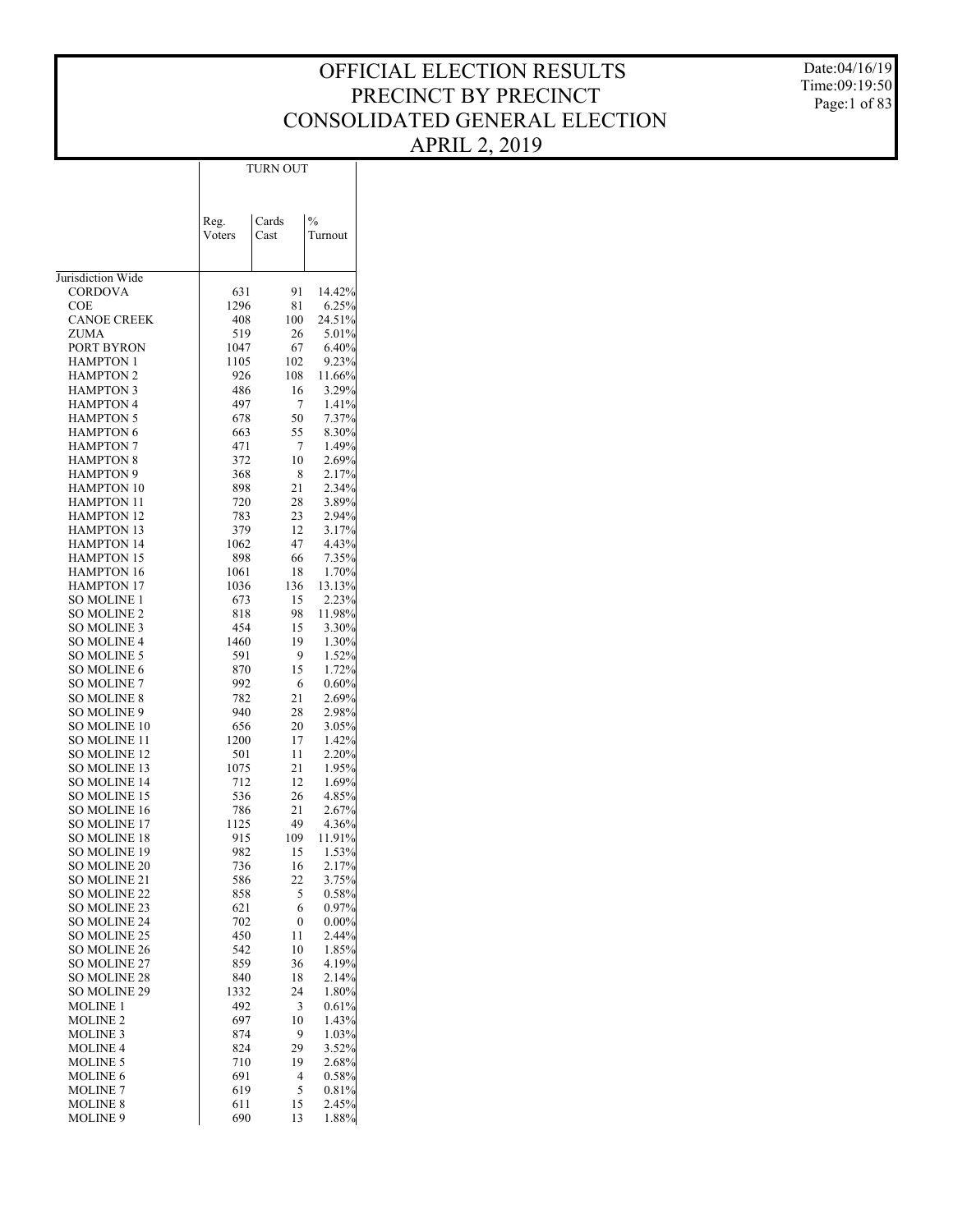# OFFICIAL ELECTION RESULTS
# PRECINCT BY PRECINCT
# CONSOLIDATED GENERAL ELECTION
# APRIL 2, 2019

Date:04/16/19
Time:09:19:50

| | TURN OUT | | |
|---|---|---|---|
| | Reg. Voters | Cards Cast | % Turnout |
| Jurisdiction Wide | | | |
| CORDOVA | 631 | 91 | 14.42% |
| COE | 1296 | 81 | 6.25% |
| CANOE CREEK | 408 | 100 | 24.51% |
| ZUMA | 519 | 26 | 5.01% |
| PORT BYRON | 1047 | 67 | 6.40% |
| HAMPTON 1 | 1105 | 102 | 9.23% |
| HAMPTON 2 | 926 | 108 | 11.66% |
| HAMPTON 3 | 486 | 16 | 3.29% |
| HAMPTON 4 | 497 | 7 | 1.41% |
| HAMPTON 5 | 678 | 50 | 7.37% |
| HAMPTON 6 | 663 | 55 | 8.30% |
| HAMPTON 7 | 471 | 7 | 1.49% |
| HAMPTON 8 | 372 | 10 | 2.69% |
| HAMPTON 9 | 368 | 8 | 2.17% |
| HAMPTON 10 | 898 | 21 | 2.34% |
| HAMPTON 11 | 720 | 28 | 3.89% |
| HAMPTON 12 | 783 | 23 | 2.94% |
| HAMPTON 13 | 379 | 12 | 3.17% |
| HAMPTON 14 | 1062 | 47 | 4.43% |
| HAMPTON 15 | 898 | 66 | 7.35% |
| HAMPTON 16 | 1061 | 18 | 1.70% |
| HAMPTON 17 | 1036 | 136 | 13.13% |
| SO MOLINE 1 | 673 | 15 | 2.23% |
| SO MOLINE 2 | 818 | 98 | 11.98% |
| SO MOLINE 3 | 454 | 15 | 3.30% |
| SO MOLINE 4 | 1460 | 19 | 1.30% |
| SO MOLINE 5 | 591 | 9 | 1.52% |
| SO MOLINE 6 | 870 | 15 | 1.72% |
| SO MOLINE 7 | 992 | 6 | 0.60% |
| SO MOLINE 8 | 782 | 21 | 2.69% |
| SO MOLINE 9 | 940 | 28 | 2.98% |
| SO MOLINE 10 | 656 | 20 | 3.05% |
| SO MOLINE 11 | 1200 | 17 | 1.42% |
| SO MOLINE 12 | 501 | 11 | 2.20% |
| SO MOLINE 13 | 1075 | 21 | 1.95% |
| SO MOLINE 14 | 712 | 12 | 1.69% |
| SO MOLINE 15 | 536 | 26 | 4.85% |
| SO MOLINE 16 | 786 | 21 | 2.67% |
| SO MOLINE 17 | 1125 | 49 | 4.36% |
| SO MOLINE 18 | 915 | 109 | 11.91% |
| SO MOLINE 19 | 982 | 15 | 1.53% |
| SO MOLINE 20 | 736 | 16 | 2.17% |
| SO MOLINE 21 | 586 | 22 | 3.75% |
| SO MOLINE 22 | 858 | 5 | 0.58% |
| SO MOLINE 23 | 621 | 6 | 0.97% |
| SO MOLINE 24 | 702 | 0 | 0.00% |
| SO MOLINE 25 | 450 | 11 | 2.44% |
| SO MOLINE 26 | 542 | 10 | 1.85% |
| SO MOLINE 27 | 859 | 36 | 4.19% |
| SO MOLINE 28 | 840 | 18 | 2.14% |
| SO MOLINE 29 | 1332 | 24 | 1.80% |
| MOLINE 1 | 492 | 3 | 0.61% |
| MOLINE 2 | 697 | 10 | 1.43% |
| MOLINE 3 | 874 | 9 | 1.03% |
| MOLINE 4 | 824 | 29 | 3.52% |
| MOLINE 5 | 710 | 19 | 2.68% |
| MOLINE 6 | 691 | 4 | 0.58% |
| MOLINE 7 | 619 | 5 | 0.81% |
| MOLINE 8 | 611 | 15 | 2.45% |
| MOLINE 9 | 690 | 13 | 1.88% |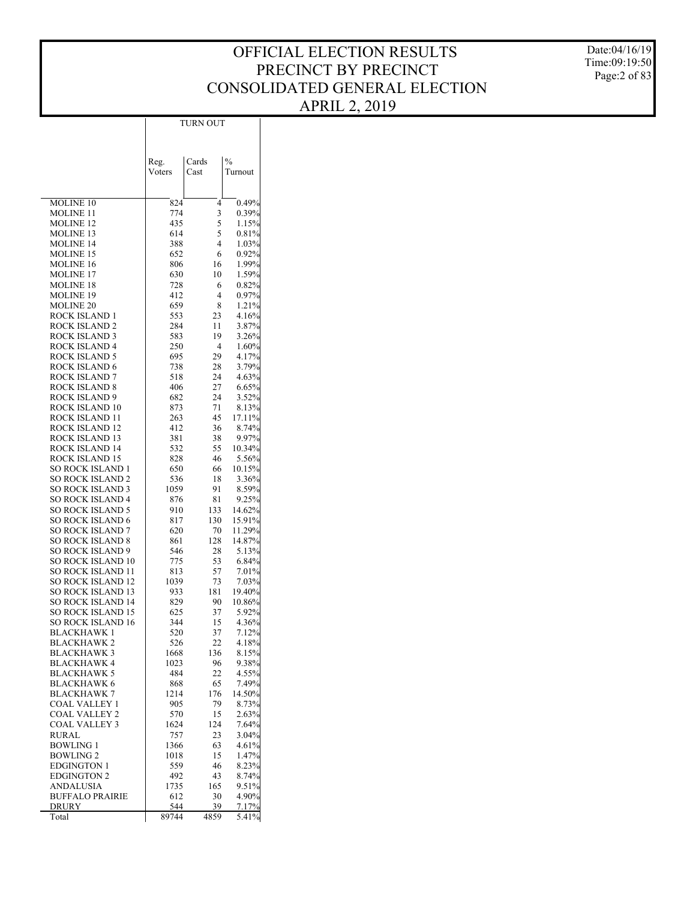# OFFICIAL ELECTION RESULTS
# PRECINCT BY PRECINCT
# CONSOLIDATED GENERAL ELECTION
# APRIL 2, 2019

Date:04/16/19
Time:09:19:50

| | TURN OUT | | |
|---|---|---|---|
| | Reg. Voters | Cards Cast | % Turnout |
| MOLINE 10 | 824 | 4 | 0.49% |
| MOLINE 11 | 774 | 3 | 0.39% |
| MOLINE 12 | 435 | 5 | 1.15% |
| MOLINE 13 | 614 | 5 | 0.81% |
| MOLINE 14 | 388 | 4 | 1.03% |
| MOLINE 15 | 652 | 6 | 0.92% |
| MOLINE 16 | 806 | 16 | 1.99% |
| MOLINE 17 | 630 | 10 | 1.59% |
| MOLINE 18 | 728 | 6 | 0.82% |
| MOLINE 19 | 412 | 4 | 0.97% |
| MOLINE 20 | 659 | 8 | 1.21% |
| ROCK ISLAND 1 | 553 | 23 | 4.16% |
| ROCK ISLAND 2 | 284 | 11 | 3.87% |
| ROCK ISLAND 3 | 583 | 19 | 3.26% |
| ROCK ISLAND 4 | 250 | 4 | 1.60% |
| ROCK ISLAND 5 | 695 | 29 | 4.17% |
| ROCK ISLAND 6 | 738 | 28 | 3.79% |
| ROCK ISLAND 7 | 518 | 24 | 4.63% |
| ROCK ISLAND 8 | 406 | 27 | 6.65% |
| ROCK ISLAND 9 | 682 | 24 | 3.52% |
| ROCK ISLAND 10 | 873 | 71 | 8.13% |
| ROCK ISLAND 11 | 263 | 45 | 17.11% |
| ROCK ISLAND 12 | 412 | 36 | 8.74% |
| ROCK ISLAND 13 | 381 | 38 | 9.97% |
| ROCK ISLAND 14 | 532 | 55 | 10.34% |
| ROCK ISLAND 15 | 828 | 46 | 5.56% |
| SO ROCK ISLAND 1 | 650 | 66 | 10.15% |
| SO ROCK ISLAND 2 | 536 | 18 | 3.36% |
| SO ROCK ISLAND 3 | 1059 | 91 | 8.59% |
| SO ROCK ISLAND 4 | 876 | 81 | 9.25% |
| SO ROCK ISLAND 5 | 910 | 133 | 14.62% |
| SO ROCK ISLAND 6 | 817 | 130 | 15.91% |
| SO ROCK ISLAND 7 | 620 | 70 | 11.29% |
| SO ROCK ISLAND 8 | 861 | 128 | 14.87% |
| SO ROCK ISLAND 9 | 546 | 28 | 5.13% |
| SO ROCK ISLAND 10 | 775 | 53 | 6.84% |
| SO ROCK ISLAND 11 | 813 | 57 | 7.01% |
| SO ROCK ISLAND 12 | 1039 | 73 | 7.03% |
| SO ROCK ISLAND 13 | 933 | 181 | 19.40% |
| SO ROCK ISLAND 14 | 829 | 90 | 10.86% |
| SO ROCK ISLAND 15 | 625 | 37 | 5.92% |
| SO ROCK ISLAND 16 | 344 | 15 | 4.36% |
| BLACKHAWK 1 | 520 | 37 | 7.12% |
| BLACKHAWK 2 | 526 | 22 | 4.18% |
| BLACKHAWK 3 | 1668 | 136 | 8.15% |
| BLACKHAWK 4 | 1023 | 96 | 9.38% |
| BLACKHAWK 5 | 484 | 22 | 4.55% |
| BLACKHAWK 6 | 868 | 65 | 7.49% |
| BLACKHAWK 7 | 1214 | 176 | 14.50% |
| COAL VALLEY 1 | 905 | 79 | 8.73% |
| COAL VALLEY 2 | 570 | 15 | 2.63% |
| COAL VALLEY 3 | 1624 | 124 | 7.64% |
| RURAL | 757 | 23 | 3.04% |
| BOWLING 1 | 1366 | 63 | 4.61% |
| BOWLING 2 | 1018 | 15 | 1.47% |
| EDGINGTON 1 | 559 | 46 | 8.23% |
| EDGINGTON 2 | 492 | 43 | 8.74% |
| ANDALUSIA | 1735 | 165 | 9.51% |
| BUFFALO PRAIRIE | 612 | 30 | 4.90% |
| DRURY | 544 | 39 | 7.17% |
| Total | 89744 | 4859 | 5.41% |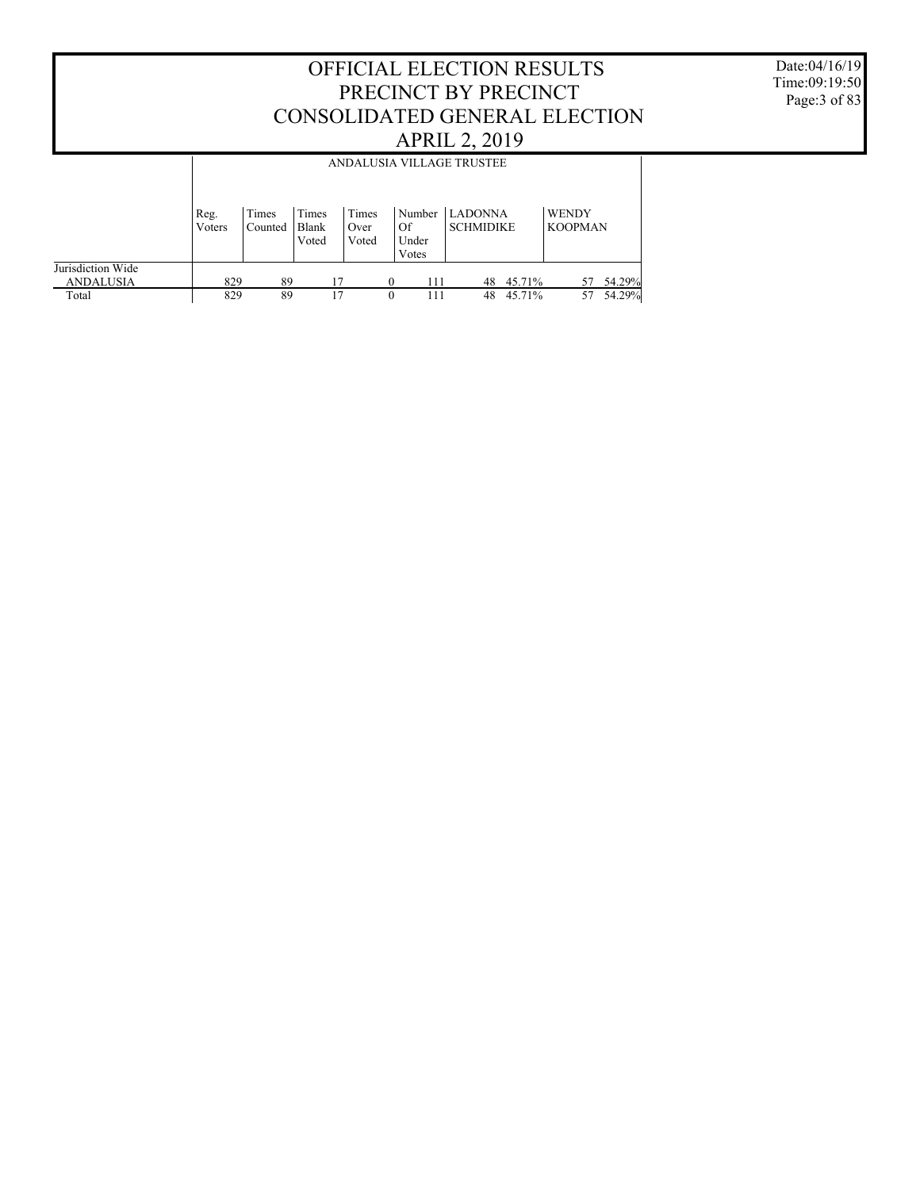# OFFICIAL ELECTION RESULTS
# PRECINCT BY PRECINCT
# CONSOLIDATED GENERAL ELECTION
# APRIL 2, 2019

Date:04/16/19
Time:09:19:50

## ANDALUSIA VILLAGE TRUSTEE

| | Reg. Voters | Times Counted | Times Blank Voted | Times Over Voted | Number Of Under Votes | LADONNA SCHMIDIKE | | WENDY KOOPMAN | |
|---|---|---|---|---|---|---|---|---|---|
| Jurisdiction Wide | | | | | | | | | |
| ANDALUSIA | 829 | 89 | 17 | 0 | 111 | 48 | 45.71% | 57 | 54.29% |
| Total | 829 | 89 | 17 | 0 | 111 | 48 | 45.71% | 57 | 54.29% |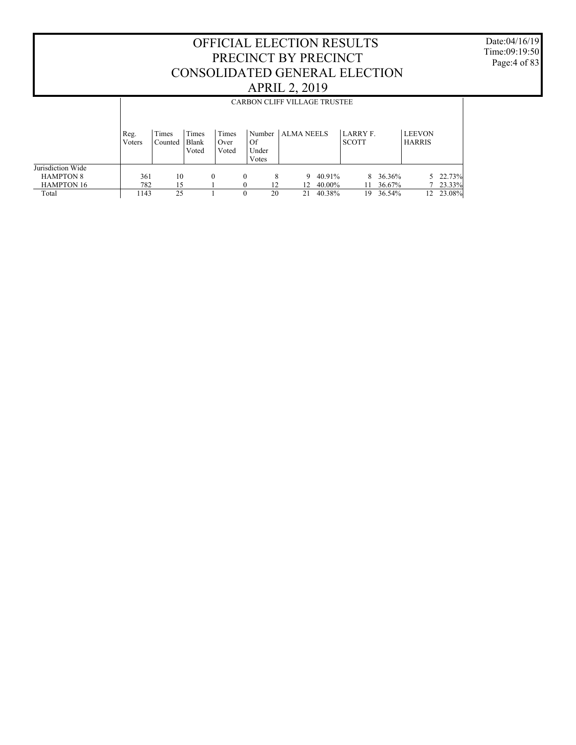# OFFICIAL ELECTION RESULTS
# PRECINCT BY PRECINCT
# CONSOLIDATED GENERAL ELECTION
# APRIL 2, 2019

Date:04/16/19
Time:09:19:50

## CARBON CLIFF VILLAGE TRUSTEE

| | Reg. Voters | Times Counted | Times Blank Voted | Times Over Voted | Number Of Under Votes | ALMA NEELS | | LARRY F. SCOTT | | LEEVON HARRIS | |
|---|---|---|---|---|---|---|---|---|---|---|---|
| Jurisdiction Wide | | | | | | | | | | | |
| HAMPTON 8 | 361 | 10 | 0 | 0 | 8 | 9 | 40.91% | 8 | 36.36% | 5 | 22.73% |
| HAMPTON 16 | 782 | 15 | 1 | 0 | 12 | 12 | 40.00% | 11 | 36.67% | 7 | 23.33% |
| Total | 1143 | 25 | 1 | 0 | 20 | 21 | 40.38% | 19 | 36.54% | 12 | 23.08% |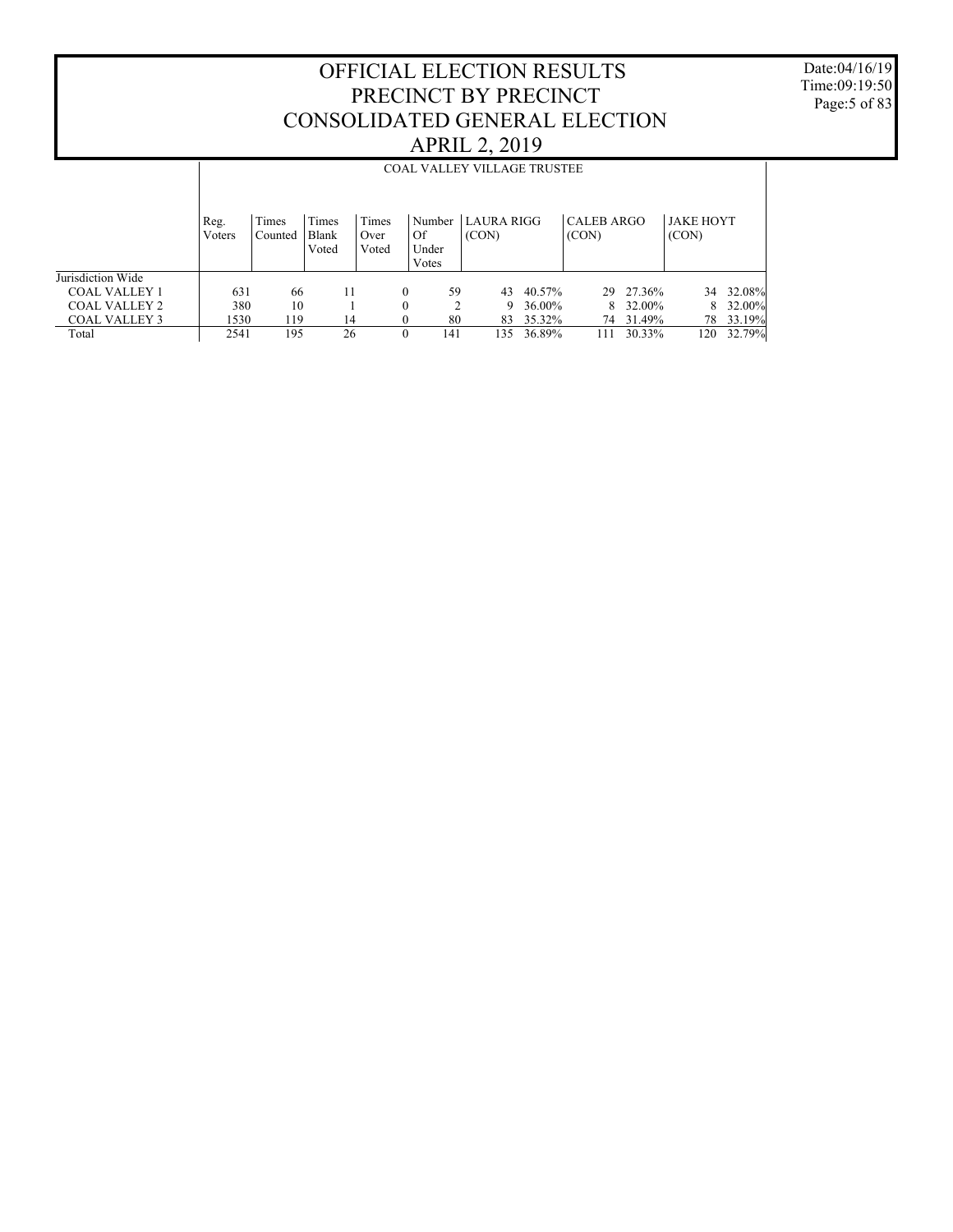# OFFICIAL ELECTION RESULTS
# PRECINCT BY PRECINCT
# CONSOLIDATED GENERAL ELECTION
# APRIL 2, 2019

Date:04/16/19
Time:09:19:50

## COAL VALLEY VILLAGE TRUSTEE

| | Reg. Voters | Times Counted | Times Blank Voted | Times Over Voted | Number Of Under Votes | LAURA RIGG (CON) | | CALEB ARGO (CON) | | JAKE HOYT (CON) | |
|---|---|---|---|---|---|---|---|---|---|---|---|
| Jurisdiction Wide | | | | | | | | | | | |
| COAL VALLEY 1 | 631 | 66 | 11 | 0 | 59 | 43 | 40.57% | 29 | 27.36% | 34 | 32.08% |
| COAL VALLEY 2 | 380 | 10 | 1 | 0 | 2 | 9 | 36.00% | 8 | 32.00% | 8 | 32.00% |
| COAL VALLEY 3 | 1530 | 119 | 14 | 0 | 80 | 83 | 35.32% | 74 | 31.49% | 78 | 33.19% |
| Total | 2541 | 195 | 26 | 0 | 141 | 135 | 36.89% | 111 | 30.33% | 120 | 32.79% |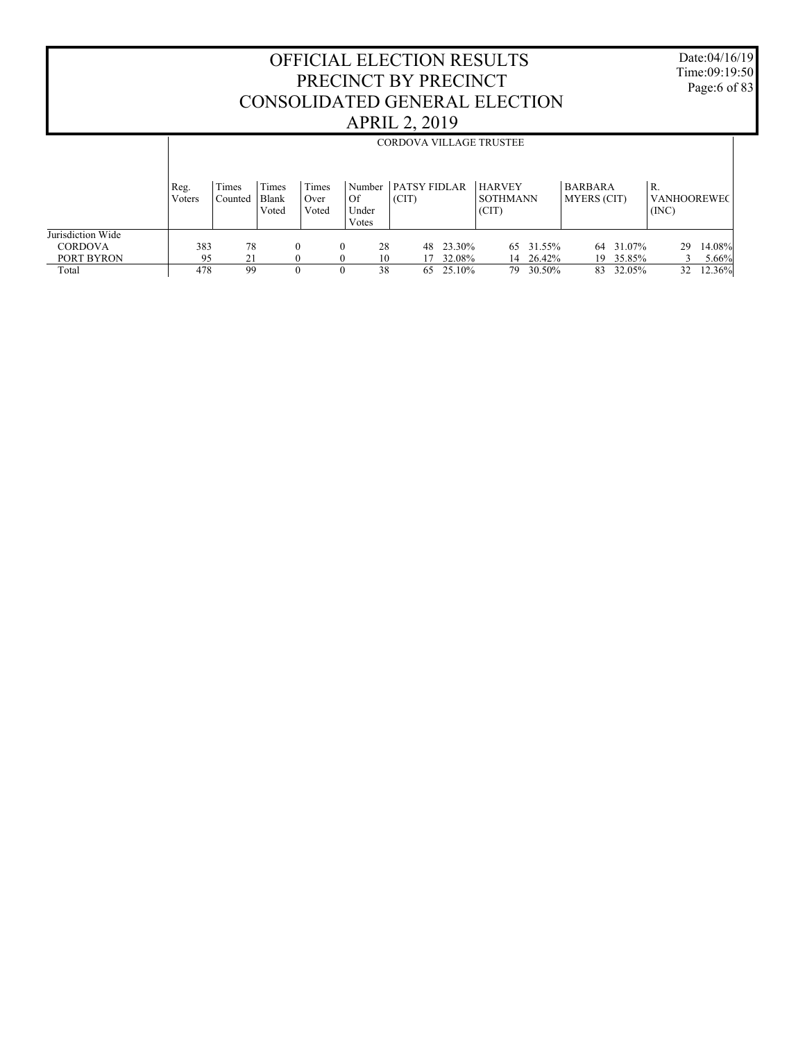# OFFICIAL ELECTION RESULTS
# PRECINCT BY PRECINCT
# CONSOLIDATED GENERAL ELECTION
# APRIL 2, 2019

Date:04/16/19
Time:09:19:50

## CORDOVA VILLAGE TRUSTEE

| | Reg. Voters | Times Counted | Times Blank Voted | Times Over Voted | Number Of Under Votes | PATSY FIDLAR (CIT) | | HARVEY SOTHMANN (CIT) | | BARBARA MYERS (CIT) | | R. VANHOOREWEC (INC) | |
|---|---|---|---|---|---|---|---|---|---|---|---|---|---|
| Jurisdiction Wide | | | | | | | | | | | | | |
| CORDOVA | 383 | 78 | 0 | 0 | 28 | 48 | 23.30% | 65 | 31.55% | 64 | 31.07% | 29 | 14.08% |
| PORT BYRON | 95 | 21 | 0 | 0 | 10 | 17 | 32.08% | 14 | 26.42% | 19 | 35.85% | 3 | 5.66% |
| Total | 478 | 99 | 0 | 0 | 38 | 65 | 25.10% | 79 | 30.50% | 83 | 32.05% | 32 | 12.36% |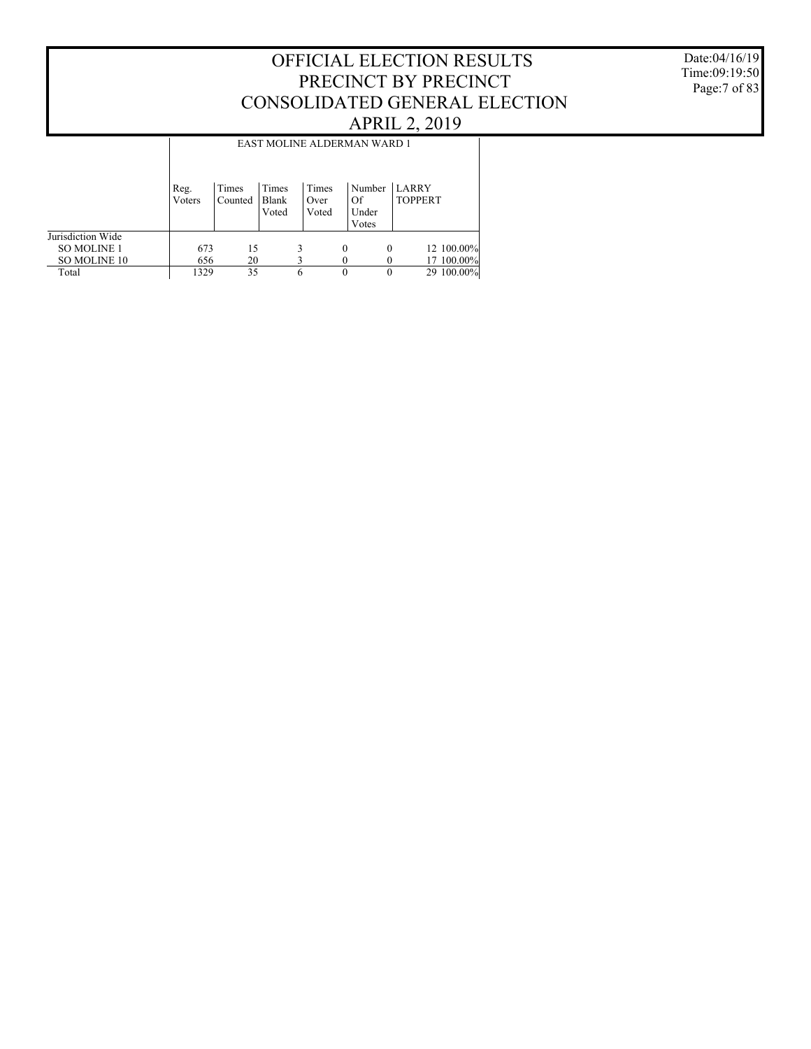# OFFICIAL ELECTION RESULTS
# PRECINCT BY PRECINCT
# CONSOLIDATED GENERAL ELECTION
# APRIL 2, 2019

Date:04/16/19
Time:09:19:50

| | EAST MOLINE ALDERMAN WARD 1 | | | | | | |
|---|---|---|---|---|---|---|---|
| | Reg. Voters | Times Counted | Times Blank Voted | Times Over Voted | Number Of Under Votes | LARRY TOPPERT | |
| Jurisdiction Wide | | | | | | | |
| SO MOLINE 1 | 673 | 15 | 3 | 0 | 0 | 12 | 100.00% |
| SO MOLINE 10 | 656 | 20 | 3 | 0 | 0 | 17 | 100.00% |
| Total | 1329 | 35 | 6 | 0 | 0 | 29 | 100.00% |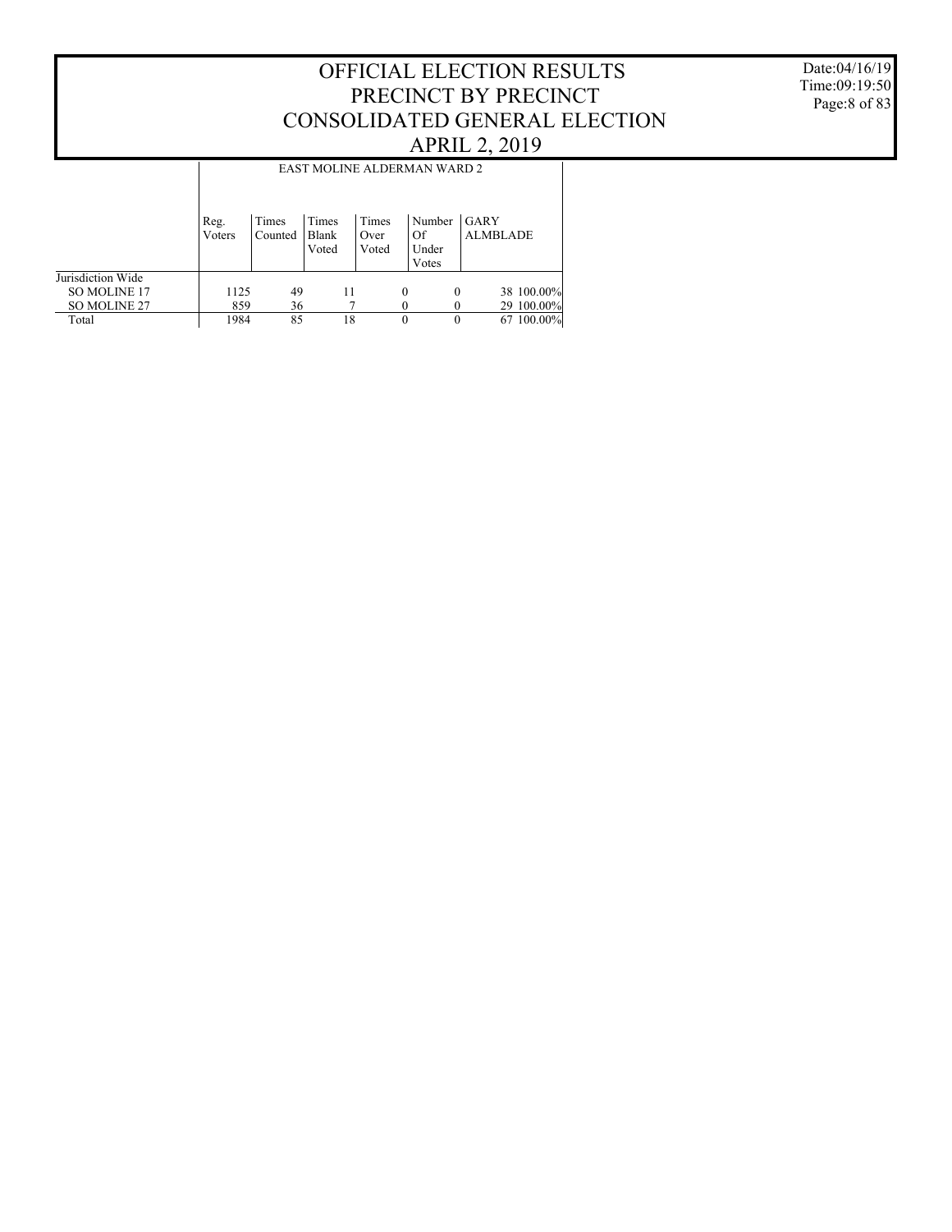# OFFICIAL ELECTION RESULTS
# PRECINCT BY PRECINCT
# CONSOLIDATED GENERAL ELECTION
# APRIL 2, 2019

Date:04/16/19
Time:09:19:50

## EAST MOLINE ALDERMAN WARD 2

| | Reg. Voters | Times Counted | Times Blank Voted | Times Over Voted | Number Of Under Votes | GARY ALMBLADE | |
|---|---|---|---|---|---|---|---|
| Jurisdiction Wide | | | | | | | |
| SO MOLINE 17 | 1125 | 49 | 11 | 0 | 0 | 38 | 100.00% |
| SO MOLINE 27 | 859 | 36 | 7 | 0 | 0 | 29 | 100.00% |
| Total | 1984 | 85 | 18 | 0 | 0 | 67 | 100.00% |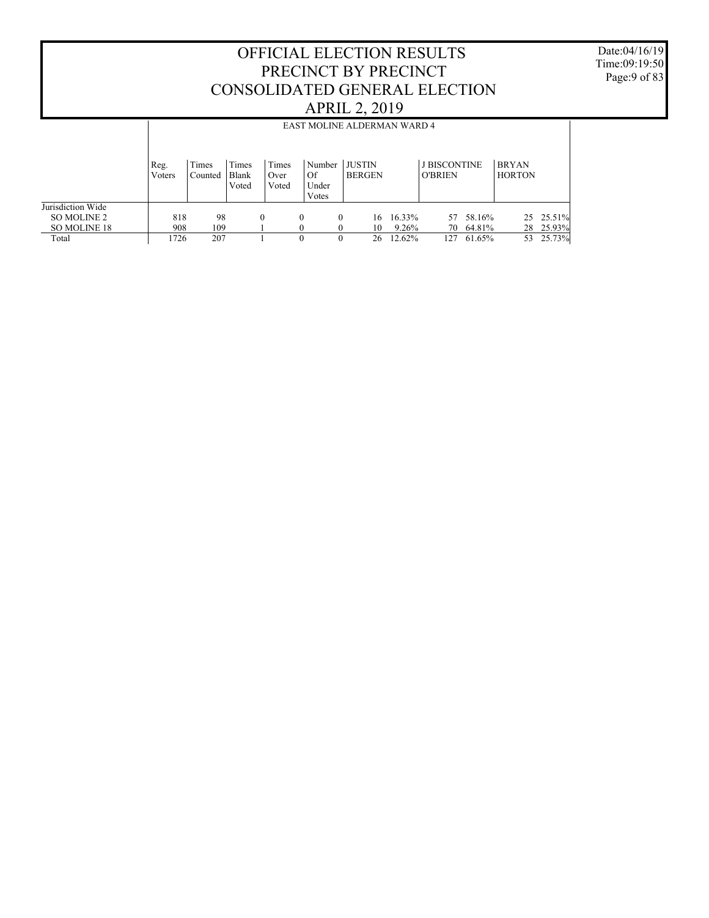# OFFICIAL ELECTION RESULTS
# PRECINCT BY PRECINCT
# CONSOLIDATED GENERAL ELECTION
# APRIL 2, 2019

Date:04/16/19
Time:09:19:50
Page:9 of 83

| | EAST MOLINE ALDERMAN WARD 4 | | | | | | | | | | |
|---|---|---|---|---|---|---|---|---|---|---|---|
| | Reg. Voters | Times Counted | Times Blank Voted | Times Over Voted | Number Of Under Votes | JUSTIN BERGEN | | J BISCONTINE O'BRIEN | | BRYAN HORTON | |
| Jurisdiction Wide | | | | | | | | | | | |
| SO MOLINE 2 | 818 | 98 | 0 | 0 | 0 | 16 | 16.33% | 57 | 58.16% | 25 | 25.51% |
| SO MOLINE 18 | 908 | 109 | 1 | 0 | 0 | 10 | 9.26% | 70 | 64.81% | 28 | 25.93% |
| Total | 1726 | 207 | 1 | 0 | 0 | 26 | 12.62% | 127 | 61.65% | 53 | 25.73% |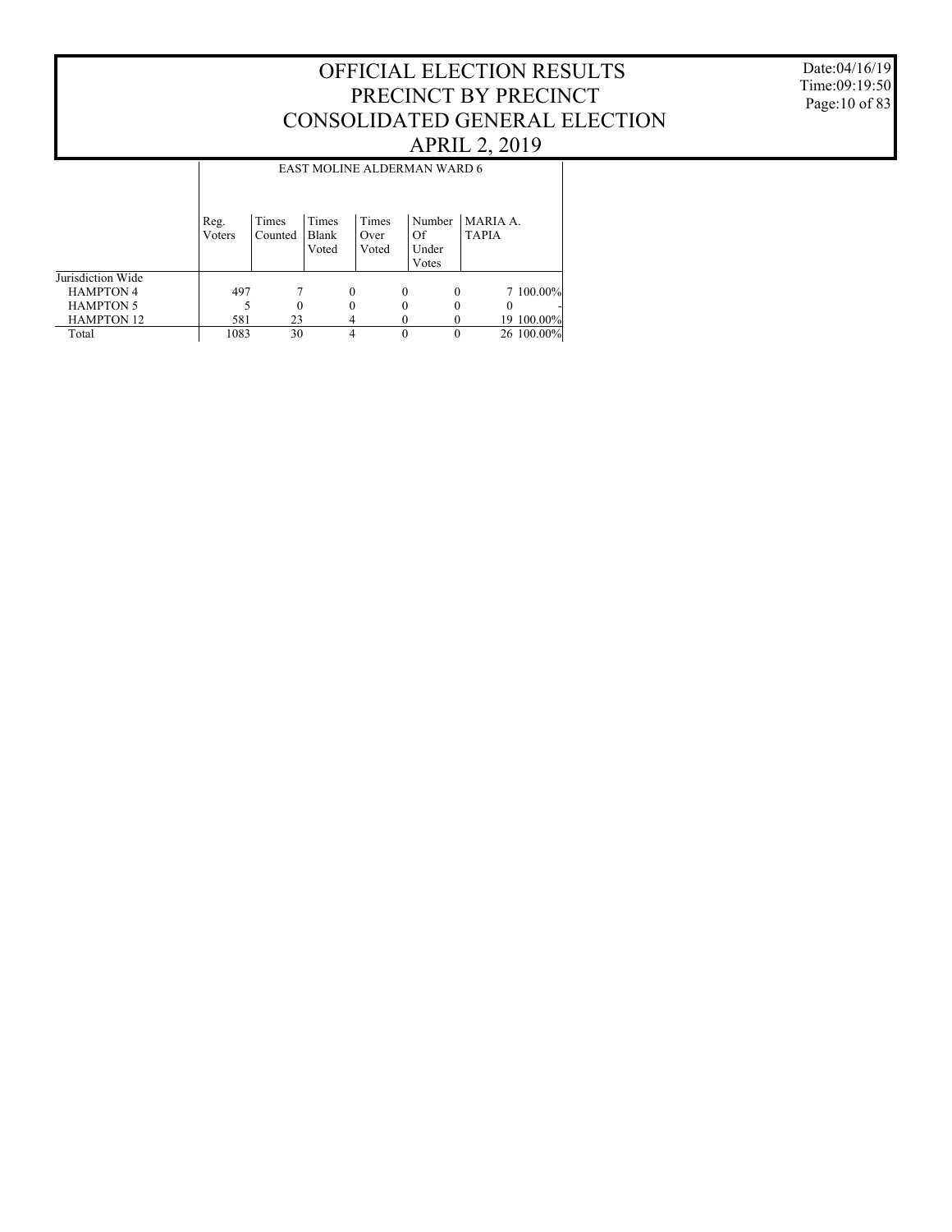# OFFICIAL ELECTION RESULTS
# PRECINCT BY PRECINCT
# CONSOLIDATED GENERAL ELECTION
# APRIL 2, 2019

Date:04/16/19
Time:09:19:50

## EAST MOLINE ALDERMAN WARD 6

| | Reg. Voters | Times Counted | Times Blank Voted | Times Over Voted | Number Of Under Votes | MARIA A. TAPIA | |
|---|---|---|---|---|---|---|---|
| Jurisdiction Wide | | | | | | | |
| HAMPTON 4 | 497 | 7 | 0 | 0 | 0 | 7 | 100.00% |
| HAMPTON 5 | 5 | 0 | 0 | 0 | 0 | 0 | - |
| HAMPTON 12 | 581 | 23 | 4 | 0 | 0 | 19 | 100.00% |
| Total | 1083 | 30 | 4 | 0 | 0 | 26 | 100.00% |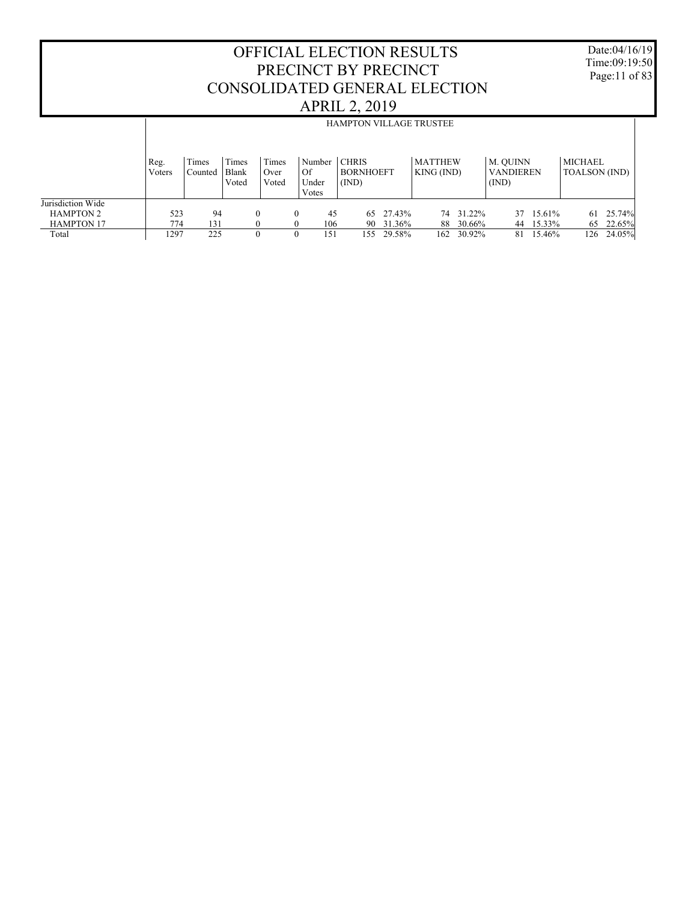# OFFICIAL ELECTION RESULTS
# PRECINCT BY PRECINCT
# CONSOLIDATED GENERAL ELECTION
# APRIL 2, 2019

Date:04/16/19
Time:09:19:50

## HAMPTON VILLAGE TRUSTEE

| | Reg. Voters | Times Counted | Times Blank Voted | Times Over Voted | Number Of Under Votes | CHRIS BORNHOEFT (IND) | | MATTHEW KING (IND) | | M. QUINN VANDIEREN (IND) | | MICHAEL TOALSON (IND) | |
|---|---|---|---|---|---|---|---|---|---|---|---|---|---|
| Jurisdiction Wide | | | | | | | | | | | | | |
| HAMPTON 2 | 523 | 94 | 0 | 0 | 45 | 65 | 27.43% | 74 | 31.22% | 37 | 15.61% | 61 | 25.74% |
| HAMPTON 17 | 774 | 131 | 0 | 0 | 106 | 90 | 31.36% | 88 | 30.66% | 44 | 15.33% | 65 | 22.65% |
| Total | 1297 | 225 | 0 | 0 | 151 | 155 | 29.58% | 162 | 30.92% | 81 | 15.46% | 126 | 24.05% |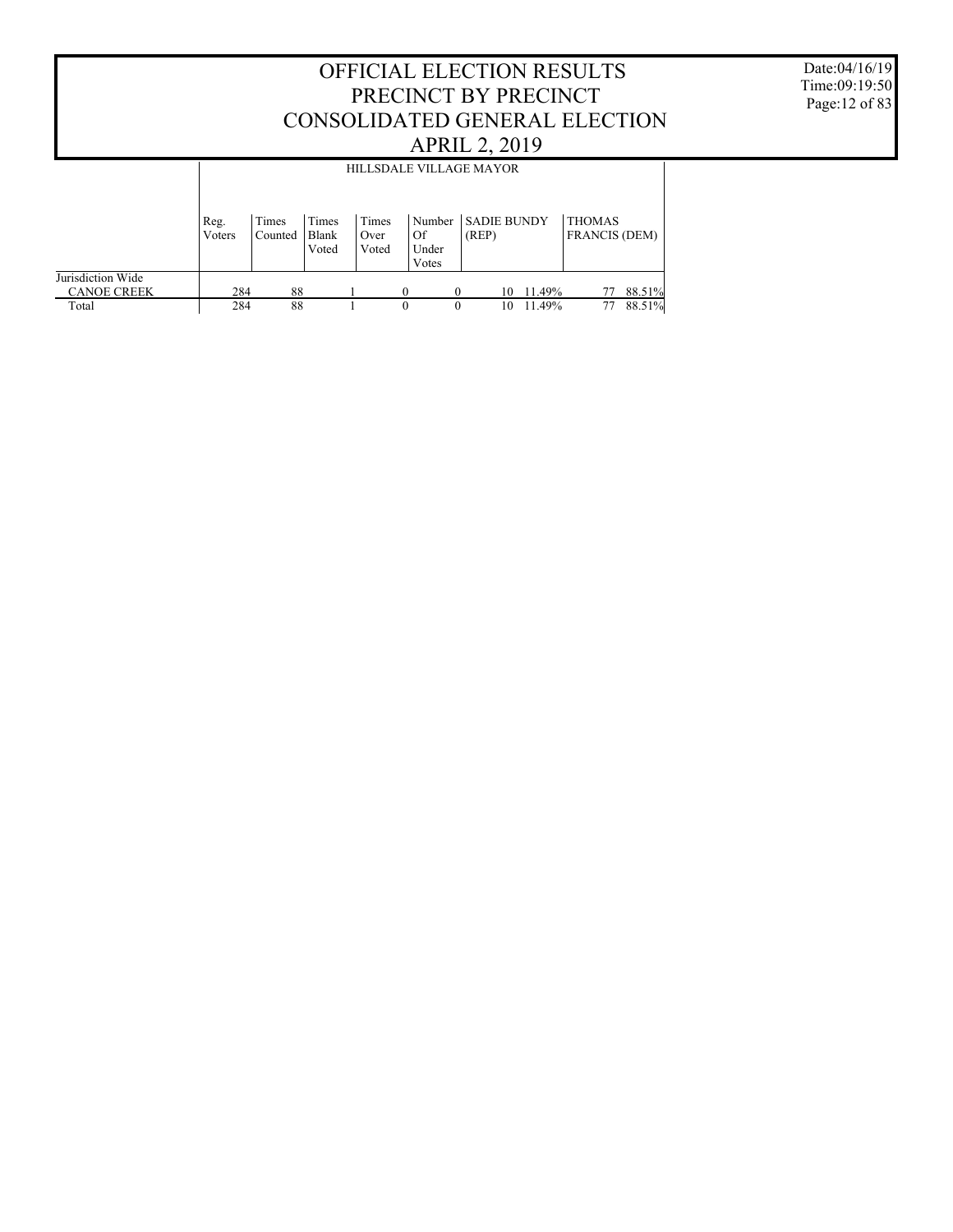# OFFICIAL ELECTION RESULTS
# PRECINCT BY PRECINCT
# CONSOLIDATED GENERAL ELECTION
# APRIL 2, 2019

Date:04/16/19
Time:09:19:50

## HILLSDALE VILLAGE MAYOR

| | Reg. Voters | Times Counted | Times Blank Voted | Times Over Voted | Number Of Under Votes | SADIE BUNDY (REP) | | THOMAS FRANCIS (DEM) | |
|---|---|---|---|---|---|---|---|---|---|
| Jurisdiction Wide | | | | | | | | | |
| CANOE CREEK | 284 | 88 | 1 | 0 | 0 | 10 | 11.49% | 77 | 88.51% |
| Total | 284 | 88 | 1 | 0 | 0 | 10 | 11.49% | 77 | 88.51% |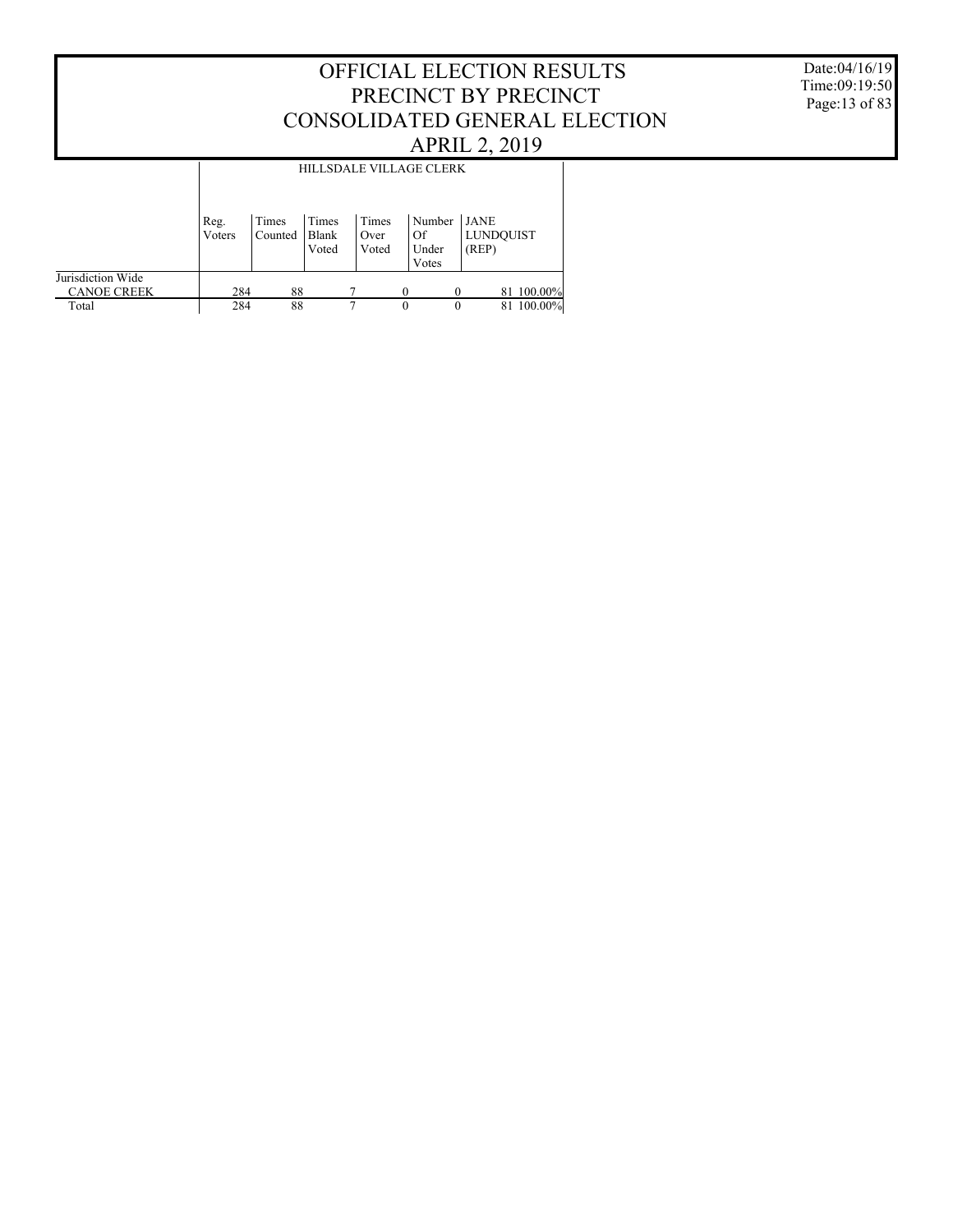# OFFICIAL ELECTION RESULTS
## PRECINCT BY PRECINCT
## CONSOLIDATED GENERAL ELECTION
## APRIL 2, 2019

Date:04/16/19
Time:09:19:50

| | HILLSDALE VILLAGE CLERK | | | | | | |
|---|---|---|---|---|---|---|---|
| | Reg. Voters | Times Counted | Times Blank Voted | Times Over Voted | Number Of Under Votes | JANE LUNDQUIST (REP) | |
| Jurisdiction Wide | | | | | | | |
| CANOE CREEK | 284 | 88 | 7 | 0 | 0 | 81 | 100.00% |
| Total | 284 | 88 | 7 | 0 | 0 | 81 | 100.00% |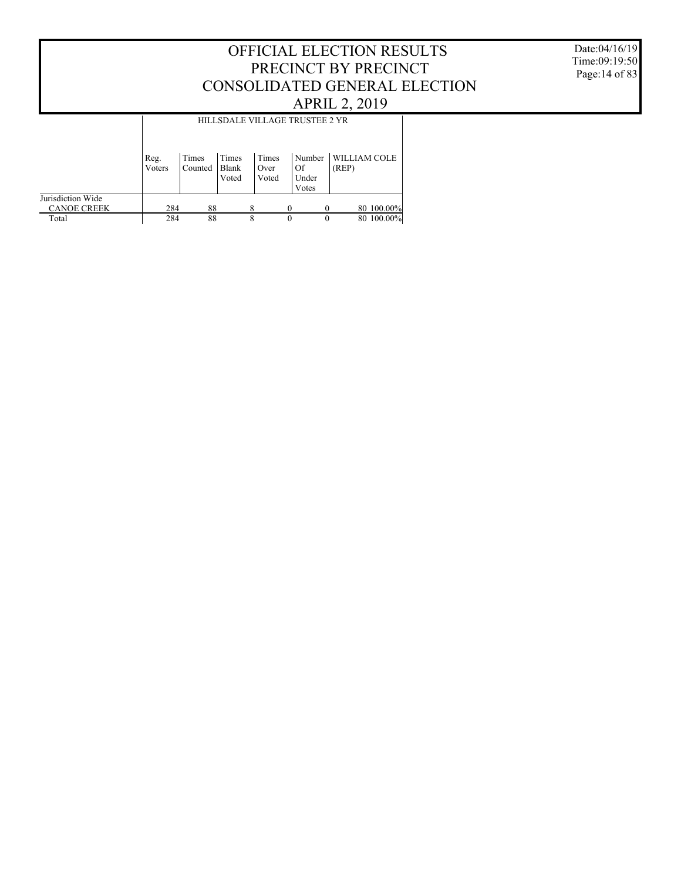# OFFICIAL ELECTION RESULTS
# PRECINCT BY PRECINCT
# CONSOLIDATED GENERAL ELECTION
# APRIL 2, 2019

Date:04/16/19
Time:09:19:50
Page:14 of 83

| | HILLSDALE VILLAGE TRUSTEE 2 YR | | | | | | |
|---|---|---|---|---|---|---|---|
| | Reg. Voters | Times Counted | Times Blank Voted | Times Over Voted | Number Of Under Votes | WILLIAM COLE (REP) | |
| Jurisdiction Wide | | | | | | | |
| CANOE CREEK | 284 | 88 | 8 | 0 | 0 | 80 | 100.00% |
| Total | 284 | 88 | 8 | 0 | 0 | 80 | 100.00% |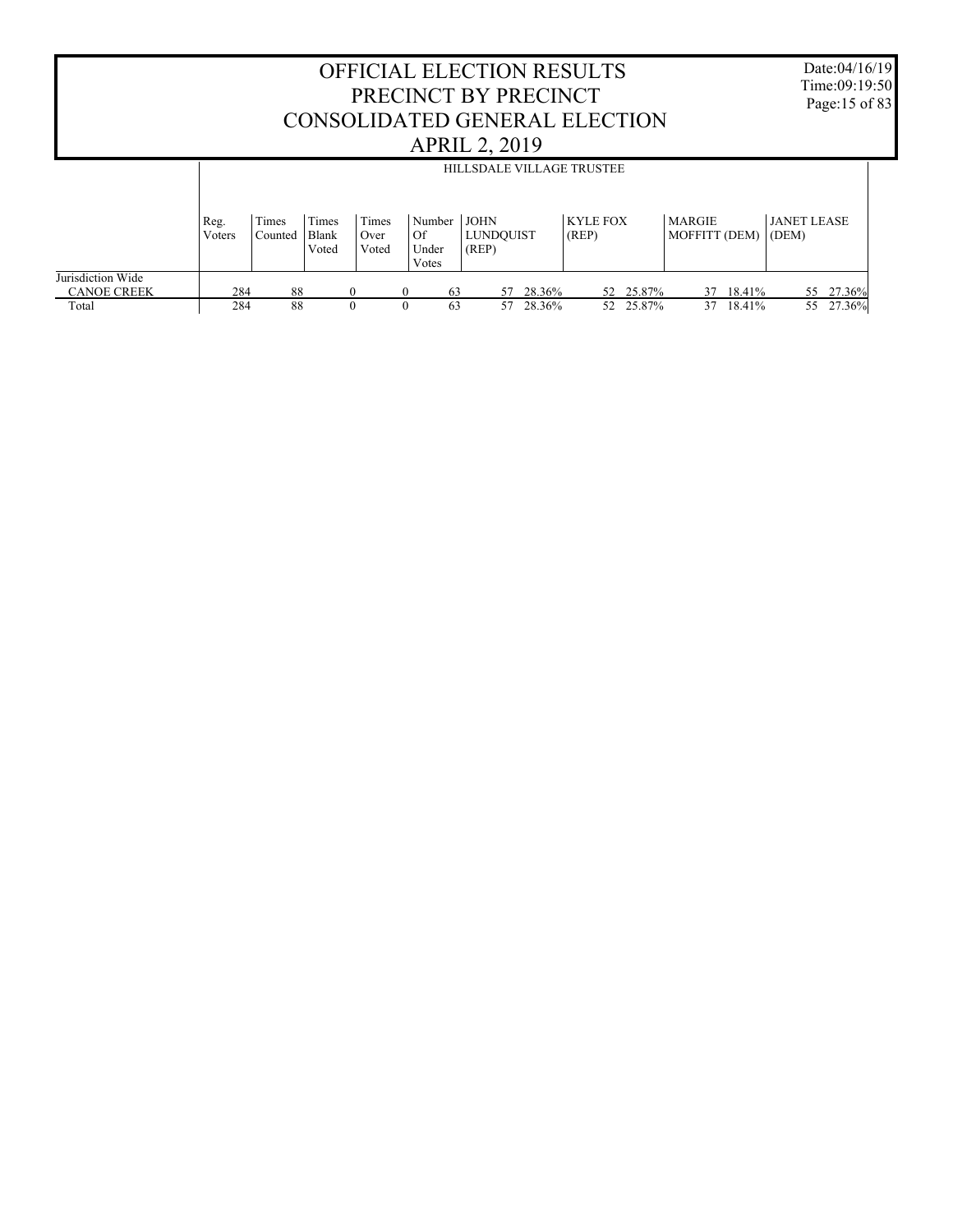# OFFICIAL ELECTION RESULTS
# PRECINCT BY PRECINCT
# CONSOLIDATED GENERAL ELECTION
# APRIL 2, 2019

Date:04/16/19
Time:09:19:50

## HILLSDALE VILLAGE TRUSTEE

| | Reg. Voters | Times Counted | Times Blank Voted | Times Over Voted | Number Of Under Votes | JOHN LUNDQUIST (REP) | | KYLE FOX (REP) | | MARGIE MOFFITT (DEM) | | JANET LEASE (DEM) | |
|---|---|---|---|---|---|---|---|---|---|---|---|---|---|
| Jurisdiction Wide | | | | | | | | | | | | | |
| CANOE CREEK | 284 | 88 | 0 | 0 | 63 | 57 | 28.36% | 52 | 25.87% | 37 | 18.41% | 55 | 27.36% |
| Total | 284 | 88 | 0 | 0 | 63 | 57 | 28.36% | 52 | 25.87% | 37 | 18.41% | 55 | 27.36% |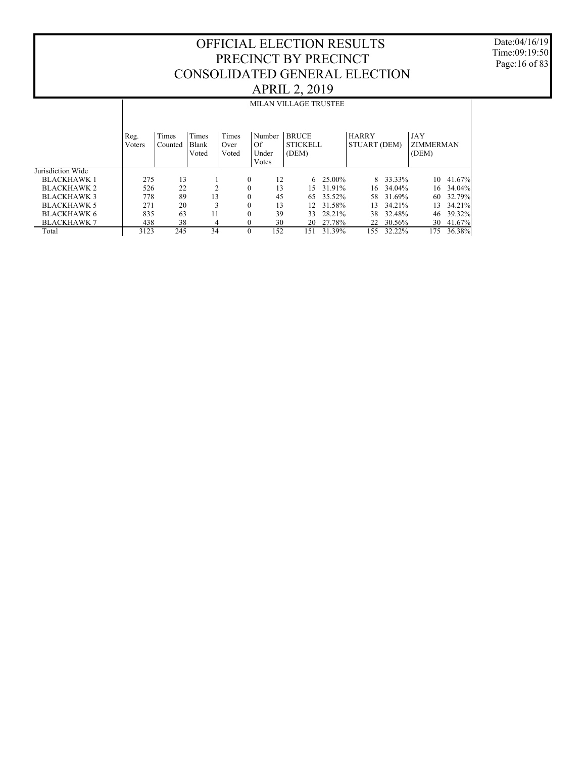# OFFICIAL ELECTION RESULTS
# PRECINCT BY PRECINCT
# CONSOLIDATED GENERAL ELECTION
# APRIL 2, 2019

Date:04/16/19
Time:09:19:50

## MILAN VILLAGE TRUSTEE

| | Reg. Voters | Times Counted | Times Blank Voted | Times Over Voted | Number Of Under Votes | BRUCE STICKELL (DEM) | | HARRY STUART (DEM) | | JAY ZIMMERMAN (DEM) | |
|---|---|---|---|---|---|---|---|---|---|---|---|
| Jurisdiction Wide | | | | | | | | | | | |
| BLACKHAWK 1 | 275 | 13 | 1 | 0 | 12 | 6 | 25.00% | 8 | 33.33% | 10 | 41.67% |
| BLACKHAWK 2 | 526 | 22 | 2 | 0 | 13 | 15 | 31.91% | 16 | 34.04% | 16 | 34.04% |
| BLACKHAWK 3 | 778 | 89 | 13 | 0 | 45 | 65 | 35.52% | 58 | 31.69% | 60 | 32.79% |
| BLACKHAWK 5 | 271 | 20 | 3 | 0 | 13 | 12 | 31.58% | 13 | 34.21% | 13 | 34.21% |
| BLACKHAWK 6 | 835 | 63 | 11 | 0 | 39 | 33 | 28.21% | 38 | 32.48% | 46 | 39.32% |
| BLACKHAWK 7 | 438 | 38 | 4 | 0 | 30 | 20 | 27.78% | 22 | 30.56% | 30 | 41.67% |
| Total | 3123 | 245 | 34 | 0 | 152 | 151 | 31.39% | 155 | 32.22% | 175 | 36.38% |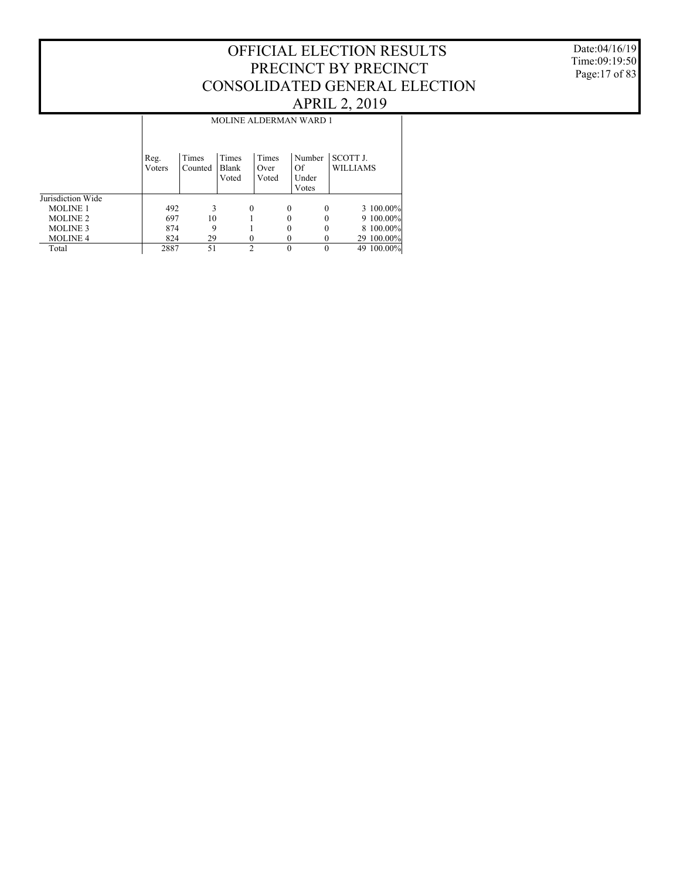# OFFICIAL ELECTION RESULTS
# PRECINCT BY PRECINCT
# CONSOLIDATED GENERAL ELECTION
# APRIL 2, 2019

Date:04/16/19
Time:09:19:50

| | MOLINE ALDERMAN WARD 1 | | | | | | |
|---|---|---|---|---|---|---|---|
| | Reg. Voters | Times Counted | Times Blank Voted | Times Over Voted | Number Of Under Votes | SCOTT J. WILLIAMS | |
| Jurisdiction Wide | | | | | | | |
| MOLINE 1 | 492 | 3 | 0 | 0 | 0 | 3 | 100.00% |
| MOLINE 2 | 697 | 10 | 1 | 0 | 0 | 9 | 100.00% |
| MOLINE 3 | 874 | 9 | 1 | 0 | 0 | 8 | 100.00% |
| MOLINE 4 | 824 | 29 | 0 | 0 | 0 | 29 | 100.00% |
| Total | 2887 | 51 | 2 | 0 | 0 | 49 | 100.00% |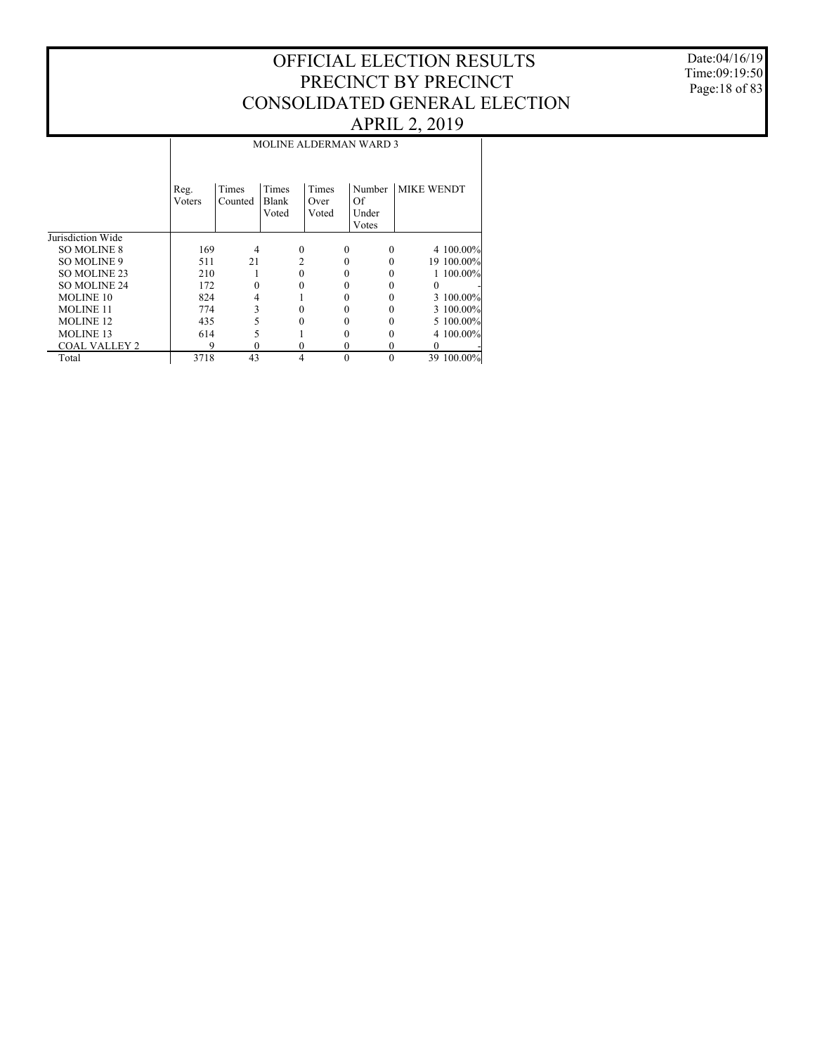# OFFICIAL ELECTION RESULTS
# PRECINCT BY PRECINCT
# CONSOLIDATED GENERAL ELECTION
# APRIL 2, 2019

Date:04/16/19
Time:09:19:50

## MOLINE ALDERMAN WARD 3

| | Reg. Voters | Times Counted | Times Blank Voted | Times Over Voted | Number Of Under Votes | MIKE WENDT | |
|---|---|---|---|---|---|---|---|
| Jurisdiction Wide | | | | | | | |
| SO MOLINE 8 | 169 | 4 | 0 | 0 | 0 | 4 | 100.00% |
| SO MOLINE 9 | 511 | 21 | 2 | 0 | 0 | 19 | 100.00% |
| SO MOLINE 23 | 210 | 1 | 0 | 0 | 0 | 1 | 100.00% |
| SO MOLINE 24 | 172 | 0 | 0 | 0 | 0 | 0 | - |
| MOLINE 10 | 824 | 4 | 1 | 0 | 0 | 3 | 100.00% |
| MOLINE 11 | 774 | 3 | 0 | 0 | 0 | 3 | 100.00% |
| MOLINE 12 | 435 | 5 | 0 | 0 | 0 | 5 | 100.00% |
| MOLINE 13 | 614 | 5 | 1 | 0 | 0 | 4 | 100.00% |
| COAL VALLEY 2 | 9 | 0 | 0 | 0 | 0 | 0 | - |
| Total | 3718 | 43 | 4 | 0 | 0 | 39 | 100.00% |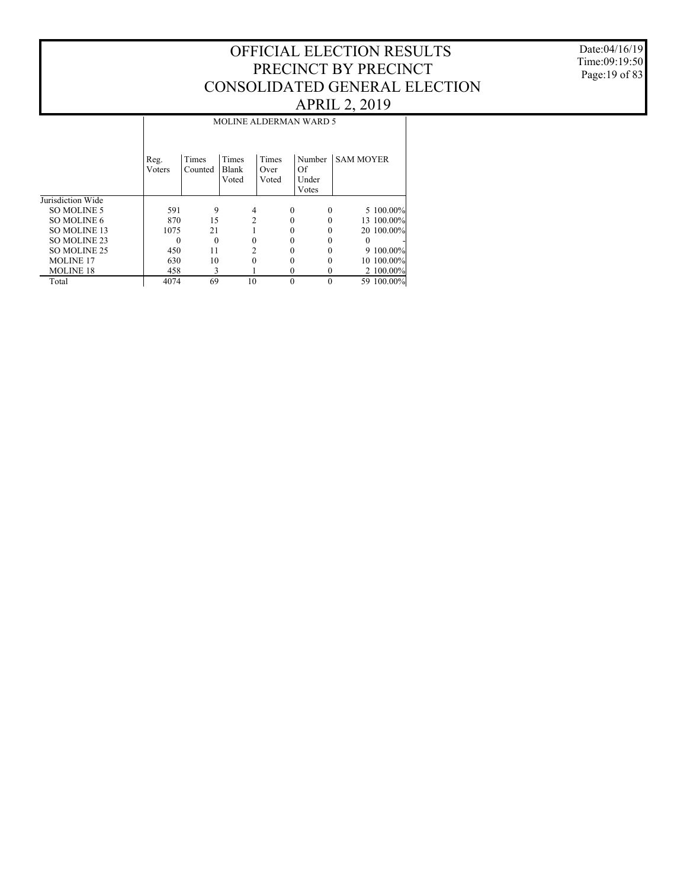# OFFICIAL ELECTION RESULTS
# PRECINCT BY PRECINCT
# CONSOLIDATED GENERAL ELECTION
# APRIL 2, 2019

Date:04/16/19
Time:09:19:50

| | MOLINE ALDERMAN WARD 5 | | | | | | |
|---|---|---|---|---|---|---|---|
| | Reg. Voters | Times Counted | Times Blank Voted | Times Over Voted | Number Of Under Votes | SAM MOYER | |
| Jurisdiction Wide | | | | | | | |
| SO MOLINE 5 | 591 | 9 | 4 | 0 | 0 | 5 | 100.00% |
| SO MOLINE 6 | 870 | 15 | 2 | 0 | 0 | 13 | 100.00% |
| SO MOLINE 13 | 1075 | 21 | 1 | 0 | 0 | 20 | 100.00% |
| SO MOLINE 23 | 0 | 0 | 0 | 0 | 0 | 0 | - |
| SO MOLINE 25 | 450 | 11 | 2 | 0 | 0 | 9 | 100.00% |
| MOLINE 17 | 630 | 10 | 0 | 0 | 0 | 10 | 100.00% |
| MOLINE 18 | 458 | 3 | 1 | 0 | 0 | 2 | 100.00% |
| Total | 4074 | 69 | 10 | 0 | 0 | 59 | 100.00% |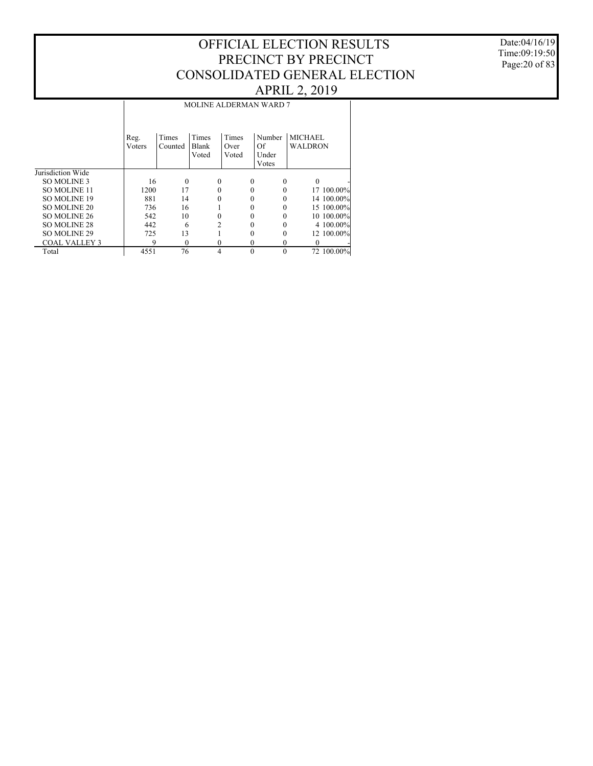# OFFICIAL ELECTION RESULTS
# PRECINCT BY PRECINCT
# CONSOLIDATED GENERAL ELECTION
# APRIL 2, 2019

Date:04/16/19
Time:09:19:50

MOLINE ALDERMAN WARD 7

| | Reg. Voters | Times Counted | Times Blank Voted | Times Over Voted | Number Of Under Votes | MICHAEL WALDRON | |
|---|---|---|---|---|---|---|---|
| Jurisdiction Wide | | | | | | | |
| SO MOLINE 3 | 16 | 0 | 0 | 0 | 0 | 0 | - |
| SO MOLINE 11 | 1200 | 17 | 0 | 0 | 0 | 17 | 100.00% |
| SO MOLINE 19 | 881 | 14 | 0 | 0 | 0 | 14 | 100.00% |
| SO MOLINE 20 | 736 | 16 | 1 | 0 | 0 | 15 | 100.00% |
| SO MOLINE 26 | 542 | 10 | 0 | 0 | 0 | 10 | 100.00% |
| SO MOLINE 28 | 442 | 6 | 2 | 0 | 0 | 4 | 100.00% |
| SO MOLINE 29 | 725 | 13 | 1 | 0 | 0 | 12 | 100.00% |
| COAL VALLEY 3 | 9 | 0 | 0 | 0 | 0 | 0 | - |
| Total | 4551 | 76 | 4 | 0 | 0 | 72 | 100.00% |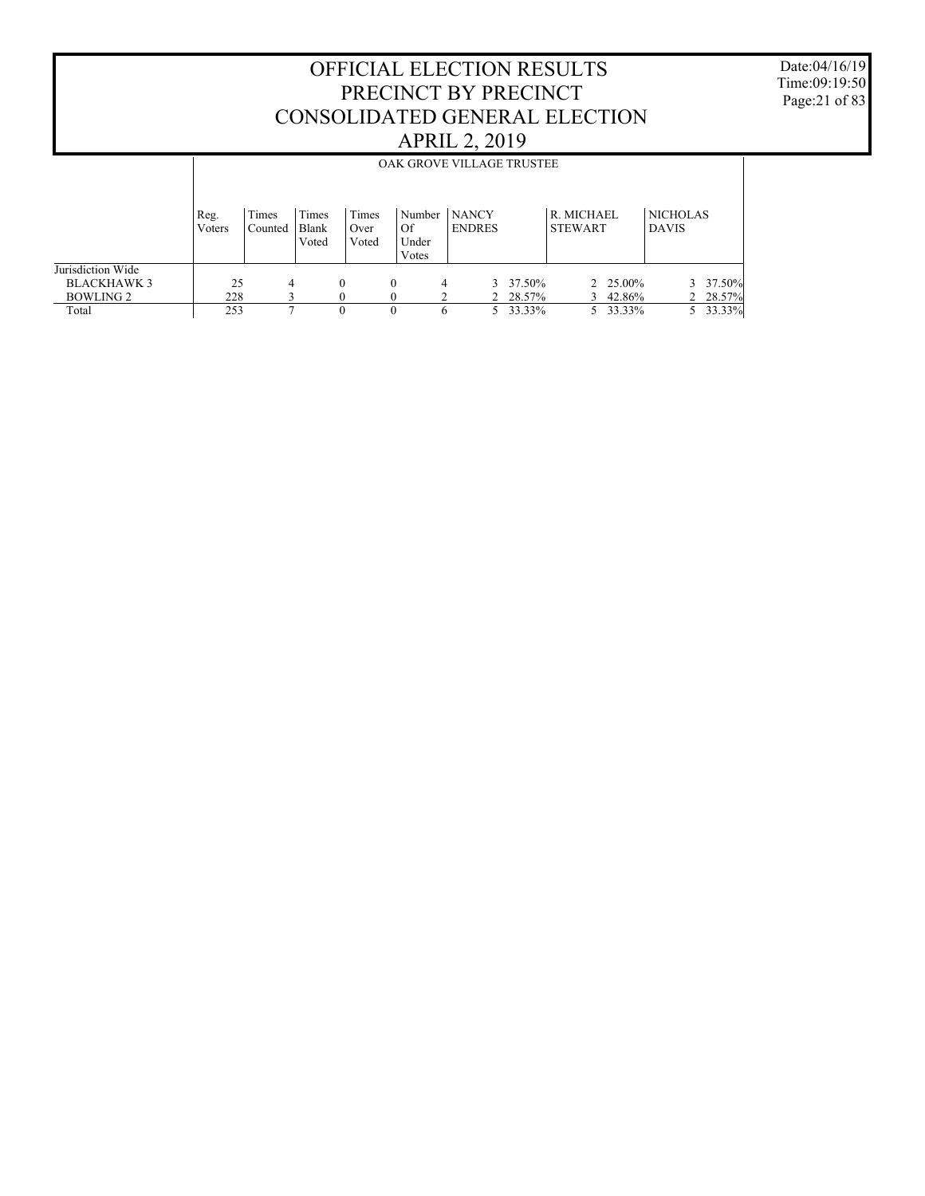# OFFICIAL ELECTION RESULTS
# PRECINCT BY PRECINCT
# CONSOLIDATED GENERAL ELECTION
# APRIL 2, 2019

Date:04/16/19
Time:09:19:50

## OAK GROVE VILLAGE TRUSTEE

| | Reg. Voters | Times Counted | Times Blank Voted | Times Over Voted | Number Of Under Votes | NANCY ENDRES | | R. MICHAEL STEWART | | NICHOLAS DAVIS | |
|---|---|---|---|---|---|---|---|---|---|---|---|
| Jurisdiction Wide | | | | | | | | | | | |
| BLACKHAWK 3 | 25 | 4 | 0 | 0 | 4 | 3 | 37.50% | 2 | 25.00% | 3 | 37.50% |
| BOWLING 2 | 228 | 3 | 0 | 0 | 2 | 2 | 28.57% | 3 | 42.86% | 2 | 28.57% |
| Total | 253 | 7 | 0 | 0 | 6 | 5 | 33.33% | 5 | 33.33% | 5 | 33.33% |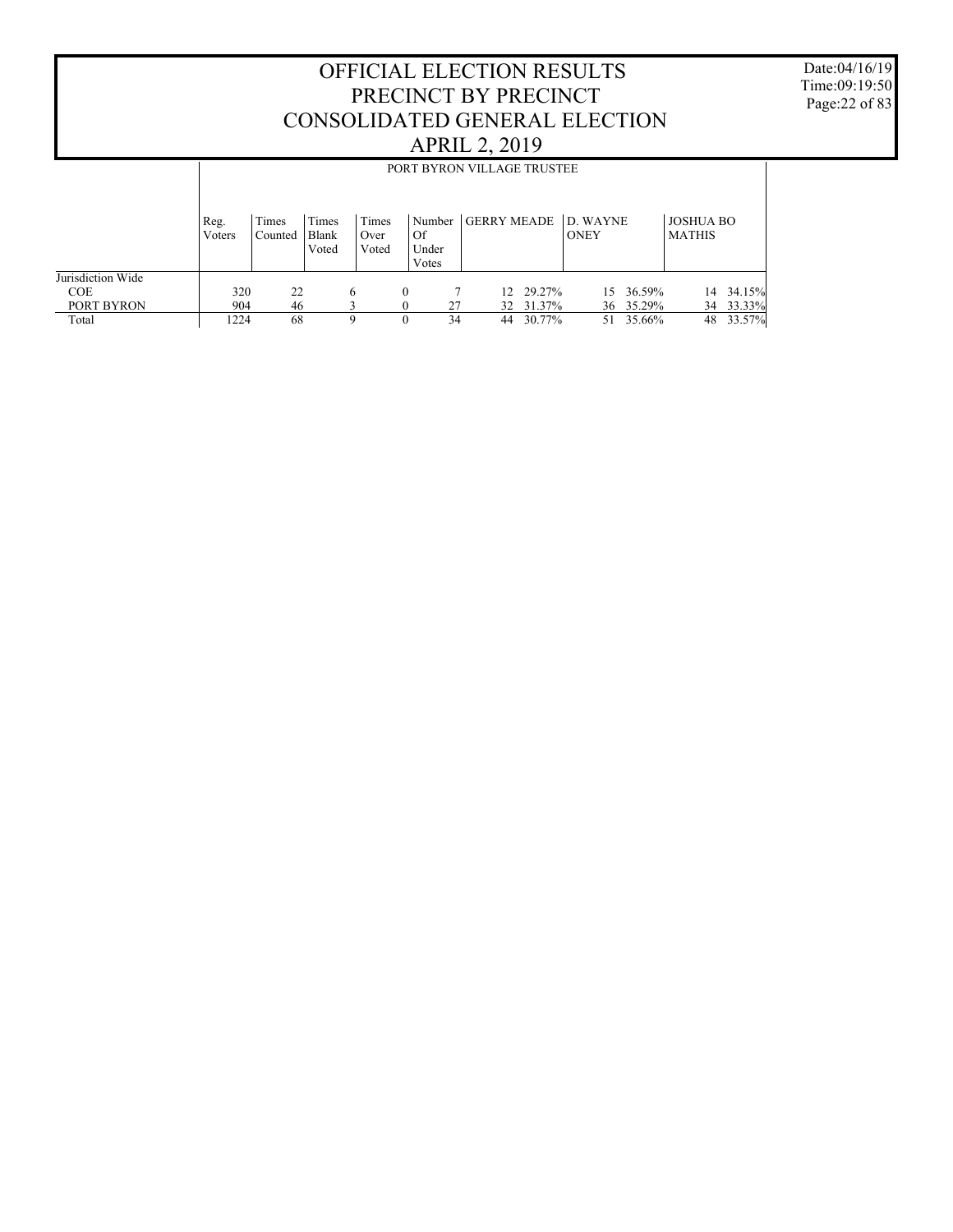# OFFICIAL ELECTION RESULTS PRECINCT BY PRECINCT CONSOLIDATED GENERAL ELECTION APRIL 2, 2019

Date:04/16/19
Time:09:19:50

## PORT BYRON VILLAGE TRUSTEE

| | Reg. Voters | Times Counted | Times Blank Voted | Times Over Voted | Number Of Under Votes | GERRY MEADE | | D. WAYNE ONEY | | JOSHUA BO MATHIS | |
|---|---|---|---|---|---|---|---|---|---|---|---|
| Jurisdiction Wide | | | | | | | | | | | |
| COE | 320 | 22 | 6 | 0 | 7 | 12 | 29.27% | 15 | 36.59% | 14 | 34.15% |
| PORT BYRON | 904 | 46 | 3 | 0 | 27 | 32 | 31.37% | 36 | 35.29% | 34 | 33.33% |
| Total | 1224 | 68 | 9 | 0 | 34 | 44 | 30.77% | 51 | 35.66% | 48 | 33.57% |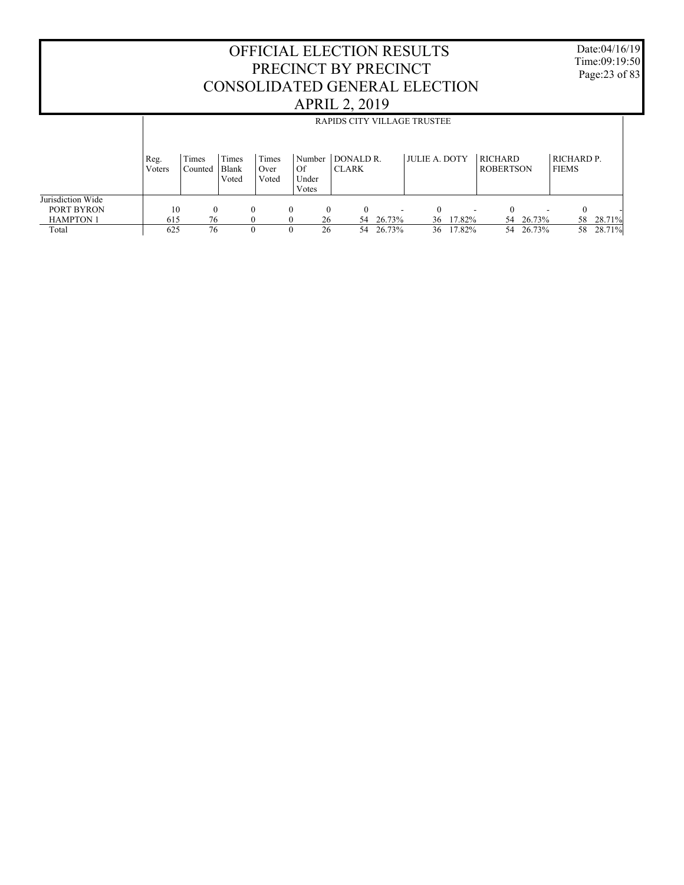# OFFICIAL ELECTION RESULTS
# PRECINCT BY PRECINCT
# CONSOLIDATED GENERAL ELECTION
# APRIL 2, 2019

Date:04/16/19
Time:09:19:50

## RAPIDS CITY VILLAGE TRUSTEE

| | Reg. Voters | Times Counted | Times Blank Voted | Times Over Voted | Number Of Under Votes | DONALD R. CLARK | | JULIE A. DOTY | | RICHARD ROBERTSON | | RICHARD P. FIEMS | |
|---|---|---|---|---|---|---|---|---|---|---|---|---|---|
| Jurisdiction Wide | | | | | | | | | | | | | |
| PORT BYRON | 10 | 0 | 0 | 0 | 0 | 0 | - | 0 | - | 0 | - | 0 | - |
| HAMPTON 1 | 615 | 76 | 0 | 0 | 26 | 54 | 26.73% | 36 | 17.82% | 54 | 26.73% | 58 | 28.71% |
| Total | 625 | 76 | 0 | 0 | 26 | 54 | 26.73% | 36 | 17.82% | 54 | 26.73% | 58 | 28.71% |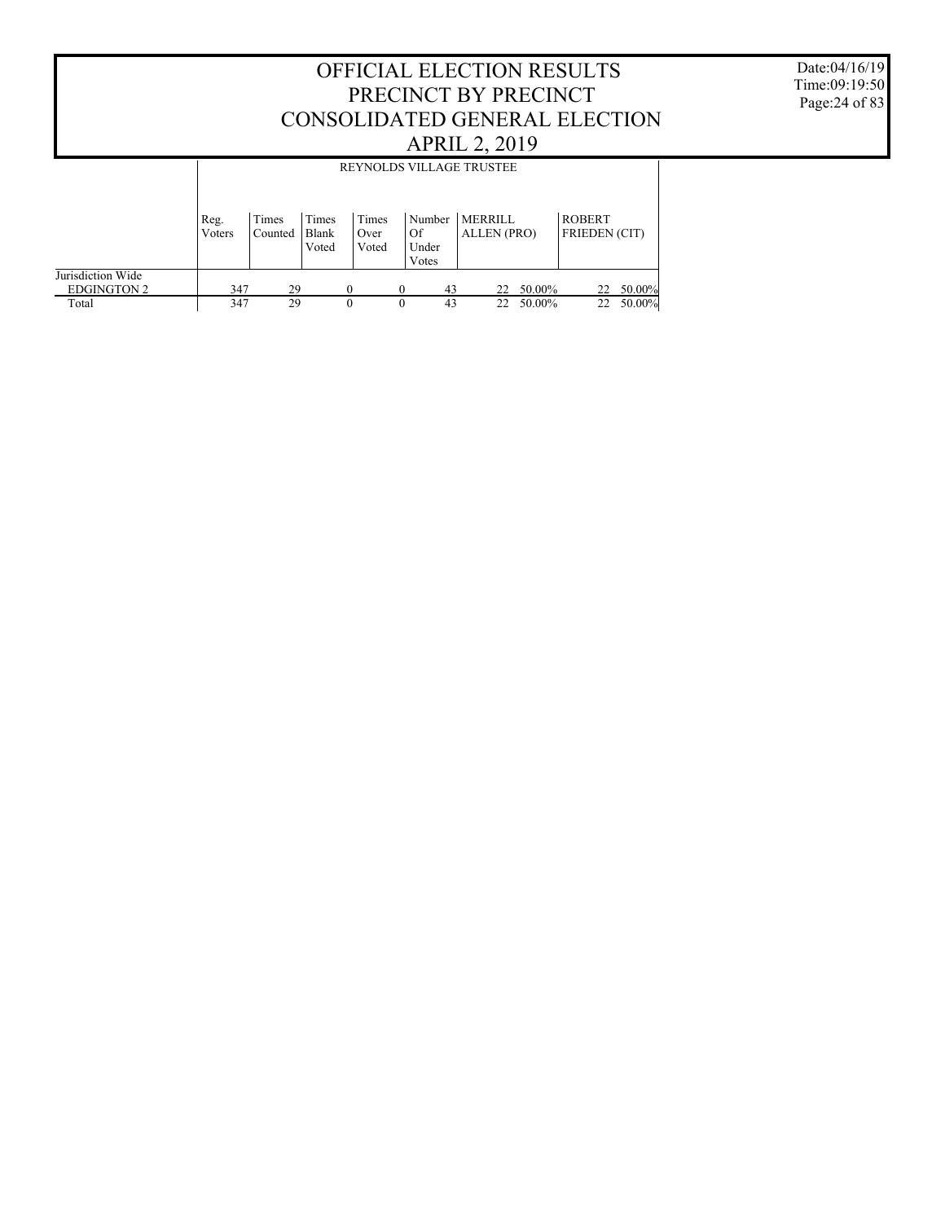# OFFICIAL ELECTION RESULTS
# PRECINCT BY PRECINCT
# CONSOLIDATED GENERAL ELECTION
# APRIL 2, 2019

Date:04/16/19
Time:09:19:50

| | REYNOLDS VILLAGE TRUSTEE | | | | | | | | |
|---|---|---|---|---|---|---|---|---|---|
| | Reg. Voters | Times Counted | Times Blank Voted | Times Over Voted | Number Of Under Votes | MERRILL ALLEN (PRO) | | ROBERT FRIEDEN (CIT) | |
| Jurisdiction Wide | | | | | | | | | |
| EDGINGTON 2 | 347 | 29 | 0 | 0 | 43 | 22 | 50.00% | 22 | 50.00% |
| Total | 347 | 29 | 0 | 0 | 43 | 22 | 50.00% | 22 | 50.00% |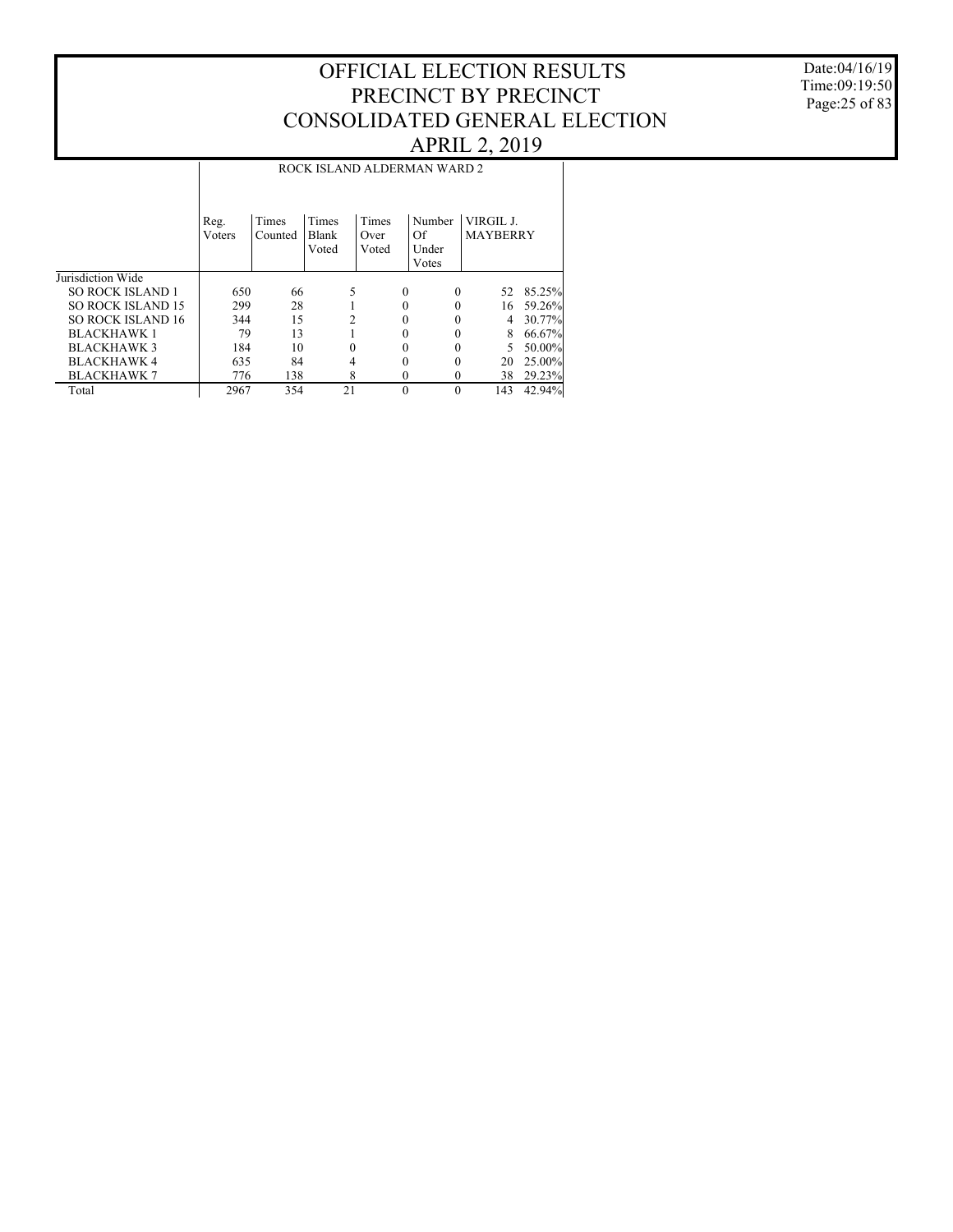# OFFICIAL ELECTION RESULTS
# PRECINCT BY PRECINCT
# CONSOLIDATED GENERAL ELECTION
# APRIL 2, 2019

Date:04/16/19
Time:09:19:50

| | ROCK ISLAND ALDERMAN WARD 2 | | | | | | |
|---|---|---|---|---|---|---|---|
| | Reg. Voters | Times Counted | Times Blank Voted | Times Over Voted | Number Of Under Votes | VIRGIL J. MAYBERRY | |
| Jurisdiction Wide | | | | | | | |
| SO ROCK ISLAND 1 | 650 | 66 | 5 | 0 | 0 | 52 | 85.25% |
| SO ROCK ISLAND 15 | 299 | 28 | 1 | 0 | 0 | 16 | 59.26% |
| SO ROCK ISLAND 16 | 344 | 15 | 2 | 0 | 0 | 4 | 30.77% |
| BLACKHAWK 1 | 79 | 13 | 1 | 0 | 0 | 8 | 66.67% |
| BLACKHAWK 3 | 184 | 10 | 0 | 0 | 0 | 5 | 50.00% |
| BLACKHAWK 4 | 635 | 84 | 4 | 0 | 0 | 20 | 25.00% |
| BLACKHAWK 7 | 776 | 138 | 8 | 0 | 0 | 38 | 29.23% |
| Total | 2967 | 354 | 21 | 0 | 0 | 143 | 42.94% |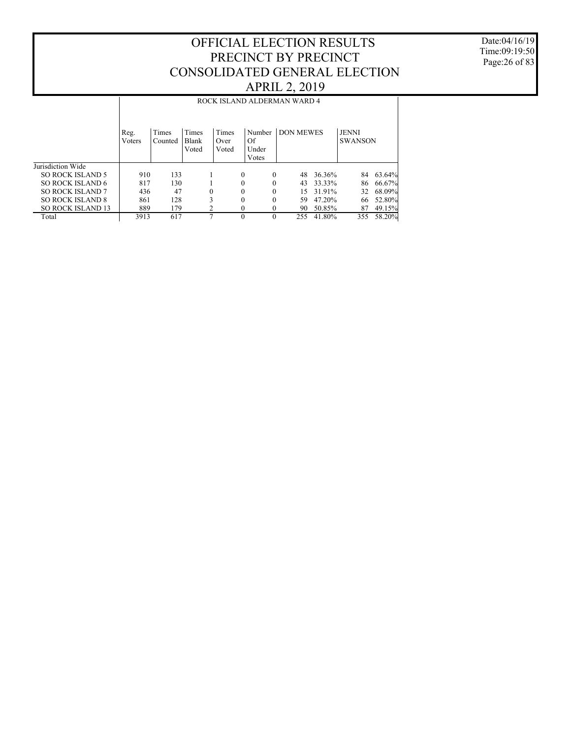# OFFICIAL ELECTION RESULTS
# PRECINCT BY PRECINCT
# CONSOLIDATED GENERAL ELECTION
# APRIL 2, 2019

Date:04/16/19
Time:09:19:50

ROCK ISLAND ALDERMAN WARD 4

| | Reg. Voters | Times Counted | Times Blank Voted | Times Over Voted | Number Of Under Votes | DON MEWES | | JENNI SWANSON | |
|---|---|---|---|---|---|---|---|---|---|
| Jurisdiction Wide | | | | | | | | | |
| SO ROCK ISLAND 5 | 910 | 133 | 1 | 0 | 0 | 48 | 36.36% | 84 | 63.64% |
| SO ROCK ISLAND 6 | 817 | 130 | 1 | 0 | 0 | 43 | 33.33% | 86 | 66.67% |
| SO ROCK ISLAND 7 | 436 | 47 | 0 | 0 | 0 | 15 | 31.91% | 32 | 68.09% |
| SO ROCK ISLAND 8 | 861 | 128 | 3 | 0 | 0 | 59 | 47.20% | 66 | 52.80% |
| SO ROCK ISLAND 13 | 889 | 179 | 2 | 0 | 0 | 90 | 50.85% | 87 | 49.15% |
| Total | 3913 | 617 | 7 | 0 | 0 | 255 | 41.80% | 355 | 58.20% |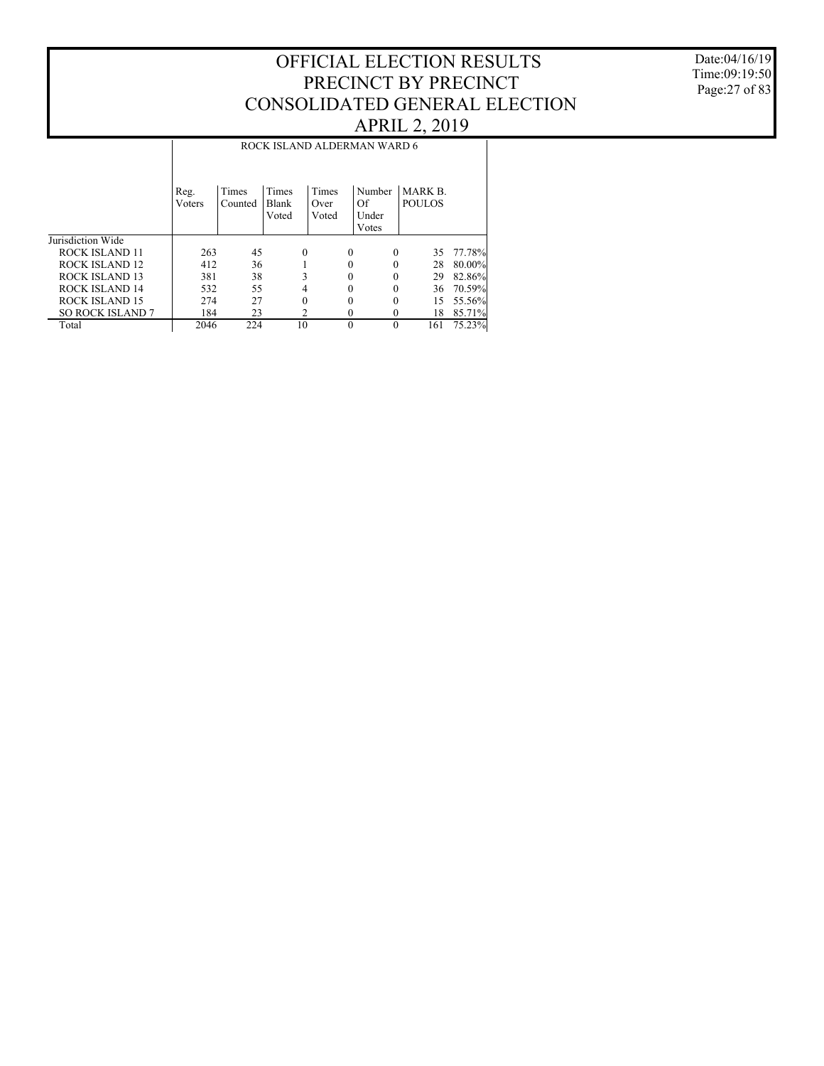# OFFICIAL ELECTION RESULTS
# PRECINCT BY PRECINCT
# CONSOLIDATED GENERAL ELECTION
# APRIL 2, 2019

Date:04/16/19
Time:09:19:50

| | ROCK ISLAND ALDERMAN WARD 6 | | | | | | |
|---|---|---|---|---|---|---|---|
| | Reg. Voters | Times Counted | Times Blank Voted | Times Over Voted | Number Of Under Votes | MARK B. POULOS | |
| Jurisdiction Wide | | | | | | | |
| ROCK ISLAND 11 | 263 | 45 | 0 | 0 | 0 | 35 | 77.78% |
| ROCK ISLAND 12 | 412 | 36 | 1 | 0 | 0 | 28 | 80.00% |
| ROCK ISLAND 13 | 381 | 38 | 3 | 0 | 0 | 29 | 82.86% |
| ROCK ISLAND 14 | 532 | 55 | 4 | 0 | 0 | 36 | 70.59% |
| ROCK ISLAND 15 | 274 | 27 | 0 | 0 | 0 | 15 | 55.56% |
| SO ROCK ISLAND 7 | 184 | 23 | 2 | 0 | 0 | 18 | 85.71% |
| Total | 2046 | 224 | 10 | 0 | 0 | 161 | 75.23% |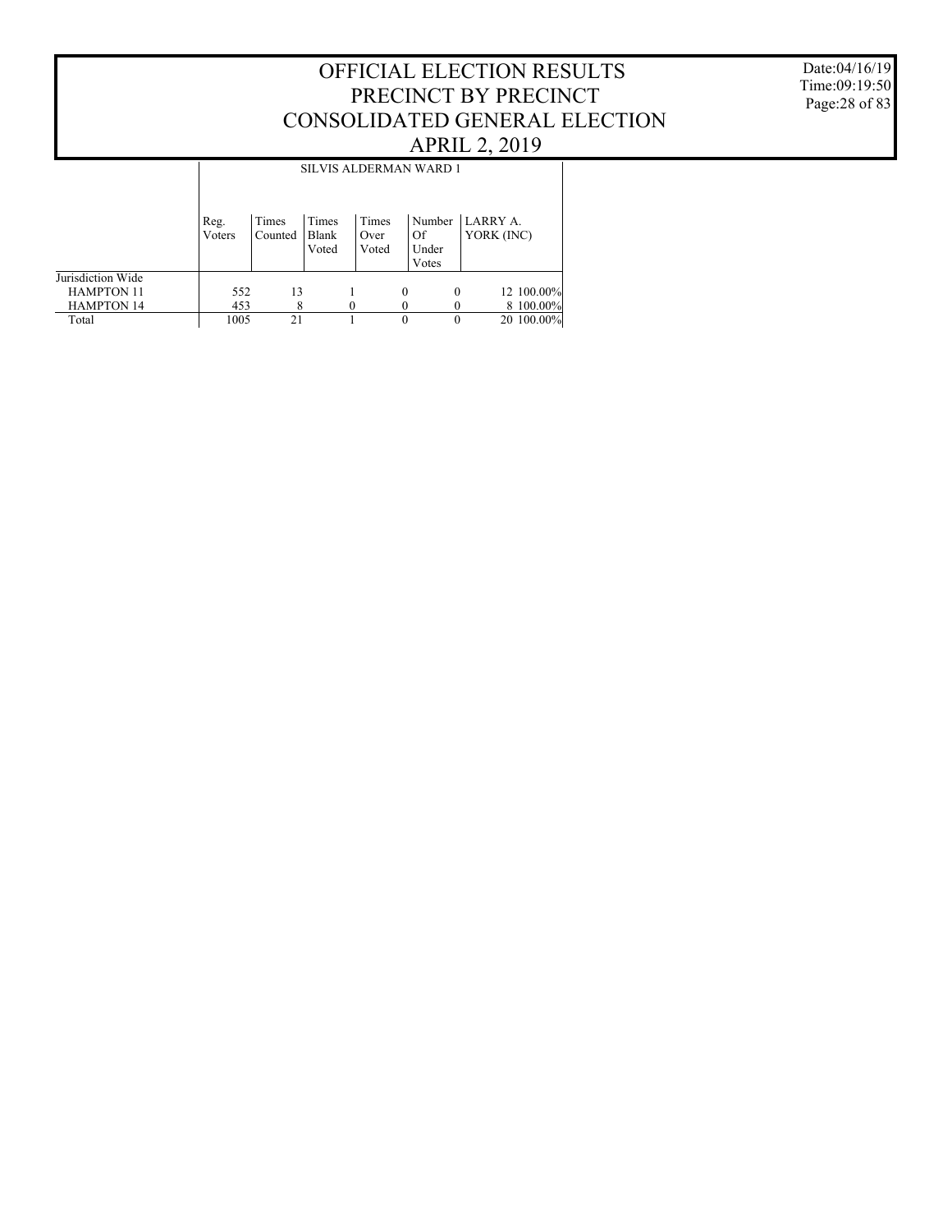# OFFICIAL ELECTION RESULTS
# PRECINCT BY PRECINCT
# CONSOLIDATED GENERAL ELECTION
# APRIL 2, 2019

Date:04/16/19
Time:09:19:50

## SILVIS ALDERMAN WARD 1

| | Reg. Voters | Times Counted | Times Blank Voted | Times Over Voted | Number Of Under Votes | LARRY A. YORK (INC) | |
|---|---|---|---|---|---|---|---|
| Jurisdiction Wide | | | | | | | |
| HAMPTON 11 | 552 | 13 | 1 | 0 | 0 | 12 | 100.00% |
| HAMPTON 14 | 453 | 8 | 0 | 0 | 0 | 8 | 100.00% |
| Total | 1005 | 21 | 1 | 0 | 0 | 20 | 100.00% |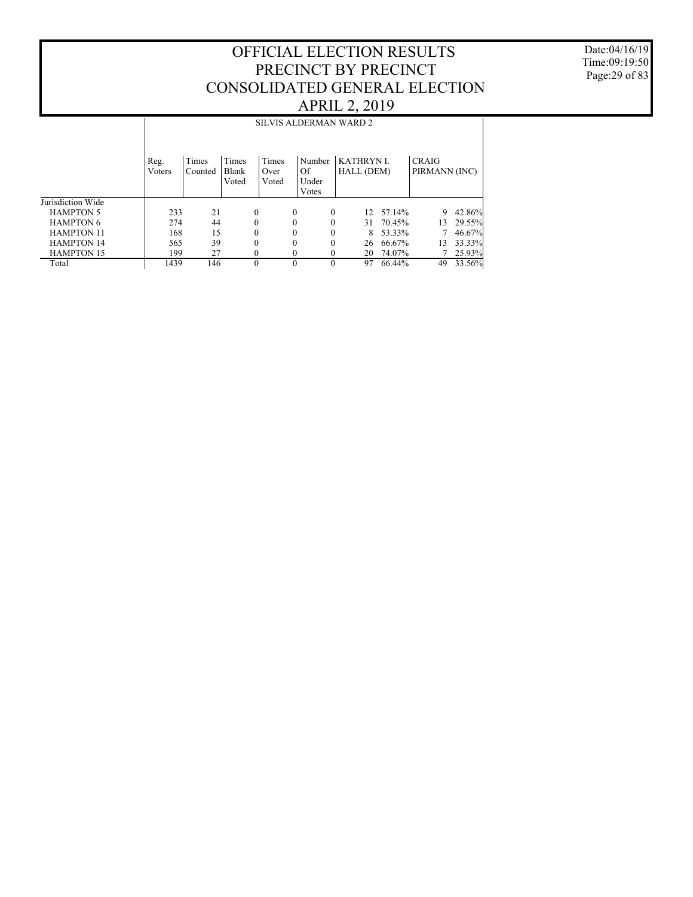# OFFICIAL ELECTION RESULTS
# PRECINCT BY PRECINCT
# CONSOLIDATED GENERAL ELECTION
# APRIL 2, 2019

Date:04/16/19
Time:09:19:50

| | SILVIS ALDERMAN WARD 2 | | | | | | | | |
|---|---|---|---|---|---|---|---|---|---|
| | Reg. Voters | Times Counted | Times Blank Voted | Times Over Voted | Number Of Under Votes | KATHRYN I. HALL (DEM) | | CRAIG PIRMANN (INC) | |
| Jurisdiction Wide | | | | | | | | | |
| HAMPTON 5 | 233 | 21 | 0 | 0 | 0 | 12 | 57.14% | 9 | 42.86% |
| HAMPTON 6 | 274 | 44 | 0 | 0 | 0 | 31 | 70.45% | 13 | 29.55% |
| HAMPTON 11 | 168 | 15 | 0 | 0 | 0 | 8 | 53.33% | 7 | 46.67% |
| HAMPTON 14 | 565 | 39 | 0 | 0 | 0 | 26 | 66.67% | 13 | 33.33% |
| HAMPTON 15 | 199 | 27 | 0 | 0 | 0 | 20 | 74.07% | 7 | 25.93% |
| Total | 1439 | 146 | 0 | 0 | 0 | 97 | 66.44% | 49 | 33.56% |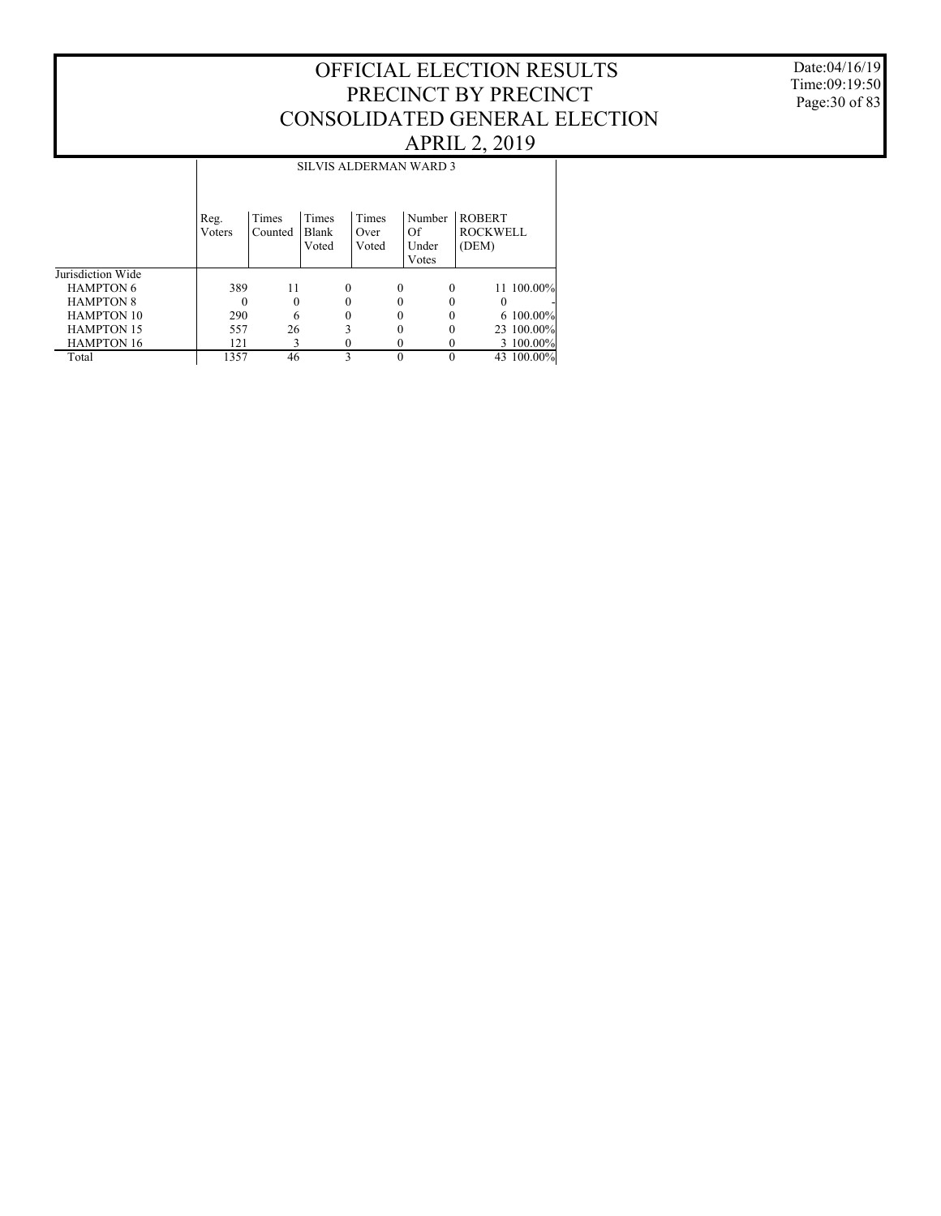# OFFICIAL ELECTION RESULTS
# PRECINCT BY PRECINCT
# CONSOLIDATED GENERAL ELECTION
# APRIL 2, 2019

Date:04/16/19
Time:09:19:50
Page:30 of 83

| | SILVIS ALDERMAN WARD 3 | | | | | | |
|---|---|---|---|---|---|---|---|
| | Reg. Voters | Times Counted | Times Blank Voted | Times Over Voted | Number Of Under Votes | ROBERT ROCKWELL (DEM) | |
| Jurisdiction Wide | | | | | | | |
| HAMPTON 6 | 389 | 11 | 0 | 0 | 0 | 11 | 100.00% |
| HAMPTON 8 | 0 | 0 | 0 | 0 | 0 | 0 | - |
| HAMPTON 10 | 290 | 6 | 0 | 0 | 0 | 6 | 100.00% |
| HAMPTON 15 | 557 | 26 | 3 | 0 | 0 | 23 | 100.00% |
| HAMPTON 16 | 121 | 3 | 0 | 0 | 0 | 3 | 100.00% |
| Total | 1357 | 46 | 3 | 0 | 0 | 43 | 100.00% |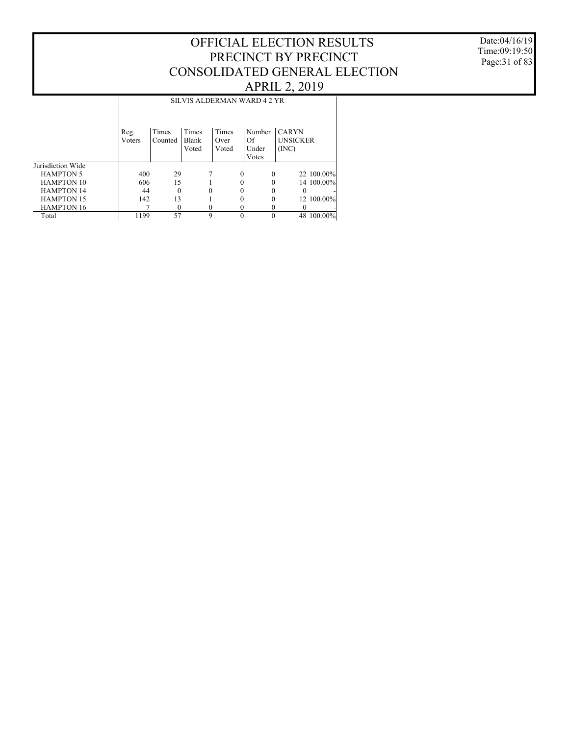# OFFICIAL ELECTION RESULTS
# PRECINCT BY PRECINCT
# CONSOLIDATED GENERAL ELECTION
# APRIL 2, 2019

Date:04/16/19
Time:09:19:50

## SILVIS ALDERMAN WARD 4 2 YR

| | Reg. Voters | Times Counted | Times Blank Voted | Times Over Voted | Number Of Under Votes | CARYN UNSICKER (INC) | |
|---|---|---|---|---|---|---|---|
| Jurisdiction Wide | | | | | | | |
| HAMPTON 5 | 400 | 29 | 7 | 0 | 0 | 22 | 100.00% |
| HAMPTON 10 | 606 | 15 | 1 | 0 | 0 | 14 | 100.00% |
| HAMPTON 14 | 44 | 0 | 0 | 0 | 0 | 0 | - |
| HAMPTON 15 | 142 | 13 | 1 | 0 | 0 | 12 | 100.00% |
| HAMPTON 16 | 7 | 0 | 0 | 0 | 0 | 0 | - |
| Total | 1199 | 57 | 9 | 0 | 0 | 48 | 100.00% |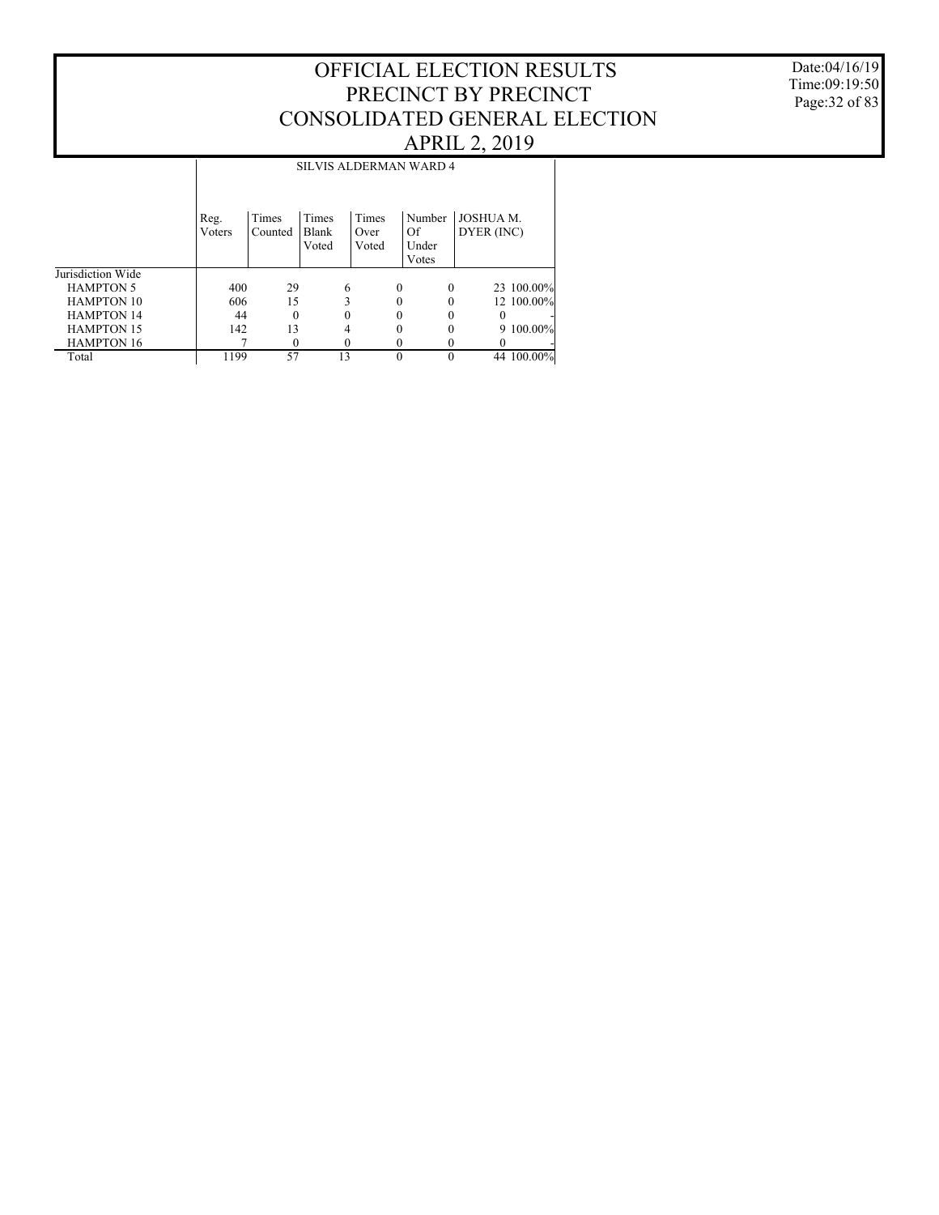# OFFICIAL ELECTION RESULTS
# PRECINCT BY PRECINCT
# CONSOLIDATED GENERAL ELECTION
# APRIL 2, 2019

Date:04/16/19
Time:09:19:50

## SILVIS ALDERMAN WARD 4

| | Reg. Voters | Times Counted | Times Blank Voted | Times Over Voted | Number Of Under Votes | JOSHUA M. DYER (INC) | |
|---|---|---|---|---|---|---|---|
| Jurisdiction Wide | | | | | | | |
| HAMPTON 5 | 400 | 29 | 6 | 0 | 0 | 23 | 100.00% |
| HAMPTON 10 | 606 | 15 | 3 | 0 | 0 | 12 | 100.00% |
| HAMPTON 14 | 44 | 0 | 0 | 0 | 0 | 0 | - |
| HAMPTON 15 | 142 | 13 | 4 | 0 | 0 | 9 | 100.00% |
| HAMPTON 16 | 7 | 0 | 0 | 0 | 0 | 0 | - |
| Total | 1199 | 57 | 13 | 0 | 0 | 44 | 100.00% |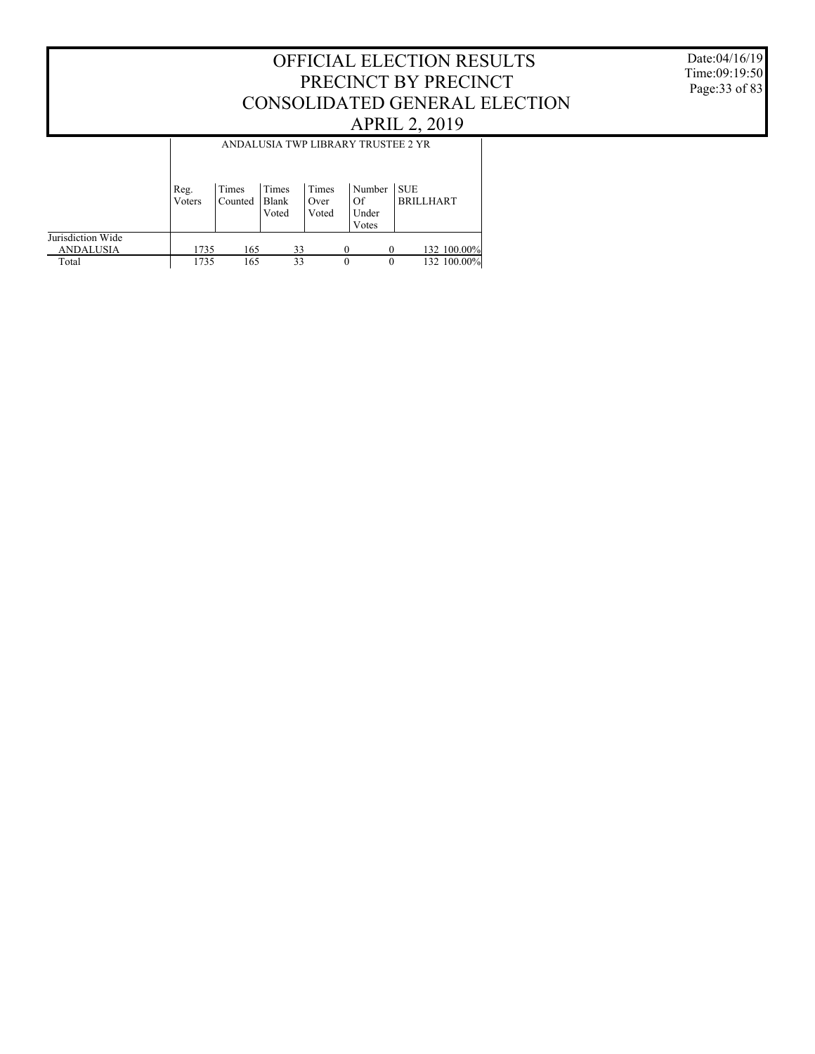# OFFICIAL ELECTION RESULTS
# PRECINCT BY PRECINCT
# CONSOLIDATED GENERAL ELECTION
# APRIL 2, 2019

Date:04/16/19
Time:09:19:50

| | ANDALUSIA TWP LIBRARY TRUSTEE 2 YR | | | | | | |
|---|---|---|---|---|---|---|---|
| | Reg. Voters | Times Counted | Times Blank Voted | Times Over Voted | Number Of Under Votes | SUE BRILLHART | |
| Jurisdiction Wide | | | | | | | |
| ANDALUSIA | 1735 | 165 | 33 | 0 | 0 | 132 | 100.00% |
| Total | 1735 | 165 | 33 | 0 | 0 | 132 | 100.00% |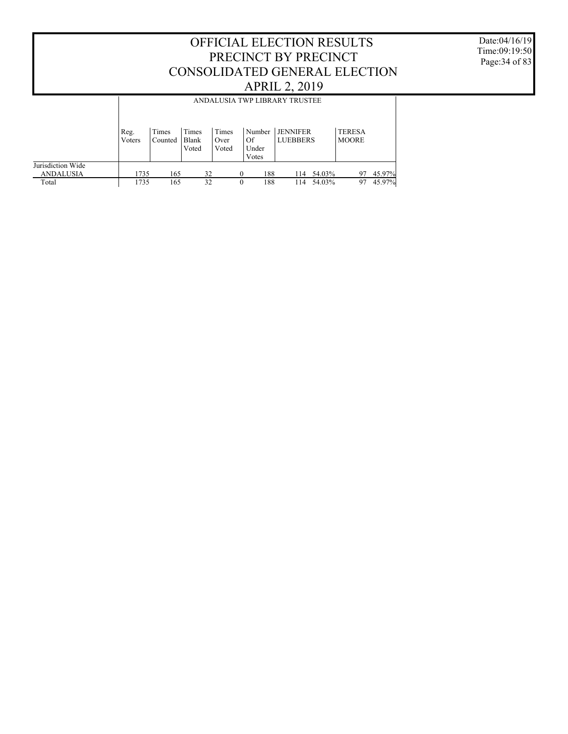# OFFICIAL ELECTION RESULTS
# PRECINCT BY PRECINCT
# CONSOLIDATED GENERAL ELECTION
# APRIL 2, 2019

Date:04/16/19
Time:09:19:50

ANDALUSIA TWP LIBRARY TRUSTEE

| | Reg. Voters | Times Counted | Times Blank Voted | Times Over Voted | Number Of Under Votes | JENNIFER LUEBBERS | | TERESA MOORE | |
|---|---|---|---|---|---|---|---|---|---|
| Jurisdiction Wide | | | | | | | | | |
| ANDALUSIA | 1735 | 165 | 32 | 0 | 188 | 114 | 54.03% | 97 | 45.97% |
| Total | 1735 | 165 | 32 | 0 | 188 | 114 | 54.03% | 97 | 45.97% |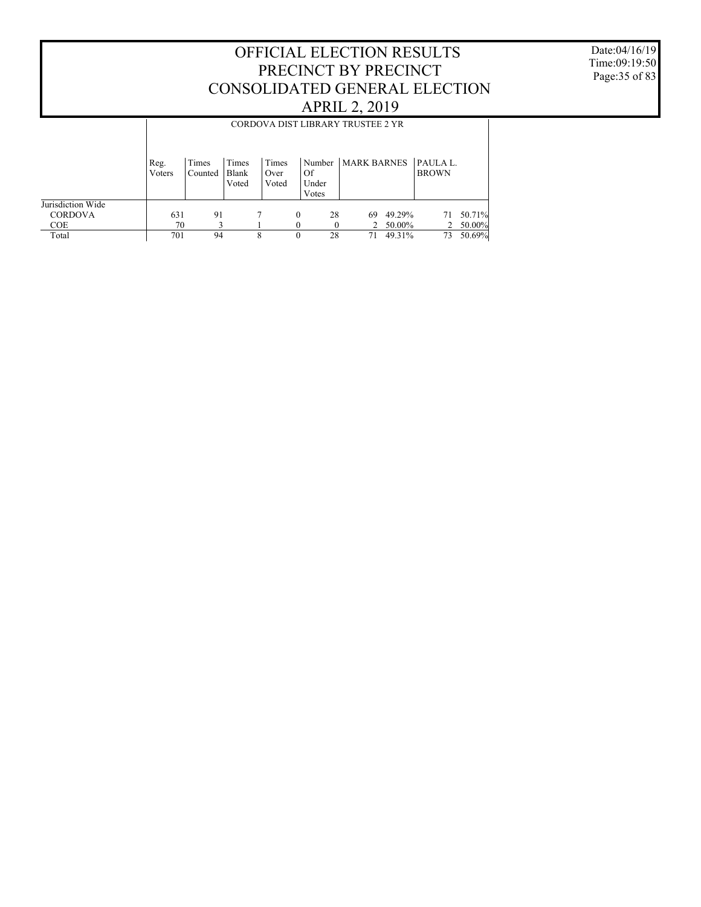# OFFICIAL ELECTION RESULTS
# PRECINCT BY PRECINCT
# CONSOLIDATED GENERAL ELECTION
# APRIL 2, 2019

Date:04/16/19
Time:09:19:50

## CORDOVA DIST LIBRARY TRUSTEE 2 YR

| | Reg. Voters | Times Counted | Times Blank Voted | Times Over Voted | Number Of Under Votes | MARK BARNES | | PAULA L. BROWN | |
|---|---|---|---|---|---|---|---|---|---|
| Jurisdiction Wide | | | | | | | | | |
| CORDOVA | 631 | 91 | 7 | 0 | 28 | 69 | 49.29% | 71 | 50.71% |
| COE | 70 | 3 | 1 | 0 | 0 | 2 | 50.00% | 2 | 50.00% |
| Total | 701 | 94 | 8 | 0 | 28 | 71 | 49.31% | 73 | 50.69% |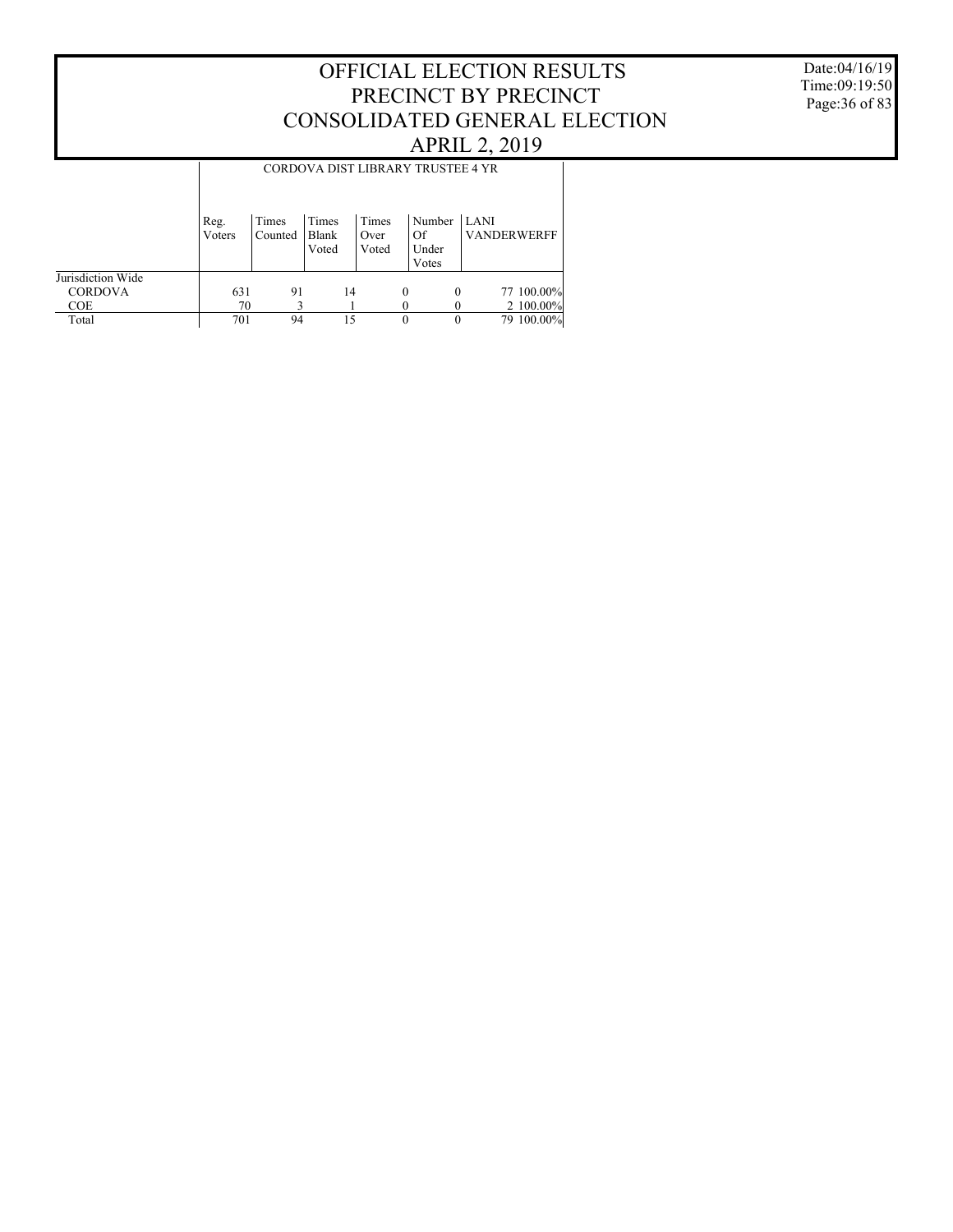# OFFICIAL ELECTION RESULTS
# PRECINCT BY PRECINCT
# CONSOLIDATED GENERAL ELECTION
# APRIL 2, 2019

Date:04/16/19
Time:09:19:50

| | CORDOVA DIST LIBRARY TRUSTEE 4 YR | | | | | | |
|---|---|---|---|---|---|---|---|
| | Reg. Voters | Times Counted | Times Blank Voted | Times Over Voted | Number Of Under Votes | LANI VANDERWERFF | |
| Jurisdiction Wide | | | | | | | |
| CORDOVA | 631 | 91 | 14 | 0 | 0 | 77 | 100.00% |
| COE | 70 | 3 | 1 | 0 | 0 | 2 | 100.00% |
| Total | 701 | 94 | 15 | 0 | 0 | 79 | 100.00% |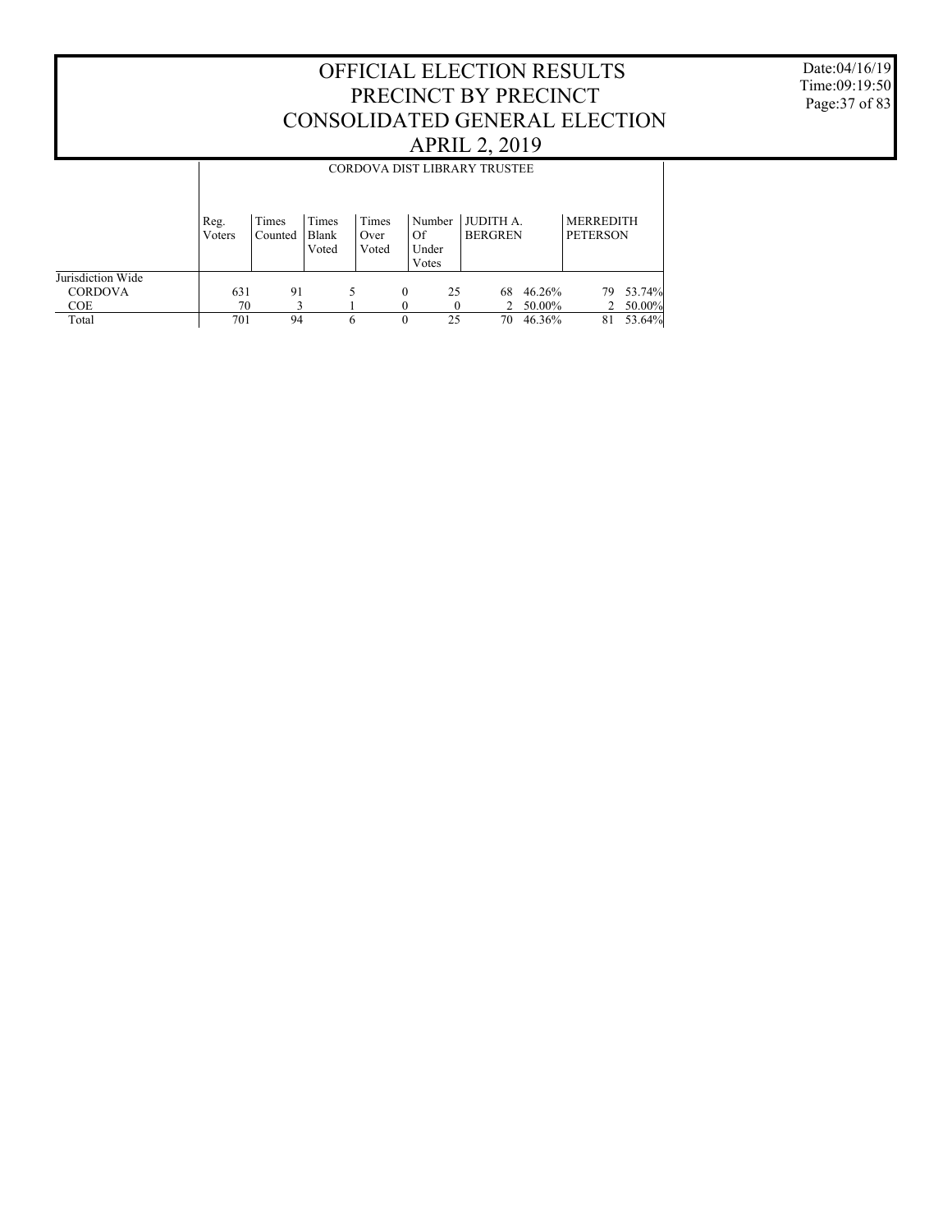# OFFICIAL ELECTION RESULTS
# PRECINCT BY PRECINCT
# CONSOLIDATED GENERAL ELECTION
# APRIL 2, 2019

Date:04/16/19
Time:09:19:50

## CORDOVA DIST LIBRARY TRUSTEE

| | Reg. Voters | Times Counted | Times Blank Voted | Times Over Voted | Number Of Under Votes | JUDITH A. BERGREN | | MERREDITH PETERSON | |
|---|---|---|---|---|---|---|---|---|---|
| Jurisdiction Wide | | | | | | | | | |
| CORDOVA | 631 | 91 | 5 | 0 | 25 | 68 | 46.26% | 79 | 53.74% |
| COE | 70 | 3 | 1 | 0 | 0 | 2 | 50.00% | 2 | 50.00% |
| Total | 701 | 94 | 6 | 0 | 25 | 70 | 46.36% | 81 | 53.64% |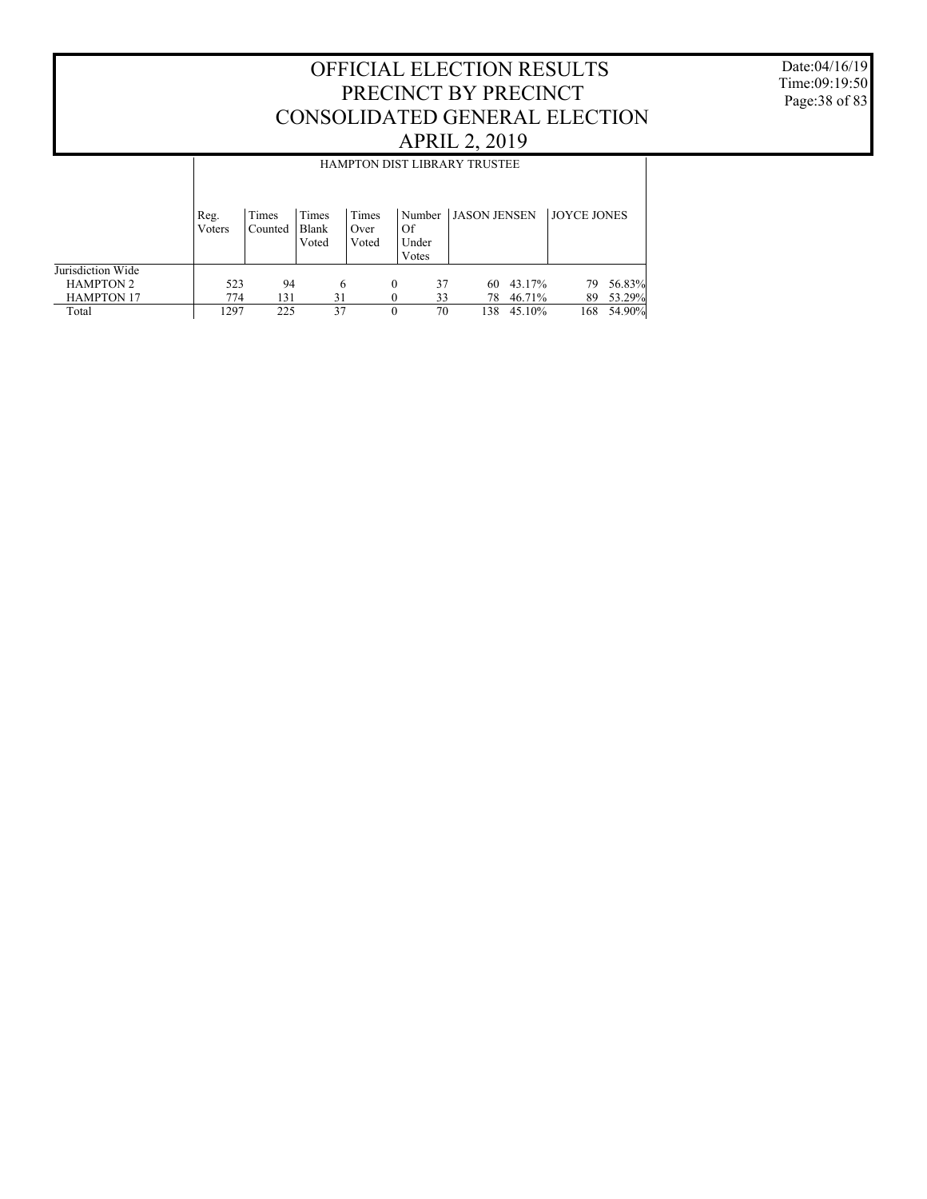# OFFICIAL ELECTION RESULTS
# PRECINCT BY PRECINCT
# CONSOLIDATED GENERAL ELECTION
# APRIL 2, 2019

Date:04/16/19
Time:09:19:50

## HAMPTON DIST LIBRARY TRUSTEE

| | Reg. Voters | Times Counted | Times Blank Voted | Times Over Voted | Number Of Under Votes | JASON JENSEN | | JOYCE JONES | |
|---|---|---|---|---|---|---|---|---|---|
| Jurisdiction Wide | | | | | | | | | |
| HAMPTON 2 | 523 | 94 | 6 | 0 | 37 | 60 | 43.17% | 79 | 56.83% |
| HAMPTON 17 | 774 | 131 | 31 | 0 | 33 | 78 | 46.71% | 89 | 53.29% |
| Total | 1297 | 225 | 37 | 0 | 70 | 138 | 45.10% | 168 | 54.90% |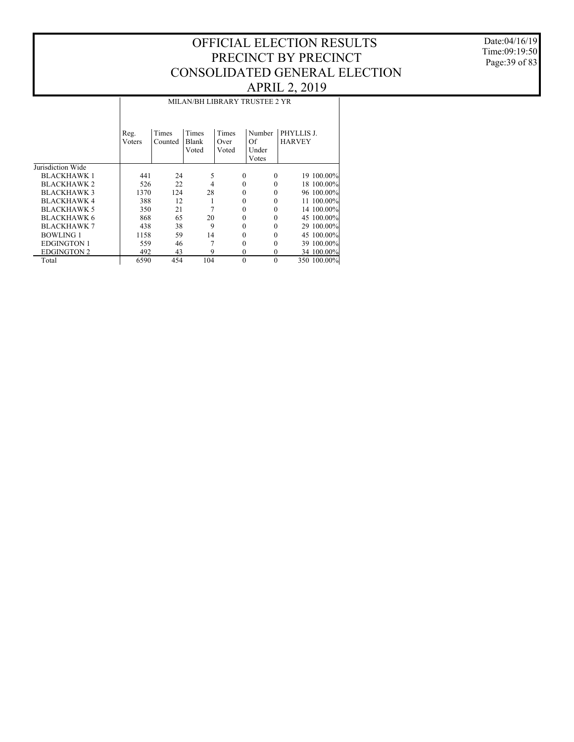# OFFICIAL ELECTION RESULTS
# PRECINCT BY PRECINCT
# CONSOLIDATED GENERAL ELECTION
# APRIL 2, 2019

Date:04/16/19
Time:09:19:50

MILAN/BH LIBRARY TRUSTEE 2 YR

| | Reg. Voters | Times Counted | Times Blank Voted | Times Over Voted | Number Of Under Votes | PHYLLIS J. HARVEY | |
|---|---|---|---|---|---|---|---|
| Jurisdiction Wide | | | | | | | |
| BLACKHAWK 1 | 441 | 24 | 5 | 0 | 0 | 19 | 100.00% |
| BLACKHAWK 2 | 526 | 22 | 4 | 0 | 0 | 18 | 100.00% |
| BLACKHAWK 3 | 1370 | 124 | 28 | 0 | 0 | 96 | 100.00% |
| BLACKHAWK 4 | 388 | 12 | 1 | 0 | 0 | 11 | 100.00% |
| BLACKHAWK 5 | 350 | 21 | 7 | 0 | 0 | 14 | 100.00% |
| BLACKHAWK 6 | 868 | 65 | 20 | 0 | 0 | 45 | 100.00% |
| BLACKHAWK 7 | 438 | 38 | 9 | 0 | 0 | 29 | 100.00% |
| BOWLING 1 | 1158 | 59 | 14 | 0 | 0 | 45 | 100.00% |
| EDGINGTON 1 | 559 | 46 | 7 | 0 | 0 | 39 | 100.00% |
| EDGINGTON 2 | 492 | 43 | 9 | 0 | 0 | 34 | 100.00% |
| Total | 6590 | 454 | 104 | 0 | 0 | 350 | 100.00% |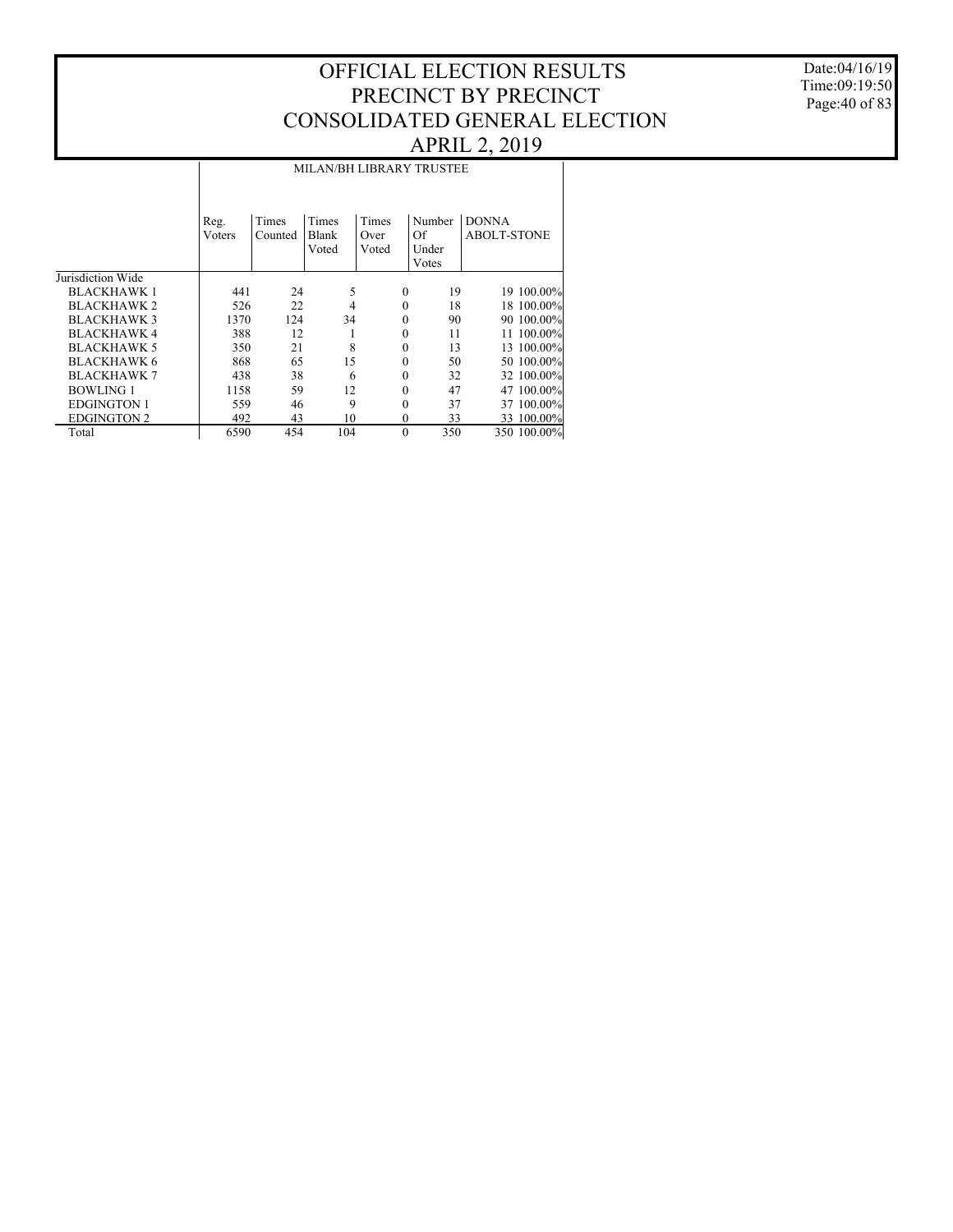# OFFICIAL ELECTION RESULTS
# PRECINCT BY PRECINCT
# CONSOLIDATED GENERAL ELECTION
# APRIL 2, 2019

Date:04/16/19
Time:09:19:50

## MILAN/BH LIBRARY TRUSTEE

| | Reg. Voters | Times Counted | Times Blank Voted | Times Over Voted | Number Of Under Votes | DONNA ABOLT-STONE | |
|---|---|---|---|---|---|---|---|
| Jurisdiction Wide | | | | | | | |
| BLACKHAWK 1 | 441 | 24 | 5 | 0 | 19 | 19 | 100.00% |
| BLACKHAWK 2 | 526 | 22 | 4 | 0 | 18 | 18 | 100.00% |
| BLACKHAWK 3 | 1370 | 124 | 34 | 0 | 90 | 90 | 100.00% |
| BLACKHAWK 4 | 388 | 12 | 1 | 0 | 11 | 11 | 100.00% |
| BLACKHAWK 5 | 350 | 21 | 8 | 0 | 13 | 13 | 100.00% |
| BLACKHAWK 6 | 868 | 65 | 15 | 0 | 50 | 50 | 100.00% |
| BLACKHAWK 7 | 438 | 38 | 6 | 0 | 32 | 32 | 100.00% |
| BOWLING 1 | 1158 | 59 | 12 | 0 | 47 | 47 | 100.00% |
| EDGINGTON 1 | 559 | 46 | 9 | 0 | 37 | 37 | 100.00% |
| EDGINGTON 2 | 492 | 43 | 10 | 0 | 33 | 33 | 100.00% |
| Total | 6590 | 454 | 104 | 0 | 350 | 350 | 100.00% |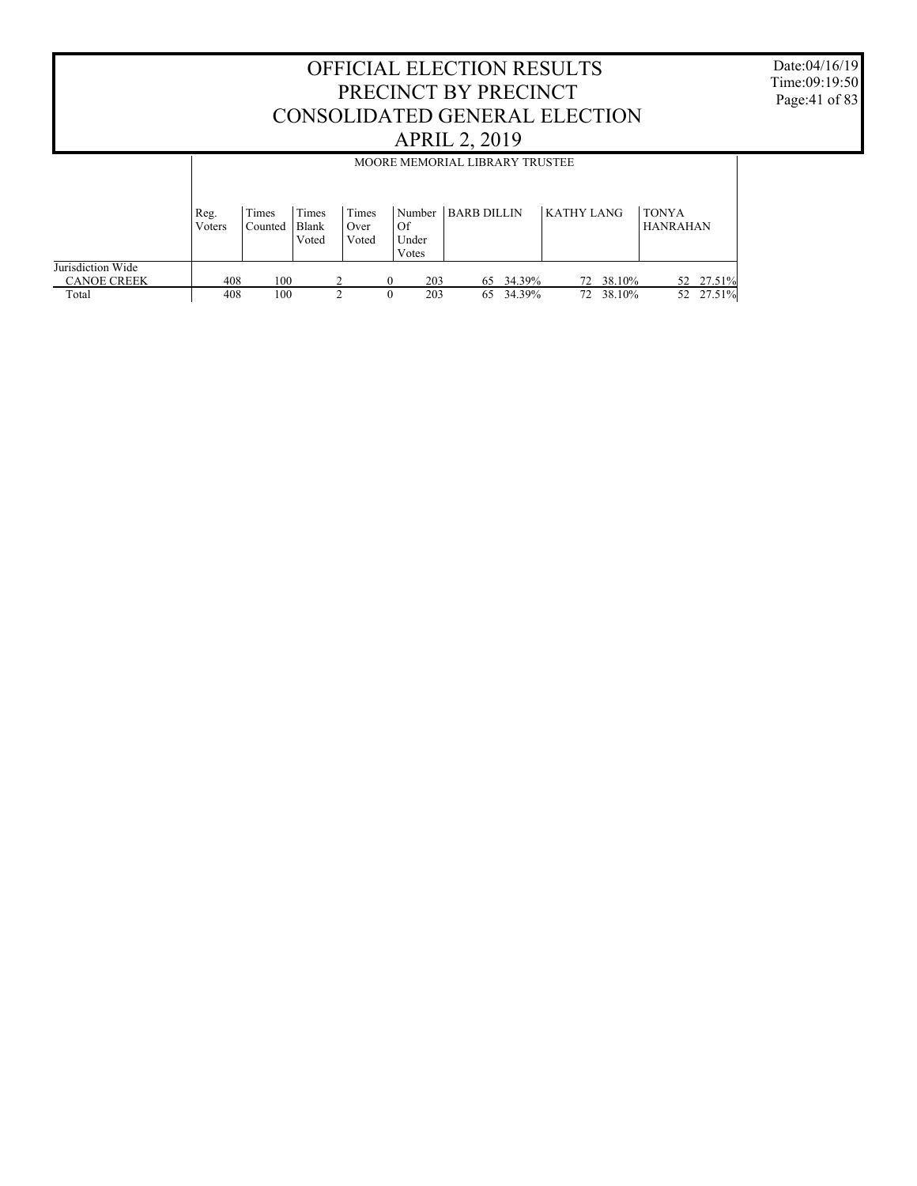# OFFICIAL ELECTION RESULTS
# PRECINCT BY PRECINCT
# CONSOLIDATED GENERAL ELECTION
# APRIL 2, 2019

Date:04/16/19
Time:09:19:50

## MOORE MEMORIAL LIBRARY TRUSTEE

| | Reg. Voters | Times Counted | Times Blank Voted | Times Over Voted | Number Of Under Votes | BARB DILLIN | | KATHY LANG | | TONYA HANRAHAN | |
|---|---|---|---|---|---|---|---|---|---|---|---|
| Jurisdiction Wide | | | | | | | | | | | |
| CANOE CREEK | 408 | 100 | 2 | 0 | 203 | 65 | 34.39% | 72 | 38.10% | 52 | 27.51% |
| Total | 408 | 100 | 2 | 0 | 203 | 65 | 34.39% | 72 | 38.10% | 52 | 27.51% |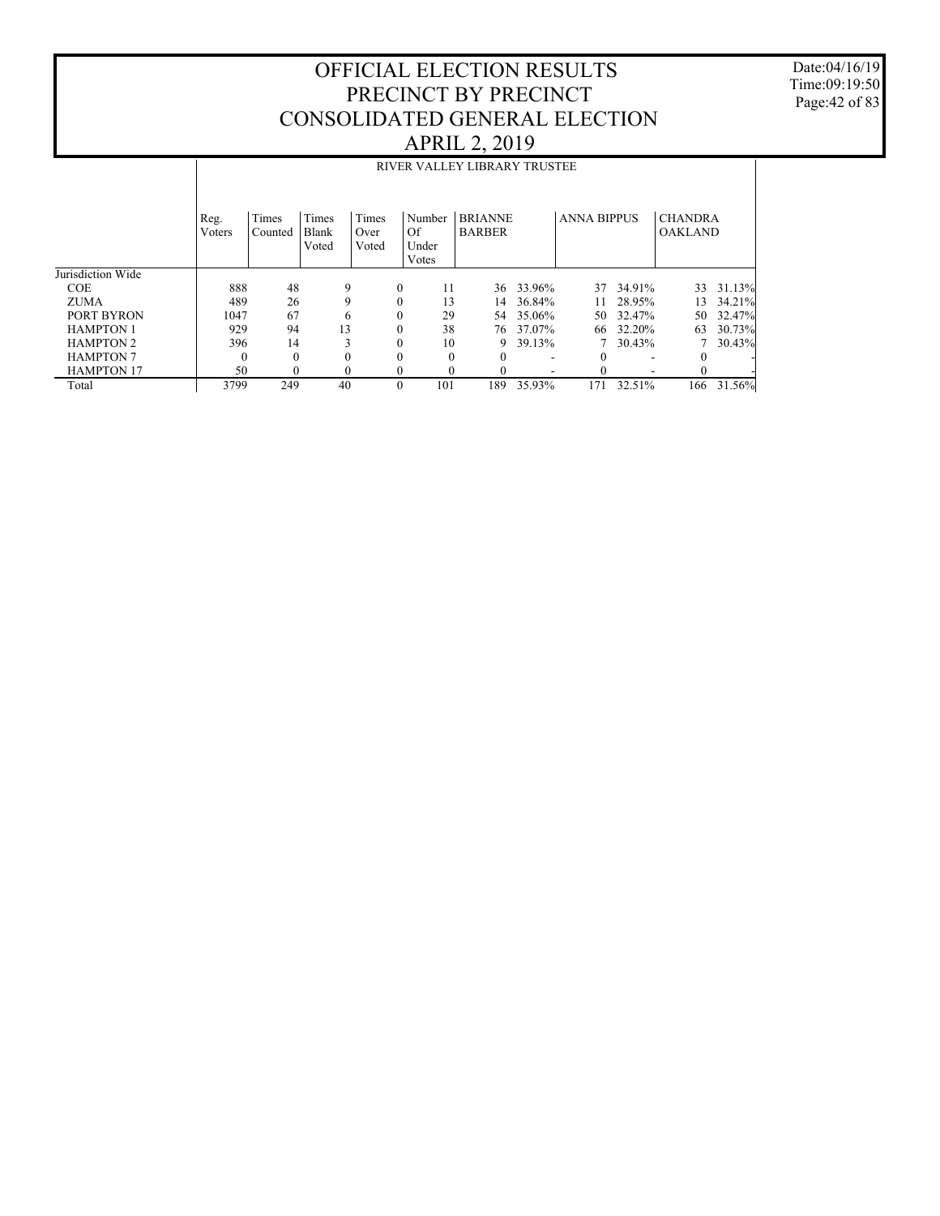# OFFICIAL ELECTION RESULTS
# PRECINCT BY PRECINCT
# CONSOLIDATED GENERAL ELECTION
# APRIL 2, 2019

## RIVER VALLEY LIBRARY TRUSTEE

| | Reg. Voters | Times Counted | Times Blank Voted | Times Over Voted | Number Of Under Votes | BRIANNE BARBER | | ANNA BIPPUS | | CHANDRA OAKLAND | |
|---|---|---|---|---|---|---|---|---|---|---|---|
| Jurisdiction Wide | | | | | | | | | | | |
| COE | 888 | 48 | 9 | 0 | 11 | 36 | 33.96% | 37 | 34.91% | 33 | 31.13% |
| ZUMA | 489 | 26 | 9 | 0 | 13 | 14 | 36.84% | 11 | 28.95% | 13 | 34.21% |
| PORT BYRON | 1047 | 67 | 6 | 0 | 29 | 54 | 35.06% | 50 | 32.47% | 50 | 32.47% |
| HAMPTON 1 | 929 | 94 | 13 | 0 | 38 | 76 | 37.07% | 66 | 32.20% | 63 | 30.73% |
| HAMPTON 2 | 396 | 14 | 3 | 0 | 10 | 9 | 39.13% | 7 | 30.43% | 7 | 30.43% |
| HAMPTON 7 | 0 | 0 | 0 | 0 | 0 | 0 | - | 0 | - | 0 | - |
| HAMPTON 17 | 50 | 0 | 0 | 0 | 0 | 0 | - | 0 | - | 0 | - |
| Total | 3799 | 249 | 40 | 0 | 101 | 189 | 35.93% | 171 | 32.51% | 166 | 31.56% |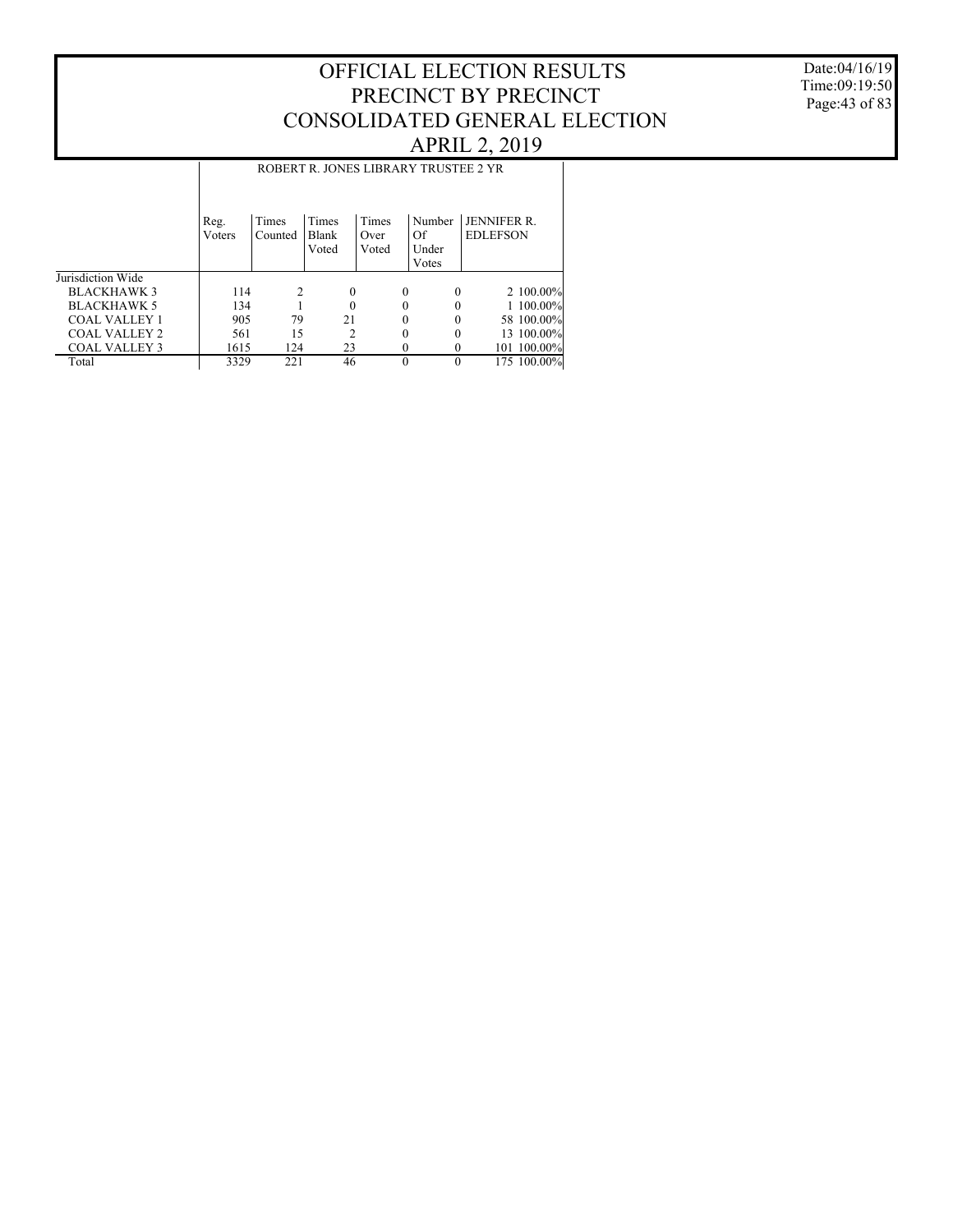# OFFICIAL ELECTION RESULTS
# PRECINCT BY PRECINCT
# CONSOLIDATED GENERAL ELECTION
# APRIL 2, 2019

Date:04/16/19
Time:09:19:50

| | ROBERT R. JONES LIBRARY TRUSTEE 2 YR | | | | | | |
|---|---|---|---|---|---|---|---|
| | Reg. Voters | Times Counted | Times Blank Voted | Times Over Voted | Number Of Under Votes | JENNIFER R. EDLEFSON | |
| Jurisdiction Wide | | | | | | | |
| BLACKHAWK 3 | 114 | 2 | 0 | 0 | 0 | 2 | 100.00% |
| BLACKHAWK 5 | 134 | 1 | 0 | 0 | 0 | 1 | 100.00% |
| COAL VALLEY 1 | 905 | 79 | 21 | 0 | 0 | 58 | 100.00% |
| COAL VALLEY 2 | 561 | 15 | 2 | 0 | 0 | 13 | 100.00% |
| COAL VALLEY 3 | 1615 | 124 | 23 | 0 | 0 | 101 | 100.00% |
| Total | 3329 | 221 | 46 | 0 | 0 | 175 | 100.00% |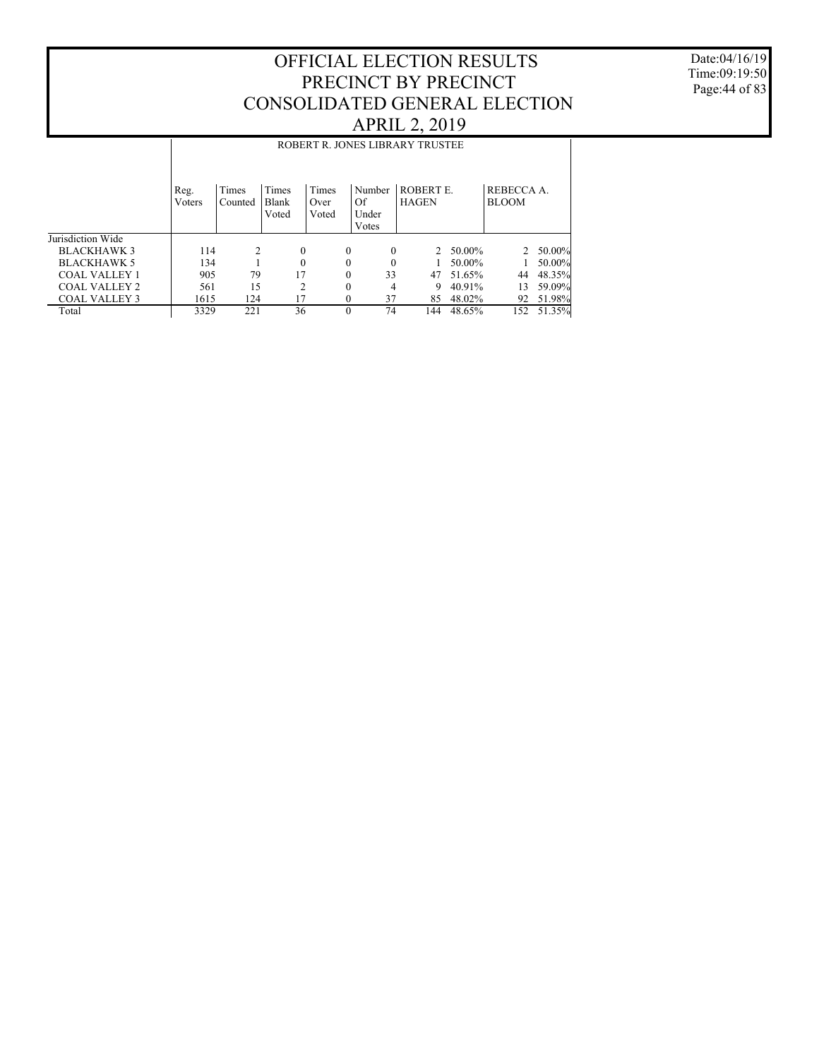# OFFICIAL ELECTION RESULTS
# PRECINCT BY PRECINCT
# CONSOLIDATED GENERAL ELECTION
# APRIL 2, 2019

Date:04/16/19
Time:09:19:50

| | ROBERT R. JONES LIBRARY TRUSTEE | | | | | | | | |
|---|---|---|---|---|---|---|---|---|---|
| | Reg. Voters | Times Counted | Times Blank Voted | Times Over Voted | Number Of Under Votes | ROBERT E. HAGEN | | REBECCA A. BLOOM | |
| Jurisdiction Wide | | | | | | | | | |
| BLACKHAWK 3 | 114 | 2 | 0 | 0 | 0 | 2 | 50.00% | 2 | 50.00% |
| BLACKHAWK 5 | 134 | 1 | 0 | 0 | 0 | 1 | 50.00% | 1 | 50.00% |
| COAL VALLEY 1 | 905 | 79 | 17 | 0 | 33 | 47 | 51.65% | 44 | 48.35% |
| COAL VALLEY 2 | 561 | 15 | 2 | 0 | 4 | 9 | 40.91% | 13 | 59.09% |
| COAL VALLEY 3 | 1615 | 124 | 17 | 0 | 37 | 85 | 48.02% | 92 | 51.98% |
| Total | 3329 | 221 | 36 | 0 | 74 | 144 | 48.65% | 152 | 51.35% |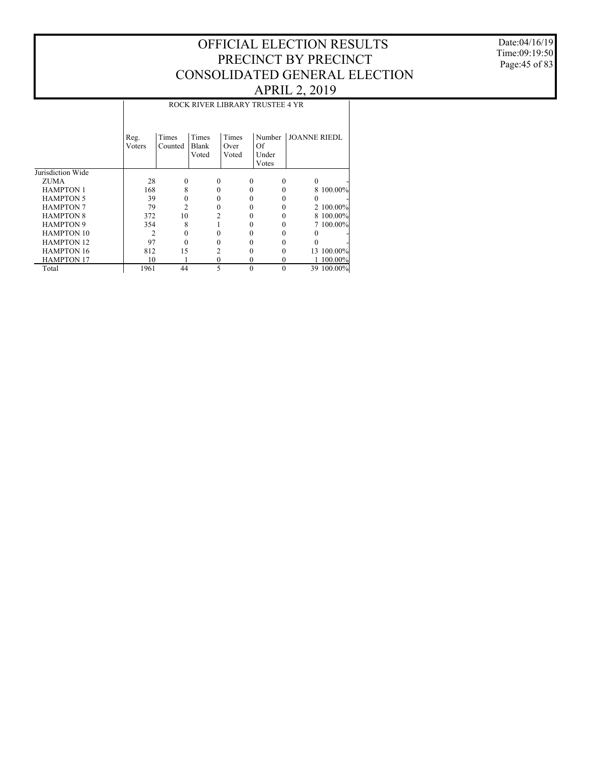# OFFICIAL ELECTION RESULTS
# PRECINCT BY PRECINCT
# CONSOLIDATED GENERAL ELECTION
# APRIL 2, 2019

Date:04/16/19
Time:09:19:50

| | ROCK RIVER LIBRARY TRUSTEE 4 YR | | | | | | |
|---|---|---|---|---|---|---|---|
| | Reg. Voters | Times Counted | Times Blank Voted | Times Over Voted | Number Of Under Votes | JOANNE RIEDL | |
| Jurisdiction Wide | | | | | | | |
| ZUMA | 28 | 0 | 0 | 0 | 0 | 0 | - |
| HAMPTON 1 | 168 | 8 | 0 | 0 | 0 | 8 | 100.00% |
| HAMPTON 5 | 39 | 0 | 0 | 0 | 0 | 0 | - |
| HAMPTON 7 | 79 | 2 | 0 | 0 | 0 | 2 | 100.00% |
| HAMPTON 8 | 372 | 10 | 2 | 0 | 0 | 8 | 100.00% |
| HAMPTON 9 | 354 | 8 | 1 | 0 | 0 | 7 | 100.00% |
| HAMPTON 10 | 2 | 0 | 0 | 0 | 0 | 0 | - |
| HAMPTON 12 | 97 | 0 | 0 | 0 | 0 | 0 | - |
| HAMPTON 16 | 812 | 15 | 2 | 0 | 0 | 13 | 100.00% |
| HAMPTON 17 | 10 | 1 | 0 | 0 | 0 | 1 | 100.00% |
| Total | 1961 | 44 | 5 | 0 | 0 | 39 | 100.00% |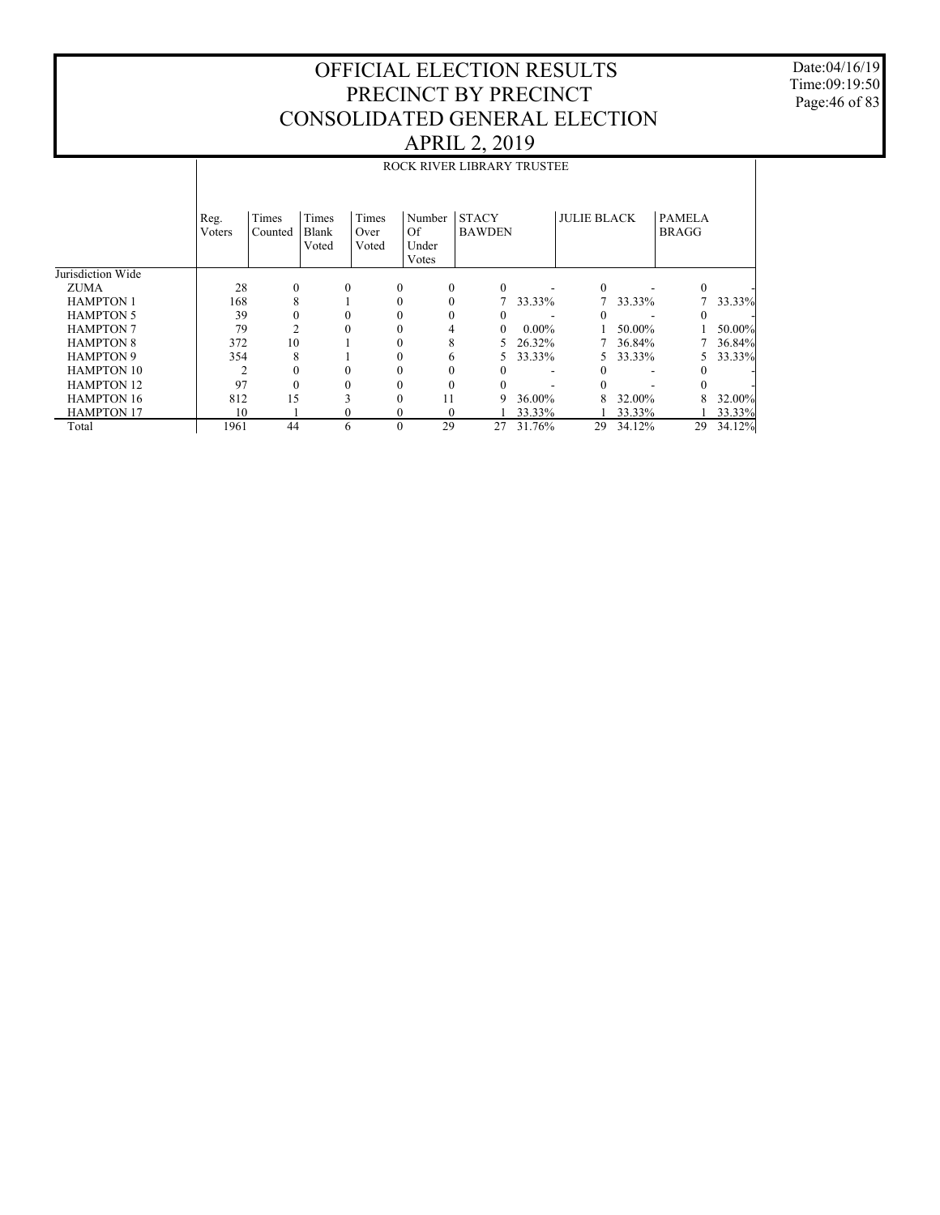# OFFICIAL ELECTION RESULTS
# PRECINCT BY PRECINCT
# CONSOLIDATED GENERAL ELECTION
# APRIL 2, 2019

Date:04/16/19
Time:09:19:50

## ROCK RIVER LIBRARY TRUSTEE

| | Reg. Voters | Times Counted | Times Blank Voted | Times Over Voted | Number Of Under Votes | STACY BAWDEN | | JULIE BLACK | | PAMELA BRAGG | |
|---|---|---|---|---|---|---|---|---|---|---|---|
| Jurisdiction Wide | | | | | | | | | | | |
| ZUMA | 28 | 0 | 0 | 0 | 0 | 0 | - | 0 | - | 0 | - |
| HAMPTON 1 | 168 | 8 | 1 | 0 | 0 | 7 | 33.33% | 7 | 33.33% | 7 | 33.33% |
| HAMPTON 5 | 39 | 0 | 0 | 0 | 0 | 0 | - | 0 | - | 0 | - |
| HAMPTON 7 | 79 | 2 | 0 | 0 | 4 | 0 | 0.00% | 1 | 50.00% | 1 | 50.00% |
| HAMPTON 8 | 372 | 10 | 1 | 0 | 8 | 5 | 26.32% | 7 | 36.84% | 7 | 36.84% |
| HAMPTON 9 | 354 | 8 | 1 | 0 | 6 | 5 | 33.33% | 5 | 33.33% | 5 | 33.33% |
| HAMPTON 10 | 2 | 0 | 0 | 0 | 0 | 0 | - | 0 | - | 0 | - |
| HAMPTON 12 | 97 | 0 | 0 | 0 | 0 | 0 | - | 0 | - | 0 | - |
| HAMPTON 16 | 812 | 15 | 3 | 0 | 11 | 9 | 36.00% | 8 | 32.00% | 8 | 32.00% |
| HAMPTON 17 | 10 | 1 | 0 | 0 | 0 | 1 | 33.33% | 1 | 33.33% | 1 | 33.33% |
| Total | 1961 | 44 | 6 | 0 | 29 | 27 | 31.76% | 29 | 34.12% | 29 | 34.12% |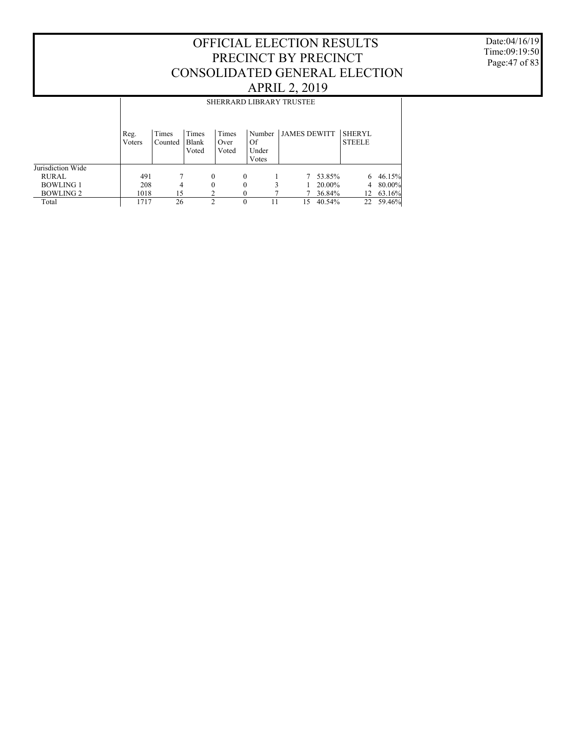# OFFICIAL ELECTION RESULTS
# PRECINCT BY PRECINCT
# CONSOLIDATED GENERAL ELECTION
# APRIL 2, 2019

Date:04/16/19
Time:09:19:50

| | SHERRARD LIBRARY TRUSTEE | | | | | | | | |
|---|---|---|---|---|---|---|---|---|---|
| | Reg. Voters | Times Counted | Times Blank Voted | Times Over Voted | Number Of Under Votes | JAMES DEWITT | | SHERYL STEELE | |
| Jurisdiction Wide | | | | | | | | | |
| RURAL | 491 | 7 | 0 | 0 | 1 | 7 | 53.85% | 6 | 46.15% |
| BOWLING 1 | 208 | 4 | 0 | 0 | 3 | 1 | 20.00% | 4 | 80.00% |
| BOWLING 2 | 1018 | 15 | 2 | 0 | 7 | 7 | 36.84% | 12 | 63.16% |
| Total | 1717 | 26 | 2 | 0 | 11 | 15 | 40.54% | 22 | 59.46% |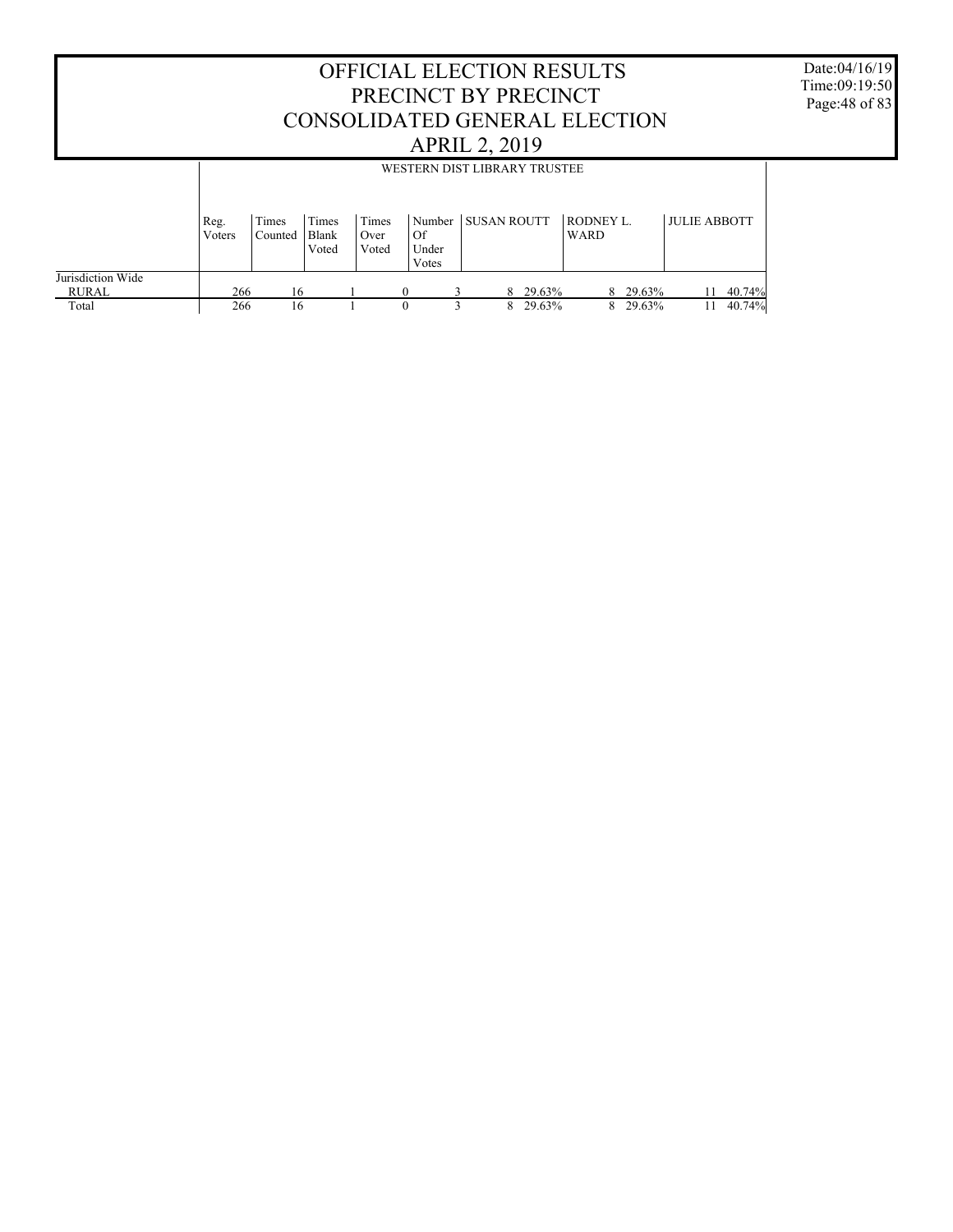# OFFICIAL ELECTION RESULTS
# PRECINCT BY PRECINCT
# CONSOLIDATED GENERAL ELECTION
# APRIL 2, 2019

Date:04/16/19
Time:09:19:50

## WESTERN DIST LIBRARY TRUSTEE

| | Reg. Voters | Times Counted | Times Blank Voted | Times Over Voted | Number Of Under Votes | SUSAN ROUTT | | RODNEY L. WARD | | JULIE ABBOTT | |
|---|---|---|---|---|---|---|---|---|---|---|---|
| Jurisdiction Wide | | | | | | | | | | | |
| RURAL | 266 | 16 | 1 | 0 | 3 | 8 | 29.63% | 8 | 29.63% | 11 | 40.74% |
| Total | 266 | 16 | 1 | 0 | 3 | 8 | 29.63% | 8 | 29.63% | 11 | 40.74% |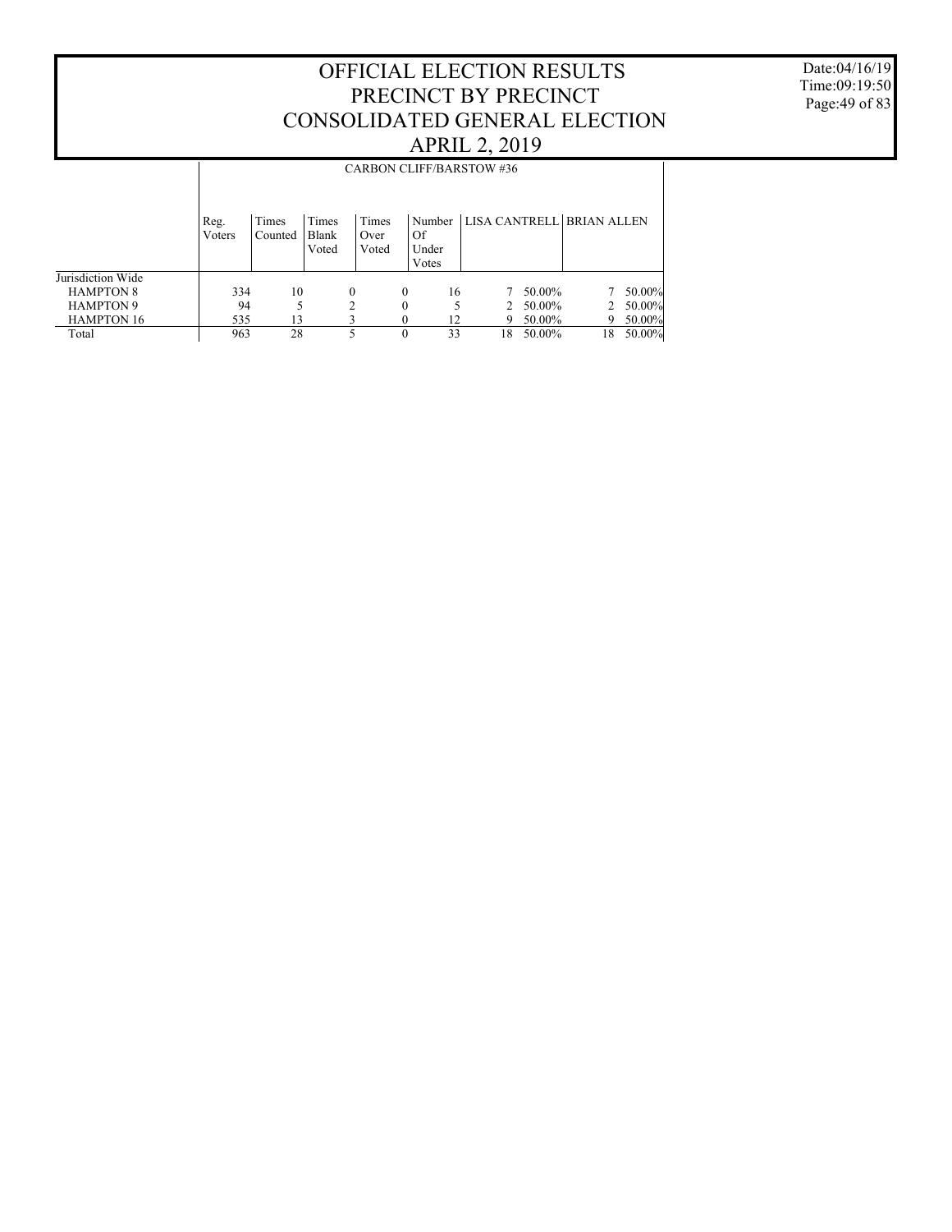# OFFICIAL ELECTION RESULTS
# PRECINCT BY PRECINCT
# CONSOLIDATED GENERAL ELECTION
# APRIL 2, 2019

Date:04/16/19
Time:09:19:50
Page:49 of 83

| | CARBON CLIFF/BARSTOW #36 | | | | | | | | |
|---|---|---|---|---|---|---|---|---|---|
| | Reg. Voters | Times Counted | Times Blank Voted | Times Over Voted | Number Of Under Votes | LISA CANTRELL | | BRIAN ALLEN | |
| Jurisdiction Wide | | | | | | | | | |
| HAMPTON 8 | 334 | 10 | 0 | 0 | 16 | 7 | 50.00% | 7 | 50.00% |
| HAMPTON 9 | 94 | 5 | 2 | 0 | 5 | 2 | 50.00% | 2 | 50.00% |
| HAMPTON 16 | 535 | 13 | 3 | 0 | 12 | 9 | 50.00% | 9 | 50.00% |
| Total | 963 | 28 | 5 | 0 | 33 | 18 | 50.00% | 18 | 50.00% |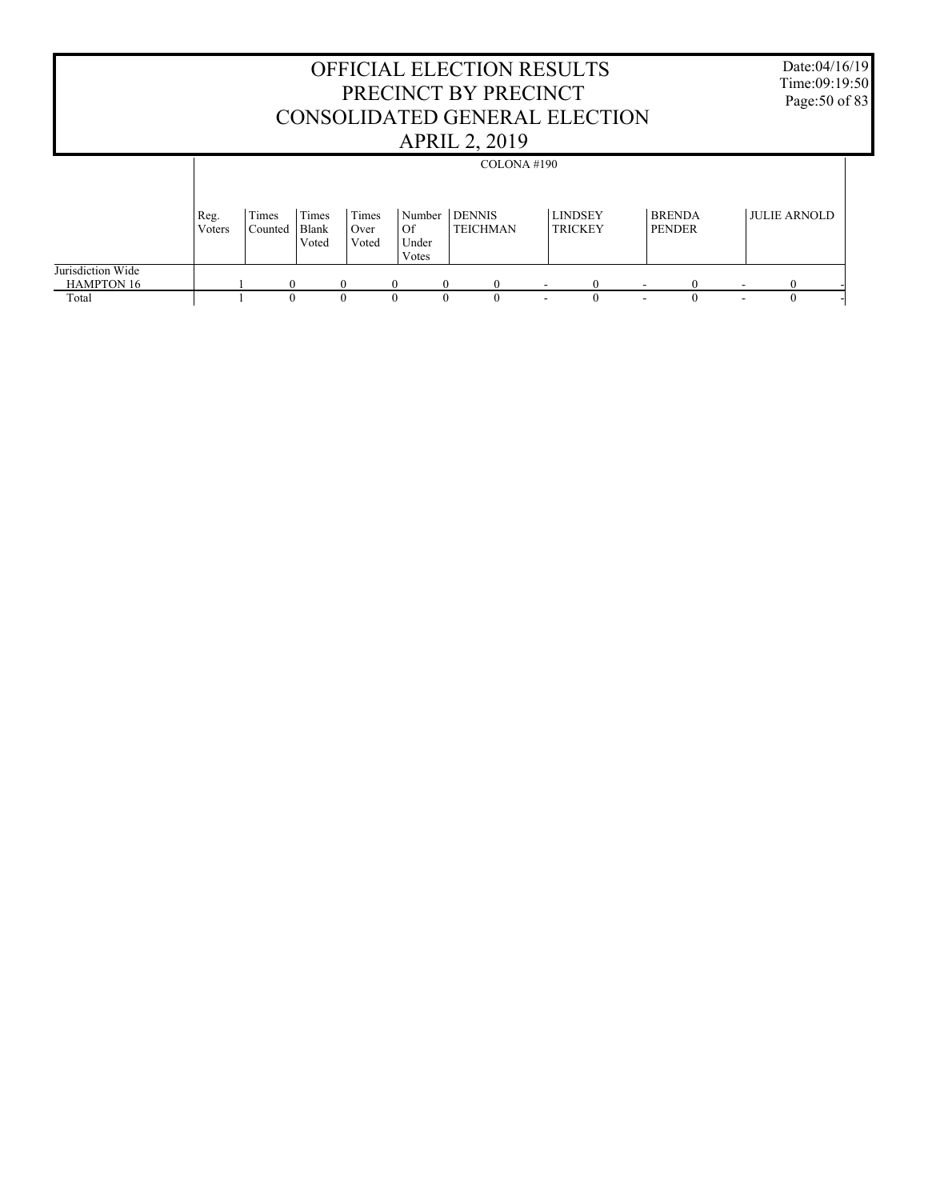# OFFICIAL ELECTION RESULTS
# PRECINCT BY PRECINCT
# CONSOLIDATED GENERAL ELECTION
# APRIL 2, 2019

Date:04/16/19
Time:09:19:50

| | COLONA #190 | | | | | | | | | | | | | |
|---|---|---|---|---|---|---|---|---|---|---|---|---|---|---|
| | Reg. Voters | Times Counted | Times Blank Voted | Times Over Voted | Number Of Under Votes | DENNIS TEICHMAN | | LINDSEY TRICKEY | | BRENDA PENDER | | JULIE ARNOLD | |
| Jurisdiction Wide | | | | | | | | | | | | | |
| HAMPTON 16 | 1 | 0 | 0 | 0 | 0 | 0 | - | 0 | - | 0 | - | 0 | - |
| Total | 1 | 0 | 0 | 0 | 0 | 0 | - | 0 | - | 0 | - | 0 | - |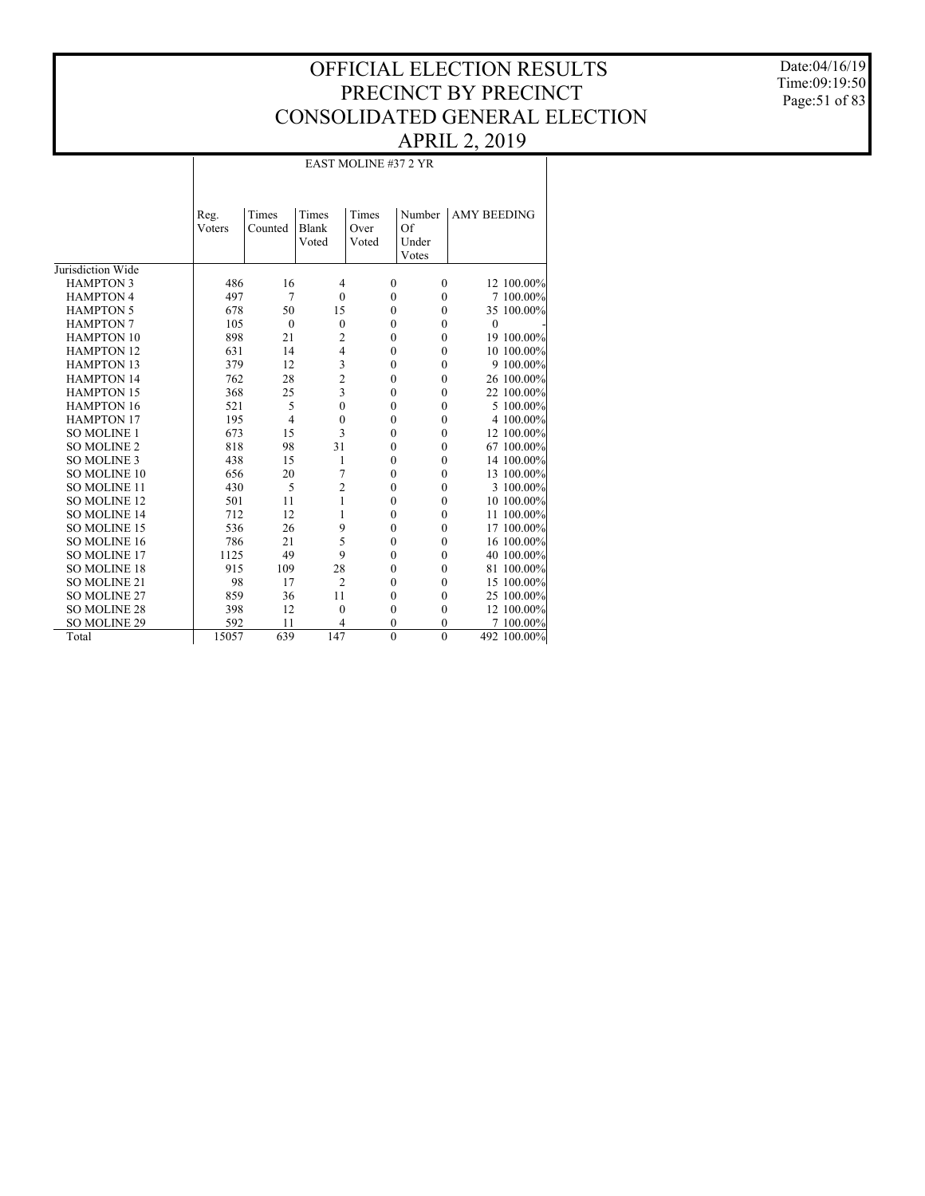# OFFICIAL ELECTION RESULTS
# PRECINCT BY PRECINCT
# CONSOLIDATED GENERAL ELECTION
# APRIL 2, 2019

Date:04/16/19
Time:09:19:50

EAST MOLINE #37 2 YR

| | Reg. Voters | Times Counted | Times Blank Voted | Times Over Voted | Number Of Under Votes | AMY BEEDING | |
|---|---|---|---|---|---|---|---|
| Jurisdiction Wide | | | | | | | |
| HAMPTON 3 | 486 | 16 | 4 | 0 | 0 | 12 | 100.00% |
| HAMPTON 4 | 497 | 7 | 0 | 0 | 0 | 7 | 100.00% |
| HAMPTON 5 | 678 | 50 | 15 | 0 | 0 | 35 | 100.00% |
| HAMPTON 7 | 105 | 0 | 0 | 0 | 0 | 0 | - |
| HAMPTON 10 | 898 | 21 | 2 | 0 | 0 | 19 | 100.00% |
| HAMPTON 12 | 631 | 14 | 4 | 0 | 0 | 10 | 100.00% |
| HAMPTON 13 | 379 | 12 | 3 | 0 | 0 | 9 | 100.00% |
| HAMPTON 14 | 762 | 28 | 2 | 0 | 0 | 26 | 100.00% |
| HAMPTON 15 | 368 | 25 | 3 | 0 | 0 | 22 | 100.00% |
| HAMPTON 16 | 521 | 5 | 0 | 0 | 0 | 5 | 100.00% |
| HAMPTON 17 | 195 | 4 | 0 | 0 | 0 | 4 | 100.00% |
| SO MOLINE 1 | 673 | 15 | 3 | 0 | 0 | 12 | 100.00% |
| SO MOLINE 2 | 818 | 98 | 31 | 0 | 0 | 67 | 100.00% |
| SO MOLINE 3 | 438 | 15 | 1 | 0 | 0 | 14 | 100.00% |
| SO MOLINE 10 | 656 | 20 | 7 | 0 | 0 | 13 | 100.00% |
| SO MOLINE 11 | 430 | 5 | 2 | 0 | 0 | 3 | 100.00% |
| SO MOLINE 12 | 501 | 11 | 1 | 0 | 0 | 10 | 100.00% |
| SO MOLINE 14 | 712 | 12 | 1 | 0 | 0 | 11 | 100.00% |
| SO MOLINE 15 | 536 | 26 | 9 | 0 | 0 | 17 | 100.00% |
| SO MOLINE 16 | 786 | 21 | 5 | 0 | 0 | 16 | 100.00% |
| SO MOLINE 17 | 1125 | 49 | 9 | 0 | 0 | 40 | 100.00% |
| SO MOLINE 18 | 915 | 109 | 28 | 0 | 0 | 81 | 100.00% |
| SO MOLINE 21 | 98 | 17 | 2 | 0 | 0 | 15 | 100.00% |
| SO MOLINE 27 | 859 | 36 | 11 | 0 | 0 | 25 | 100.00% |
| SO MOLINE 28 | 398 | 12 | 0 | 0 | 0 | 12 | 100.00% |
| SO MOLINE 29 | 592 | 11 | 4 | 0 | 0 | 7 | 100.00% |
| Total | 15057 | 639 | 147 | 0 | 0 | 492 | 100.00% |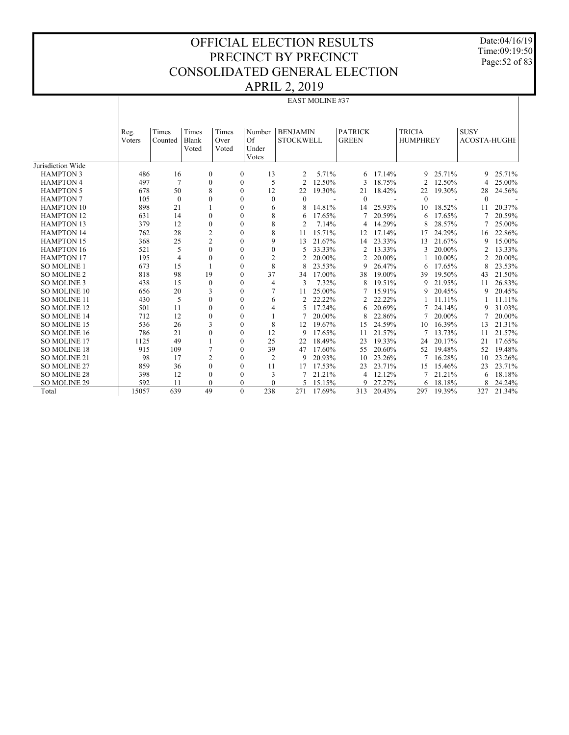# OFFICIAL ELECTION RESULTS
# PRECINCT BY PRECINCT
# CONSOLIDATED GENERAL ELECTION
# APRIL 2, 2019

Date:04/16/19
Time:09:19:50

## EAST MOLINE #37

| | Reg. Voters | Times Counted | Times Blank Voted | Times Over Voted | Number Of Under Votes | BENJAMIN STOCKWELL | | PATRICK GREEN | | TRICIA HUMPHREY | | SUSY ACOSTA-HUGHE | |
|---|---|---|---|---|---|---|---|---|---|---|---|---|---|
| Jurisdiction Wide | | | | | | | | | | | | | |
| HAMPTON 3 | 486 | 16 | 0 | 0 | 13 | 2 | 5.71% | 6 | 17.14% | 9 | 25.71% | 9 | 25.71% |
| HAMPTON 4 | 497 | 7 | 0 | 0 | 5 | 2 | 12.50% | 3 | 18.75% | 2 | 12.50% | 4 | 25.00% |
| HAMPTON 5 | 678 | 50 | 8 | 0 | 12 | 22 | 19.30% | 21 | 18.42% | 22 | 19.30% | 28 | 24.56% |
| HAMPTON 7 | 105 | 0 | 0 | 0 | 0 | 0 | - | 0 | - | 0 | - | 0 | - |
| HAMPTON 10 | 898 | 21 | 1 | 0 | 6 | 8 | 14.81% | 14 | 25.93% | 10 | 18.52% | 11 | 20.37% |
| HAMPTON 12 | 631 | 14 | 0 | 0 | 8 | 6 | 17.65% | 7 | 20.59% | 6 | 17.65% | 7 | 20.59% |
| HAMPTON 13 | 379 | 12 | 0 | 0 | 8 | 2 | 7.14% | 4 | 14.29% | 8 | 28.57% | 7 | 25.00% |
| HAMPTON 14 | 762 | 28 | 2 | 0 | 8 | 11 | 15.71% | 12 | 17.14% | 17 | 24.29% | 16 | 22.86% |
| HAMPTON 15 | 368 | 25 | 2 | 0 | 9 | 13 | 21.67% | 14 | 23.33% | 13 | 21.67% | 9 | 15.00% |
| HAMPTON 16 | 521 | 5 | 0 | 0 | 0 | 5 | 33.33% | 2 | 13.33% | 3 | 20.00% | 2 | 13.33% |
| HAMPTON 17 | 195 | 4 | 0 | 0 | 2 | 2 | 20.00% | 2 | 20.00% | 1 | 10.00% | 2 | 20.00% |
| SO MOLINE 1 | 673 | 15 | 1 | 0 | 8 | 8 | 23.53% | 9 | 26.47% | 6 | 17.65% | 8 | 23.53% |
| SO MOLINE 2 | 818 | 98 | 19 | 0 | 37 | 34 | 17.00% | 38 | 19.00% | 39 | 19.50% | 43 | 21.50% |
| SO MOLINE 3 | 438 | 15 | 0 | 0 | 4 | 3 | 7.32% | 8 | 19.51% | 9 | 21.95% | 11 | 26.83% |
| SO MOLINE 10 | 656 | 20 | 3 | 0 | 7 | 11 | 25.00% | 7 | 15.91% | 9 | 20.45% | 9 | 20.45% |
| SO MOLINE 11 | 430 | 5 | 0 | 0 | 6 | 2 | 22.22% | 2 | 22.22% | 1 | 11.11% | 1 | 11.11% |
| SO MOLINE 12 | 501 | 11 | 0 | 0 | 4 | 5 | 17.24% | 6 | 20.69% | 7 | 24.14% | 9 | 31.03% |
| SO MOLINE 14 | 712 | 12 | 0 | 0 | 1 | 7 | 20.00% | 8 | 22.86% | 7 | 20.00% | 7 | 20.00% |
| SO MOLINE 15 | 536 | 26 | 3 | 0 | 8 | 12 | 19.67% | 15 | 24.59% | 10 | 16.39% | 13 | 21.31% |
| SO MOLINE 16 | 786 | 21 | 0 | 0 | 12 | 9 | 17.65% | 11 | 21.57% | 7 | 13.73% | 11 | 21.57% |
| SO MOLINE 17 | 1125 | 49 | 1 | 0 | 25 | 22 | 18.49% | 23 | 19.33% | 24 | 20.17% | 21 | 17.65% |
| SO MOLINE 18 | 915 | 109 | 7 | 0 | 39 | 47 | 17.60% | 55 | 20.60% | 52 | 19.48% | 52 | 19.48% |
| SO MOLINE 21 | 98 | 17 | 2 | 0 | 2 | 9 | 20.93% | 10 | 23.26% | 7 | 16.28% | 10 | 23.26% |
| SO MOLINE 27 | 859 | 36 | 0 | 0 | 11 | 17 | 17.53% | 23 | 23.71% | 15 | 15.46% | 23 | 23.71% |
| SO MOLINE 28 | 398 | 12 | 0 | 0 | 3 | 7 | 21.21% | 4 | 12.12% | 7 | 21.21% | 6 | 18.18% |
| SO MOLINE 29 | 592 | 11 | 0 | 0 | 0 | 5 | 15.15% | 9 | 27.27% | 6 | 18.18% | 8 | 24.24% |
| Total | 15057 | 639 | 49 | 0 | 238 | 271 | 17.69% | 313 | 20.43% | 297 | 19.39% | 327 | 21.34% |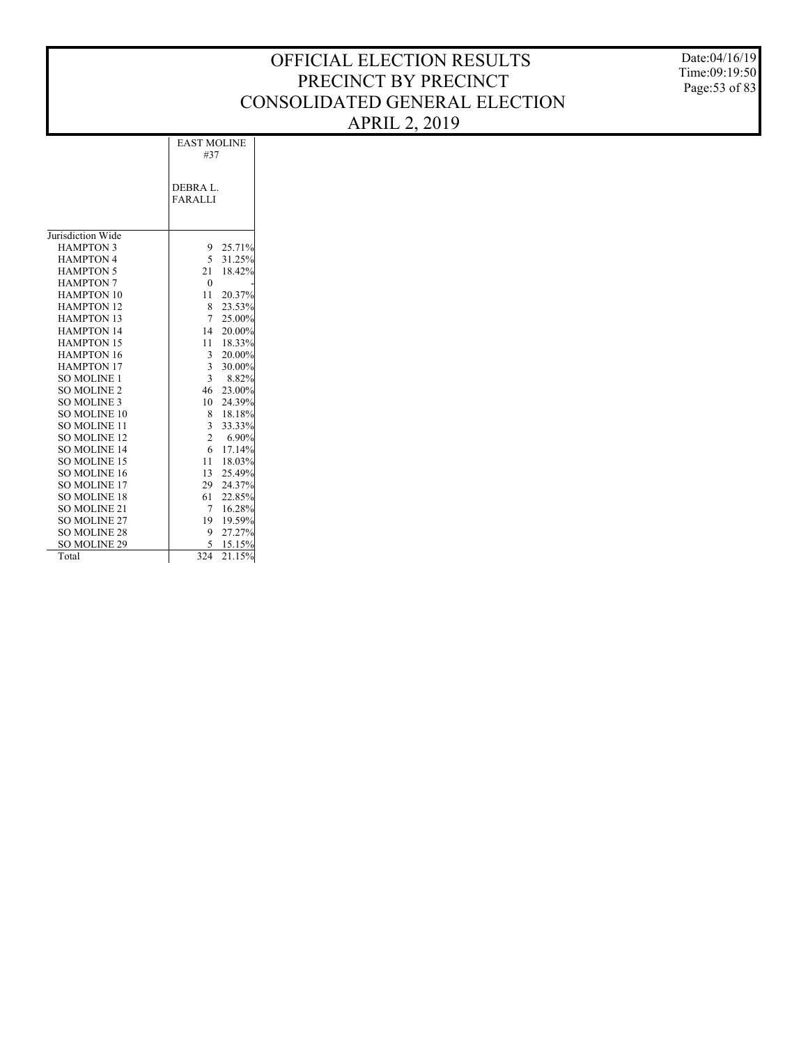# OFFICIAL ELECTION RESULTS
# PRECINCT BY PRECINCT
# CONSOLIDATED GENERAL ELECTION
# APRIL 2, 2019

Date:04/16/19
Time:09:19:50

| | EAST MOLINE #37 | |
|---|---|---|
| | DEBRA L. FARALLI | |
| Jurisdiction Wide | | |
| HAMPTON 3 | 9 | 25.71% |
| HAMPTON 4 | 5 | 31.25% |
| HAMPTON 5 | 21 | 18.42% |
| HAMPTON 7 | 0 | - |
| HAMPTON 10 | 11 | 20.37% |
| HAMPTON 12 | 8 | 23.53% |
| HAMPTON 13 | 7 | 25.00% |
| HAMPTON 14 | 14 | 20.00% |
| HAMPTON 15 | 11 | 18.33% |
| HAMPTON 16 | 3 | 20.00% |
| HAMPTON 17 | 3 | 30.00% |
| SO MOLINE 1 | 3 | 8.82% |
| SO MOLINE 2 | 46 | 23.00% |
| SO MOLINE 3 | 10 | 24.39% |
| SO MOLINE 10 | 8 | 18.18% |
| SO MOLINE 11 | 3 | 33.33% |
| SO MOLINE 12 | 2 | 6.90% |
| SO MOLINE 14 | 6 | 17.14% |
| SO MOLINE 15 | 11 | 18.03% |
| SO MOLINE 16 | 13 | 25.49% |
| SO MOLINE 17 | 29 | 24.37% |
| SO MOLINE 18 | 61 | 22.85% |
| SO MOLINE 21 | 7 | 16.28% |
| SO MOLINE 27 | 19 | 19.59% |
| SO MOLINE 28 | 9 | 27.27% |
| SO MOLINE 29 | 5 | 15.15% |
| Total | 324 | 21.15% |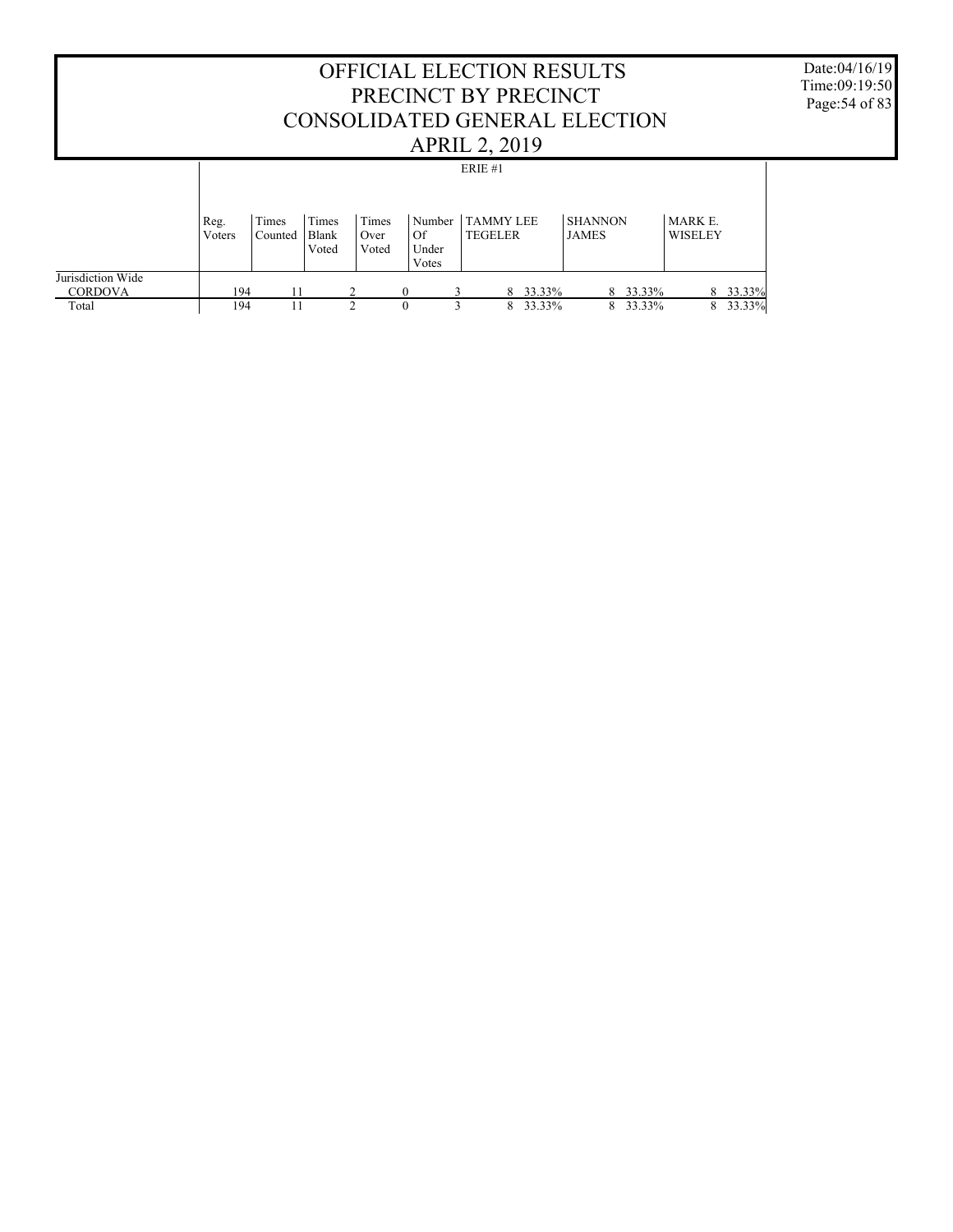# OFFICIAL ELECTION RESULTS
# PRECINCT BY PRECINCT
# CONSOLIDATED GENERAL ELECTION
# APRIL 2, 2019

Date:04/16/19
Time:09:19:50

ERIE #1

| | Reg. Voters | Times Counted | Times Blank Voted | Times Over Voted | Number Of Under Votes | TAMMY LEE TEGELER | | SHANNON JAMES | | MARK E. WISELEY | |
|---|---|---|---|---|---|---|---|---|---|---|---|
| Jurisdiction Wide | | | | | | | | | | | |
| CORDOVA | 194 | 11 | 2 | 0 | 3 | 8 | 33.33% | 8 | 33.33% | 8 | 33.33% |
| Total | 194 | 11 | 2 | 0 | 3 | 8 | 33.33% | 8 | 33.33% | 8 | 33.33% |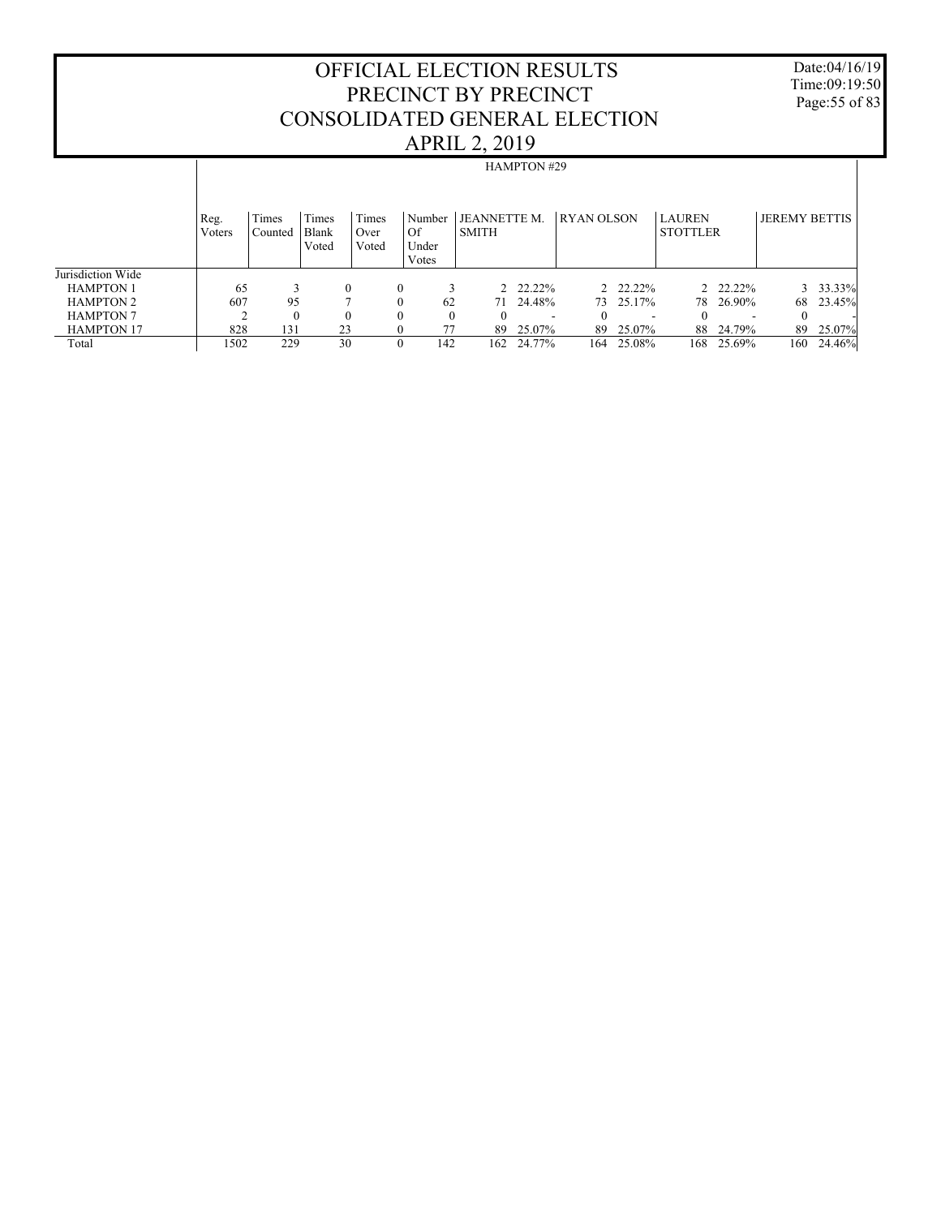# OFFICIAL ELECTION RESULTS
# PRECINCT BY PRECINCT
# CONSOLIDATED GENERAL ELECTION
# APRIL 2, 2019

Date:04/16/19
Time:09:19:50

HAMPTON #29

| | Reg. Voters | Times Counted | Times Blank Voted | Times Over Voted | Number Of Under Votes | JEANNETTE M. SMITH | | RYAN OLSON | | LAUREN STOTTLER | | JEREMY BETTIS | |
|---|---|---|---|---|---|---|---|---|---|---|---|---|---|
| Jurisdiction Wide | | | | | | | | | | | | | |
| HAMPTON 1 | 65 | 3 | 0 | 0 | 3 | 2 | 22.22% | 2 | 22.22% | 2 | 22.22% | 3 | 33.33% |
| HAMPTON 2 | 607 | 95 | 7 | 0 | 62 | 71 | 24.48% | 73 | 25.17% | 78 | 26.90% | 68 | 23.45% |
| HAMPTON 7 | 2 | 0 | 0 | 0 | 0 | 0 | - | 0 | - | 0 | - | 0 | - |
| HAMPTON 17 | 828 | 131 | 23 | 0 | 77 | 89 | 25.07% | 89 | 25.07% | 88 | 24.79% | 89 | 25.07% |
| Total | 1502 | 229 | 30 | 0 | 142 | 162 | 24.77% | 164 | 25.08% | 168 | 25.69% | 160 | 24.46% |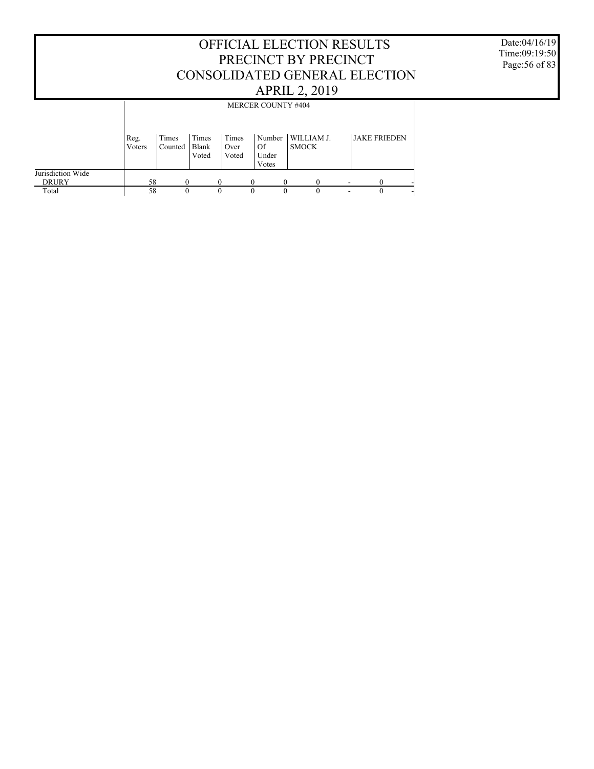# OFFICIAL ELECTION RESULTS
# PRECINCT BY PRECINCT
# CONSOLIDATED GENERAL ELECTION
# APRIL 2, 2019

Date:04/16/19
Time:09:19:50
Page:56 of 83

| | MERCER COUNTY #404 | | | | | | | | |
|---|---|---|---|---|---|---|---|---|---|
| | Reg. Voters | Times Counted | Times Blank Voted | Times Over Voted | Number Of Under Votes | WILLIAM J. SMOCK | | JAKE FRIEDEN | |
| Jurisdiction Wide | | | | | | | | | |
| DRURY | 58 | 0 | 0 | 0 | 0 | 0 | - | 0 | - |
| Total | 58 | 0 | 0 | 0 | 0 | 0 | - | 0 | - |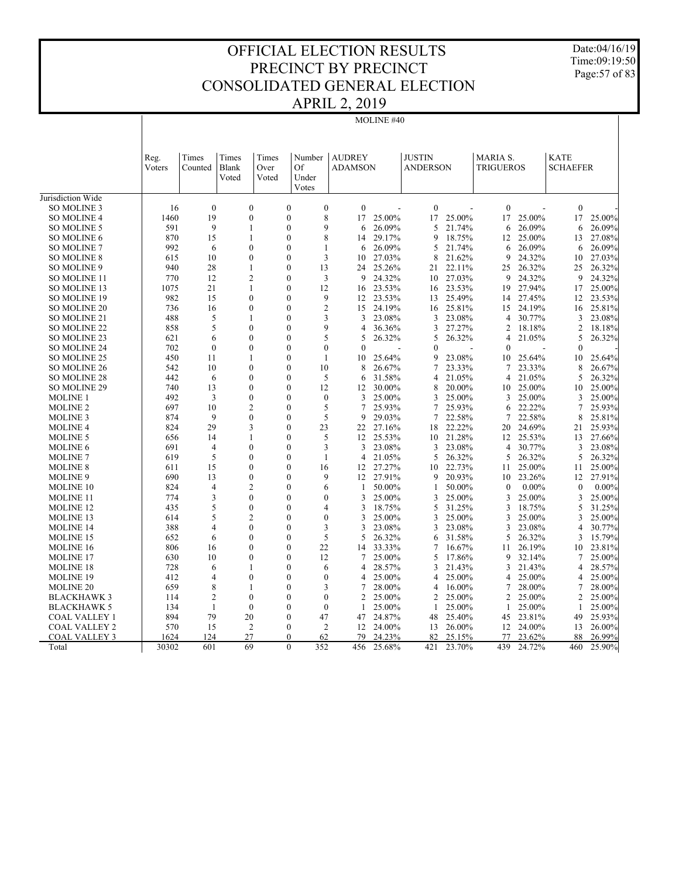# OFFICIAL ELECTION RESULTS
# PRECINCT BY PRECINCT
# CONSOLIDATED GENERAL ELECTION
# APRIL 2, 2019

Date:04/16/19
Time:09:19:50

MOLINE #40

| | Reg. Voters | Times Counted | Times Blank Voted | Times Over Voted | Number Of Under Votes | AUDREY ADAMSON | | JUSTIN ANDERSON | | MARIA S. TRIGUEROS | | KATE SCHAEFER | |
|---|---|---|---|---|---|---|---|---|---|---|---|---|---|
| Jurisdiction Wide | | | | | | | | | | | | | |
| SO MOLINE 3 | 16 | 0 | 0 | 0 | 0 | 0 | - | 0 | - | 0 | - | 0 | - |
| SO MOLINE 4 | 1460 | 19 | 0 | 0 | 8 | 17 | 25.00% | 17 | 25.00% | 17 | 25.00% | 17 | 25.00% |
| SO MOLINE 5 | 591 | 9 | 1 | 0 | 9 | 6 | 26.09% | 5 | 21.74% | 6 | 26.09% | 6 | 26.09% |
| SO MOLINE 6 | 870 | 15 | 1 | 0 | 8 | 14 | 29.17% | 9 | 18.75% | 12 | 25.00% | 13 | 27.08% |
| SO MOLINE 7 | 992 | 6 | 0 | 0 | 1 | 6 | 26.09% | 5 | 21.74% | 6 | 26.09% | 6 | 26.09% |
| SO MOLINE 8 | 615 | 10 | 0 | 0 | 3 | 10 | 27.03% | 8 | 21.62% | 9 | 24.32% | 10 | 27.03% |
| SO MOLINE 9 | 940 | 28 | 1 | 0 | 13 | 24 | 25.26% | 21 | 22.11% | 25 | 26.32% | 25 | 26.32% |
| SO MOLINE 11 | 770 | 12 | 2 | 0 | 3 | 9 | 24.32% | 10 | 27.03% | 9 | 24.32% | 9 | 24.32% |
| SO MOLINE 13 | 1075 | 21 | 1 | 0 | 12 | 16 | 23.53% | 16 | 23.53% | 19 | 27.94% | 17 | 25.00% |
| SO MOLINE 19 | 982 | 15 | 0 | 0 | 9 | 12 | 23.53% | 13 | 25.49% | 14 | 27.45% | 12 | 23.53% |
| SO MOLINE 20 | 736 | 16 | 0 | 0 | 2 | 15 | 24.19% | 16 | 25.81% | 15 | 24.19% | 16 | 25.81% |
| SO MOLINE 21 | 488 | 5 | 1 | 0 | 3 | 3 | 23.08% | 3 | 23.08% | 4 | 30.77% | 3 | 23.08% |
| SO MOLINE 22 | 858 | 5 | 0 | 0 | 9 | 4 | 36.36% | 3 | 27.27% | 2 | 18.18% | 2 | 18.18% |
| SO MOLINE 23 | 621 | 6 | 0 | 0 | 5 | 5 | 26.32% | 5 | 26.32% | 4 | 21.05% | 5 | 26.32% |
| SO MOLINE 24 | 702 | 0 | 0 | 0 | 0 | 0 | - | 0 | - | 0 | - | 0 | - |
| SO MOLINE 25 | 450 | 11 | 1 | 0 | 1 | 10 | 25.64% | 9 | 23.08% | 10 | 25.64% | 10 | 25.64% |
| SO MOLINE 26 | 542 | 10 | 0 | 0 | 10 | 8 | 26.67% | 7 | 23.33% | 7 | 23.33% | 8 | 26.67% |
| SO MOLINE 28 | 442 | 6 | 0 | 0 | 5 | 6 | 31.58% | 4 | 21.05% | 4 | 21.05% | 5 | 26.32% |
| SO MOLINE 29 | 740 | 13 | 0 | 0 | 12 | 12 | 30.00% | 8 | 20.00% | 10 | 25.00% | 10 | 25.00% |
| MOLINE 1 | 492 | 3 | 0 | 0 | 0 | 3 | 25.00% | 3 | 25.00% | 3 | 25.00% | 3 | 25.00% |
| MOLINE 2 | 697 | 10 | 2 | 0 | 5 | 7 | 25.93% | 7 | 25.93% | 6 | 22.22% | 7 | 25.93% |
| MOLINE 3 | 874 | 9 | 0 | 0 | 5 | 9 | 29.03% | 7 | 22.58% | 7 | 22.58% | 8 | 25.81% |
| MOLINE 4 | 824 | 29 | 3 | 0 | 23 | 22 | 27.16% | 18 | 22.22% | 20 | 24.69% | 21 | 25.93% |
| MOLINE 5 | 656 | 14 | 1 | 0 | 5 | 12 | 25.53% | 10 | 21.28% | 12 | 25.53% | 13 | 27.66% |
| MOLINE 6 | 691 | 4 | 0 | 0 | 3 | 3 | 23.08% | 3 | 23.08% | 4 | 30.77% | 3 | 23.08% |
| MOLINE 7 | 619 | 5 | 0 | 0 | 1 | 4 | 21.05% | 5 | 26.32% | 5 | 26.32% | 5 | 26.32% |
| MOLINE 8 | 611 | 15 | 0 | 0 | 16 | 12 | 27.27% | 10 | 22.73% | 11 | 25.00% | 11 | 25.00% |
| MOLINE 9 | 690 | 13 | 0 | 0 | 9 | 12 | 27.91% | 9 | 20.93% | 10 | 23.26% | 12 | 27.91% |
| MOLINE 10 | 824 | 4 | 2 | 0 | 6 | 1 | 50.00% | 1 | 50.00% | 0 | 0.00% | 0 | 0.00% |
| MOLINE 11 | 774 | 3 | 0 | 0 | 0 | 3 | 25.00% | 3 | 25.00% | 3 | 25.00% | 3 | 25.00% |
| MOLINE 12 | 435 | 5 | 0 | 0 | 4 | 3 | 18.75% | 5 | 31.25% | 3 | 18.75% | 5 | 31.25% |
| MOLINE 13 | 614 | 5 | 2 | 0 | 0 | 3 | 25.00% | 3 | 25.00% | 3 | 25.00% | 3 | 25.00% |
| MOLINE 14 | 388 | 4 | 0 | 0 | 3 | 3 | 23.08% | 3 | 23.08% | 3 | 23.08% | 4 | 30.77% |
| MOLINE 15 | 652 | 6 | 0 | 0 | 5 | 5 | 26.32% | 6 | 31.58% | 5 | 26.32% | 3 | 15.79% |
| MOLINE 16 | 806 | 16 | 0 | 0 | 22 | 14 | 33.33% | 7 | 16.67% | 11 | 26.19% | 10 | 23.81% |
| MOLINE 17 | 630 | 10 | 0 | 0 | 12 | 7 | 25.00% | 5 | 17.86% | 9 | 32.14% | 7 | 25.00% |
| MOLINE 18 | 728 | 6 | 1 | 0 | 6 | 4 | 28.57% | 3 | 21.43% | 3 | 21.43% | 4 | 28.57% |
| MOLINE 19 | 412 | 4 | 0 | 0 | 0 | 4 | 25.00% | 4 | 25.00% | 4 | 25.00% | 4 | 25.00% |
| MOLINE 20 | 659 | 8 | 1 | 0 | 3 | 7 | 28.00% | 4 | 16.00% | 7 | 28.00% | 7 | 28.00% |
| BLACKHAWK 3 | 114 | 2 | 0 | 0 | 0 | 2 | 25.00% | 2 | 25.00% | 2 | 25.00% | 2 | 25.00% |
| BLACKHAWK 5 | 134 | 1 | 0 | 0 | 0 | 1 | 25.00% | 1 | 25.00% | 1 | 25.00% | 1 | 25.00% |
| COAL VALLEY 1 | 894 | 79 | 20 | 0 | 47 | 47 | 24.87% | 48 | 25.40% | 45 | 23.81% | 49 | 25.93% |
| COAL VALLEY 2 | 570 | 15 | 2 | 0 | 2 | 12 | 24.00% | 13 | 26.00% | 12 | 24.00% | 13 | 26.00% |
| COAL VALLEY 3 | 1624 | 124 | 27 | 0 | 62 | 79 | 24.23% | 82 | 25.15% | 77 | 23.62% | 88 | 26.99% |
| Total | 30302 | 601 | 69 | 0 | 352 | 456 | 25.68% | 421 | 23.70% | 439 | 24.72% | 460 | 25.90% |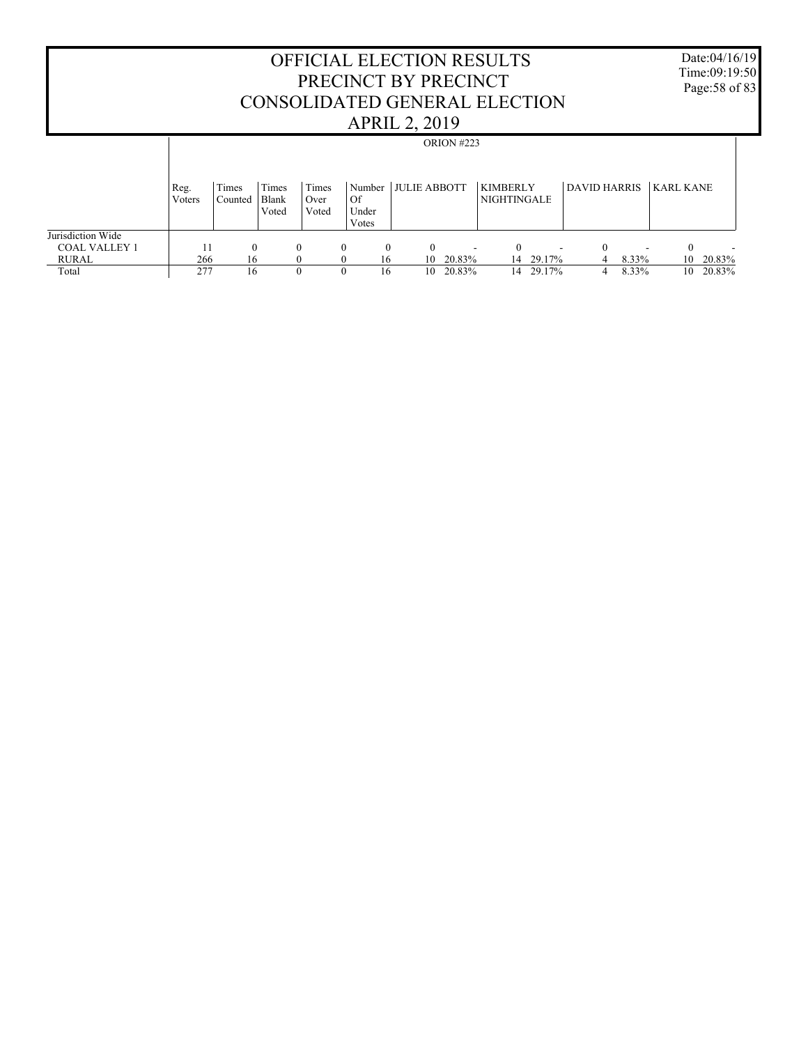# OFFICIAL ELECTION RESULTS
# PRECINCT BY PRECINCT
# CONSOLIDATED GENERAL ELECTION
# APRIL 2, 2019

Date:04/16/19
Time:09:19:50

ORION #223

| | Reg. Voters | Times Counted | Times Blank Voted | Times Over Voted | Number Of Under Votes | JULIE ABBOTT | | KIMBERLY NIGHTINGALE | | DAVID HARRIS | | KARL KANE | |
|---|---|---|---|---|---|---|---|---|---|---|---|---|---|
| Jurisdiction Wide | | | | | | | | | | | | | |
| COAL VALLEY 1 | 11 | 0 | 0 | 0 | 0 | 0 | - | 0 | - | 0 | - | 0 | - |
| RURAL | 266 | 16 | 0 | 0 | 16 | 10 | 20.83% | 14 | 29.17% | 4 | 8.33% | 10 | 20.83% |
| Total | 277 | 16 | 0 | 0 | 16 | 10 | 20.83% | 14 | 29.17% | 4 | 8.33% | 10 | 20.83% |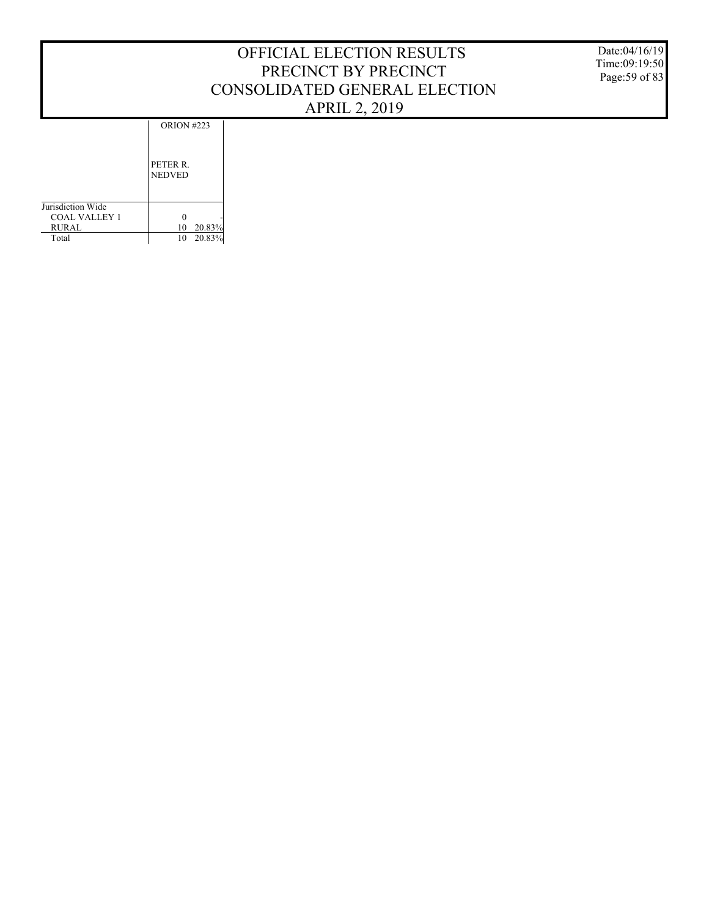# OFFICIAL ELECTION RESULTS
# PRECINCT BY PRECINCT
# CONSOLIDATED GENERAL ELECTION
# APRIL 2, 2019

Date:04/16/19
Time:09:19:50

| | ORION #223 | |
|---|---|---|
| | PETER R. NEDVED | |
| Jurisdiction Wide | | |
| COAL VALLEY 1 | 0 | - |
| RURAL | 10 | 20.83% |
| Total | 10 | 20.83% |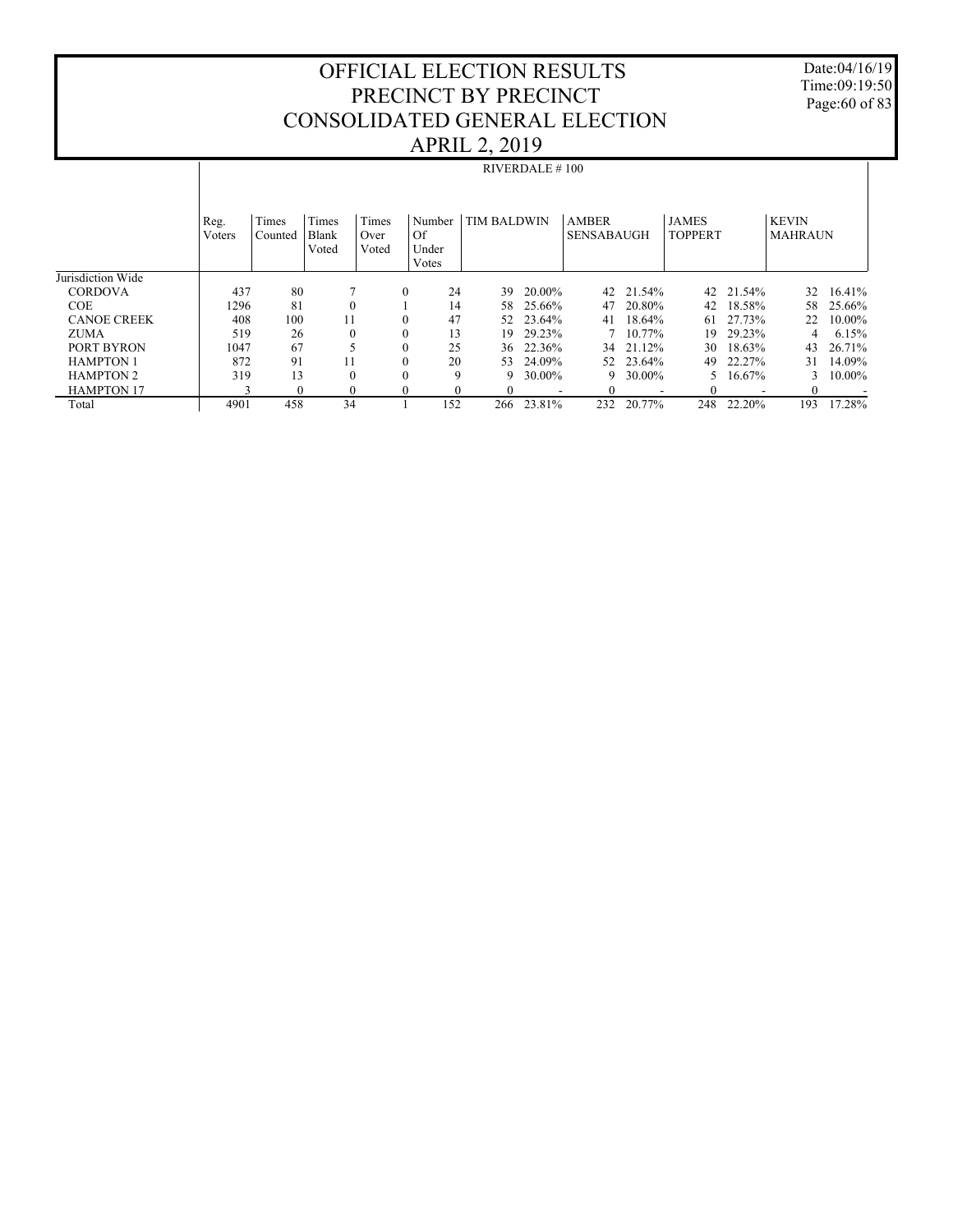# OFFICIAL ELECTION RESULTS
# PRECINCT BY PRECINCT
# CONSOLIDATED GENERAL ELECTION
# APRIL 2, 2019

Date:04/16/19
Time:09:19:50

| | RIVERDALE # 100 | | | | | | | | | | | | | |
|---|---|---|---|---|---|---|---|---|---|---|---|---|---|---|
| | Reg. Voters | Times Counted | Times Blank Voted | Times Over Voted | Number Of Under Votes | TIM BALDWIN | | AMBER SENSABAUGH | | JAMES TOPPERT | | KEVIN MAHRAUN | |
| Jurisdiction Wide | | | | | | | | | | | | | |
| CORDOVA | 437 | 80 | 7 | 0 | 24 | 39 | 20.00% | 42 | 21.54% | 42 | 21.54% | 32 | 16.41% |
| COE | 1296 | 81 | 0 | 1 | 14 | 58 | 25.66% | 47 | 20.80% | 42 | 18.58% | 58 | 25.66% |
| CANOE CREEK | 408 | 100 | 11 | 0 | 47 | 52 | 23.64% | 41 | 18.64% | 61 | 27.73% | 22 | 10.00% |
| ZUMA | 519 | 26 | 0 | 0 | 13 | 19 | 29.23% | 7 | 10.77% | 19 | 29.23% | 4 | 6.15% |
| PORT BYRON | 1047 | 67 | 5 | 0 | 25 | 36 | 22.36% | 34 | 21.12% | 30 | 18.63% | 43 | 26.71% |
| HAMPTON 1 | 872 | 91 | 11 | 0 | 20 | 53 | 24.09% | 52 | 23.64% | 49 | 22.27% | 31 | 14.09% |
| HAMPTON 2 | 319 | 13 | 0 | 0 | 9 | 9 | 30.00% | 9 | 30.00% | 5 | 16.67% | 3 | 10.00% |
| HAMPTON 17 | 3 | 0 | 0 | 0 | 0 | 0 | - | 0 | - | 0 | - | 0 | - |
| Total | 4901 | 458 | 34 | 1 | 152 | 266 | 23.81% | 232 | 20.77% | 248 | 22.20% | 193 | 17.28% |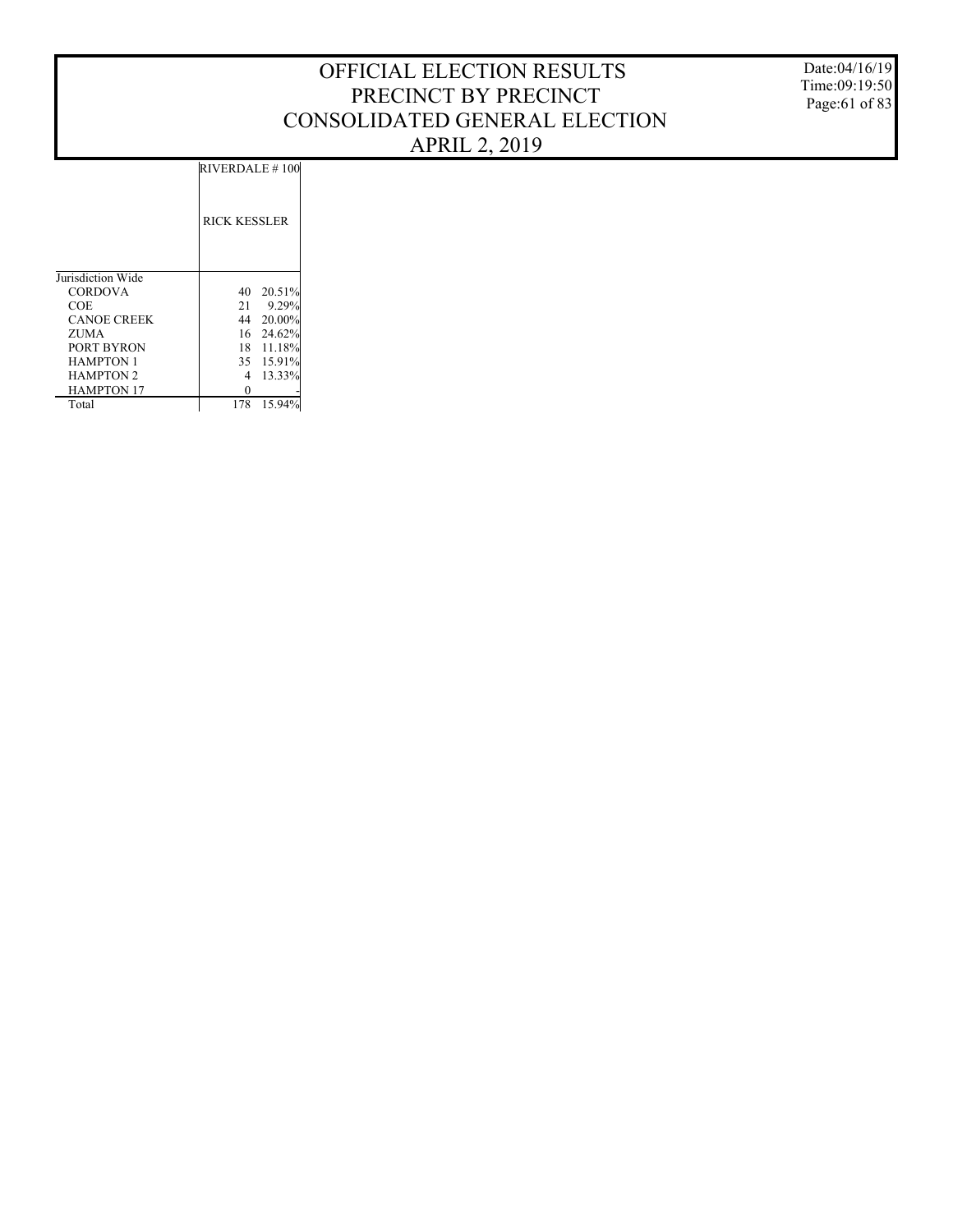# OFFICIAL ELECTION RESULTS
## PRECINCT BY PRECINCT
## CONSOLIDATED GENERAL ELECTION
## APRIL 2, 2019

Date:04/16/19
Time:09:19:50

| | RIVERDALE # 100 | |
|---|---|---|
| | RICK KESSLER | |
| Jurisdiction Wide | | |
| CORDOVA | 40 | 20.51% |
| COE | 21 | 9.29% |
| CANOE CREEK | 44 | 20.00% |
| ZUMA | 16 | 24.62% |
| PORT BYRON | 18 | 11.18% |
| HAMPTON 1 | 35 | 15.91% |
| HAMPTON 2 | 4 | 13.33% |
| HAMPTON 17 | 0 | - |
| Total | 178 | 15.94% |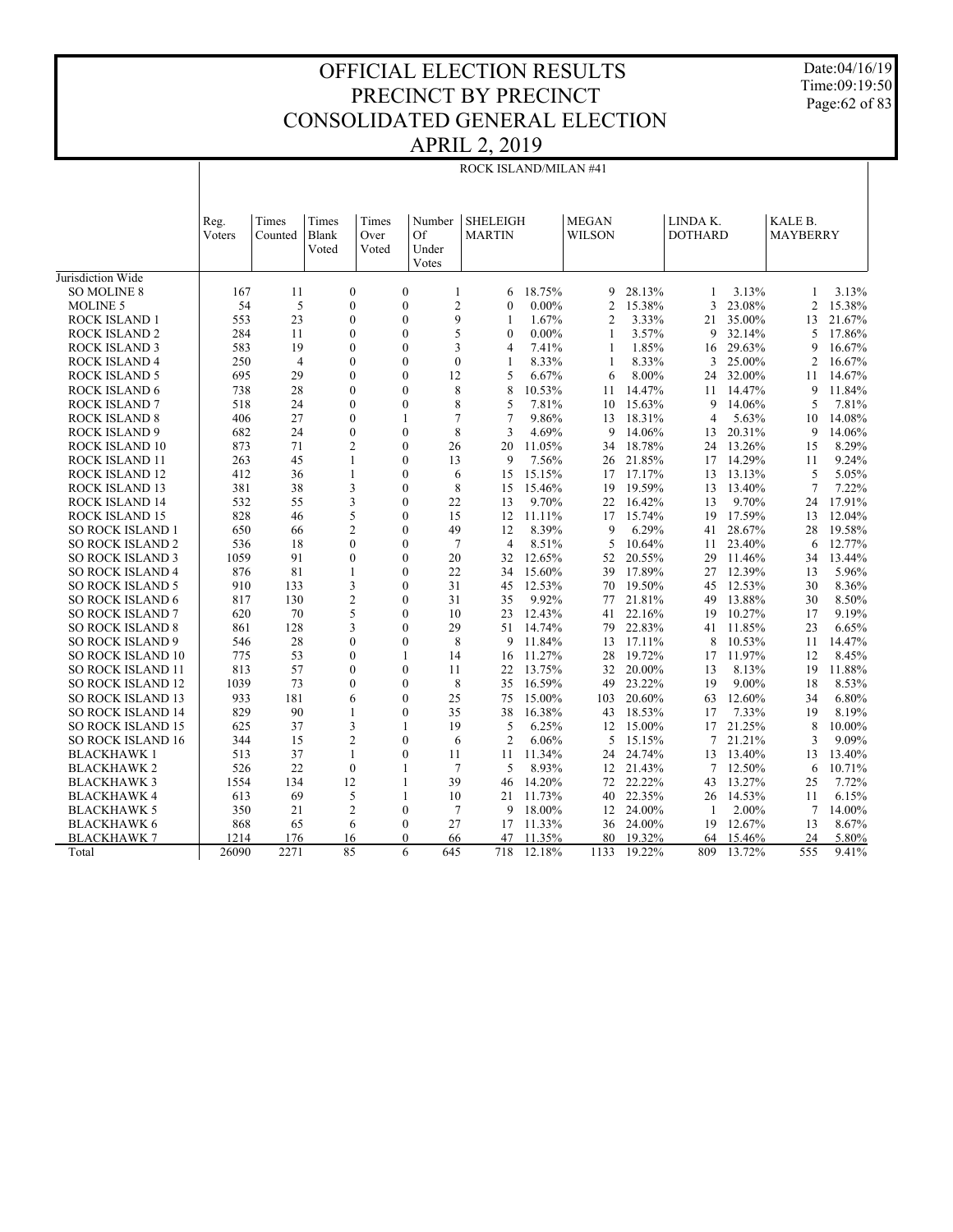# OFFICIAL ELECTION RESULTS
# PRECINCT BY PRECINCT
# CONSOLIDATED GENERAL ELECTION
# APRIL 2, 2019

Date:04/16/19
Time:09:19:50

## ROCK ISLAND/MILAN #41

| | Reg. Voters | Times Counted | Times Blank Voted | Times Over Voted | Number Of Under Votes | SHELEIGH MARTIN | | MEGAN WILSON | | LINDA K. DOTHARD | | KALE B. MAYBERRY | |
|---|---|---|---|---|---|---|---|---|---|---|---|---|---|
| Jurisdiction Wide | | | | | | | | | | | | | |
| SO MOLINE 8 | 167 | 11 | 0 | 0 | 1 | 6 | 18.75% | 9 | 28.13% | 1 | 3.13% | 1 | 3.13% |
| MOLINE 5 | 54 | 5 | 0 | 0 | 2 | 0 | 0.00% | 2 | 15.38% | 3 | 23.08% | 2 | 15.38% |
| ROCK ISLAND 1 | 553 | 23 | 0 | 0 | 9 | 1 | 1.67% | 2 | 3.33% | 21 | 35.00% | 13 | 21.67% |
| ROCK ISLAND 2 | 284 | 11 | 0 | 0 | 5 | 0 | 0.00% | 1 | 3.57% | 9 | 32.14% | 5 | 17.86% |
| ROCK ISLAND 3 | 583 | 19 | 0 | 0 | 3 | 4 | 7.41% | 1 | 1.85% | 16 | 29.63% | 9 | 16.67% |
| ROCK ISLAND 4 | 250 | 4 | 0 | 0 | 0 | 1 | 8.33% | 1 | 8.33% | 3 | 25.00% | 2 | 16.67% |
| ROCK ISLAND 5 | 695 | 29 | 0 | 0 | 12 | 5 | 6.67% | 6 | 8.00% | 24 | 32.00% | 11 | 14.67% |
| ROCK ISLAND 6 | 738 | 28 | 0 | 0 | 8 | 8 | 10.53% | 11 | 14.47% | 11 | 14.47% | 9 | 11.84% |
| ROCK ISLAND 7 | 518 | 24 | 0 | 0 | 8 | 5 | 7.81% | 10 | 15.63% | 9 | 14.06% | 5 | 7.81% |
| ROCK ISLAND 8 | 406 | 27 | 0 | 1 | 7 | 7 | 9.86% | 13 | 18.31% | 4 | 5.63% | 10 | 14.08% |
| ROCK ISLAND 9 | 682 | 24 | 0 | 0 | 8 | 3 | 4.69% | 9 | 14.06% | 13 | 20.31% | 9 | 14.06% |
| ROCK ISLAND 10 | 873 | 71 | 2 | 0 | 26 | 20 | 11.05% | 34 | 18.78% | 24 | 13.26% | 15 | 8.29% |
| ROCK ISLAND 11 | 263 | 45 | 1 | 0 | 13 | 9 | 7.56% | 26 | 21.85% | 17 | 14.29% | 11 | 9.24% |
| ROCK ISLAND 12 | 412 | 36 | 1 | 0 | 6 | 15 | 15.15% | 17 | 17.17% | 13 | 13.13% | 5 | 5.05% |
| ROCK ISLAND 13 | 381 | 38 | 3 | 0 | 8 | 15 | 15.46% | 19 | 19.59% | 13 | 13.40% | 7 | 7.22% |
| ROCK ISLAND 14 | 532 | 55 | 3 | 0 | 22 | 13 | 9.70% | 22 | 16.42% | 13 | 9.70% | 24 | 17.91% |
| ROCK ISLAND 15 | 828 | 46 | 5 | 0 | 15 | 12 | 11.11% | 17 | 15.74% | 19 | 17.59% | 13 | 12.04% |
| SO ROCK ISLAND 1 | 650 | 66 | 2 | 0 | 49 | 12 | 8.39% | 9 | 6.29% | 41 | 28.67% | 28 | 19.58% |
| SO ROCK ISLAND 2 | 536 | 18 | 0 | 0 | 7 | 4 | 8.51% | 5 | 10.64% | 11 | 23.40% | 6 | 12.77% |
| SO ROCK ISLAND 3 | 1059 | 91 | 0 | 0 | 20 | 32 | 12.65% | 52 | 20.55% | 29 | 11.46% | 34 | 13.44% |
| SO ROCK ISLAND 4 | 876 | 81 | 1 | 0 | 22 | 34 | 15.60% | 39 | 17.89% | 27 | 12.39% | 13 | 5.96% |
| SO ROCK ISLAND 5 | 910 | 133 | 3 | 0 | 31 | 45 | 12.53% | 70 | 19.50% | 45 | 12.53% | 30 | 8.36% |
| SO ROCK ISLAND 6 | 817 | 130 | 2 | 0 | 31 | 35 | 9.92% | 77 | 21.81% | 49 | 13.88% | 30 | 8.50% |
| SO ROCK ISLAND 7 | 620 | 70 | 5 | 0 | 10 | 23 | 12.43% | 41 | 22.16% | 19 | 10.27% | 17 | 9.19% |
| SO ROCK ISLAND 8 | 861 | 128 | 3 | 0 | 29 | 51 | 14.74% | 79 | 22.83% | 41 | 11.85% | 23 | 6.65% |
| SO ROCK ISLAND 9 | 546 | 28 | 0 | 0 | 8 | 9 | 11.84% | 13 | 17.11% | 8 | 10.53% | 11 | 14.47% |
| SO ROCK ISLAND 10 | 775 | 53 | 0 | 1 | 14 | 16 | 11.27% | 28 | 19.72% | 17 | 11.97% | 12 | 8.45% |
| SO ROCK ISLAND 11 | 813 | 57 | 0 | 0 | 11 | 22 | 13.75% | 32 | 20.00% | 13 | 8.13% | 19 | 11.88% |
| SO ROCK ISLAND 12 | 1039 | 73 | 0 | 0 | 8 | 35 | 16.59% | 49 | 23.22% | 19 | 9.00% | 18 | 8.53% |
| SO ROCK ISLAND 13 | 933 | 181 | 6 | 0 | 25 | 75 | 15.00% | 103 | 20.60% | 63 | 12.60% | 34 | 6.80% |
| SO ROCK ISLAND 14 | 829 | 90 | 1 | 0 | 35 | 38 | 16.38% | 43 | 18.53% | 17 | 7.33% | 19 | 8.19% |
| SO ROCK ISLAND 15 | 625 | 37 | 3 | 1 | 19 | 5 | 6.25% | 12 | 15.00% | 17 | 21.25% | 8 | 10.00% |
| SO ROCK ISLAND 16 | 344 | 15 | 2 | 0 | 6 | 2 | 6.06% | 5 | 15.15% | 7 | 21.21% | 3 | 9.09% |
| BLACKHAWK 1 | 513 | 37 | 1 | 0 | 11 | 11 | 11.34% | 24 | 24.74% | 13 | 13.40% | 13 | 13.40% |
| BLACKHAWK 2 | 526 | 22 | 0 | 1 | 7 | 5 | 8.93% | 12 | 21.43% | 7 | 12.50% | 6 | 10.71% |
| BLACKHAWK 3 | 1554 | 134 | 12 | 1 | 39 | 46 | 14.20% | 72 | 22.22% | 43 | 13.27% | 25 | 7.72% |
| BLACKHAWK 4 | 613 | 69 | 5 | 1 | 10 | 21 | 11.73% | 40 | 22.35% | 26 | 14.53% | 11 | 6.15% |
| BLACKHAWK 5 | 350 | 21 | 2 | 0 | 7 | 9 | 18.00% | 12 | 24.00% | 1 | 2.00% | 7 | 14.00% |
| BLACKHAWK 6 | 868 | 65 | 6 | 0 | 27 | 17 | 11.33% | 36 | 24.00% | 19 | 12.67% | 13 | 8.67% |
| BLACKHAWK 7 | 1214 | 176 | 16 | 0 | 66 | 47 | 11.35% | 80 | 19.32% | 64 | 15.46% | 24 | 5.80% |
| Total | 26090 | 2271 | 85 | 6 | 645 | 718 | 12.18% | 1133 | 19.22% | 809 | 13.72% | 555 | 9.41% |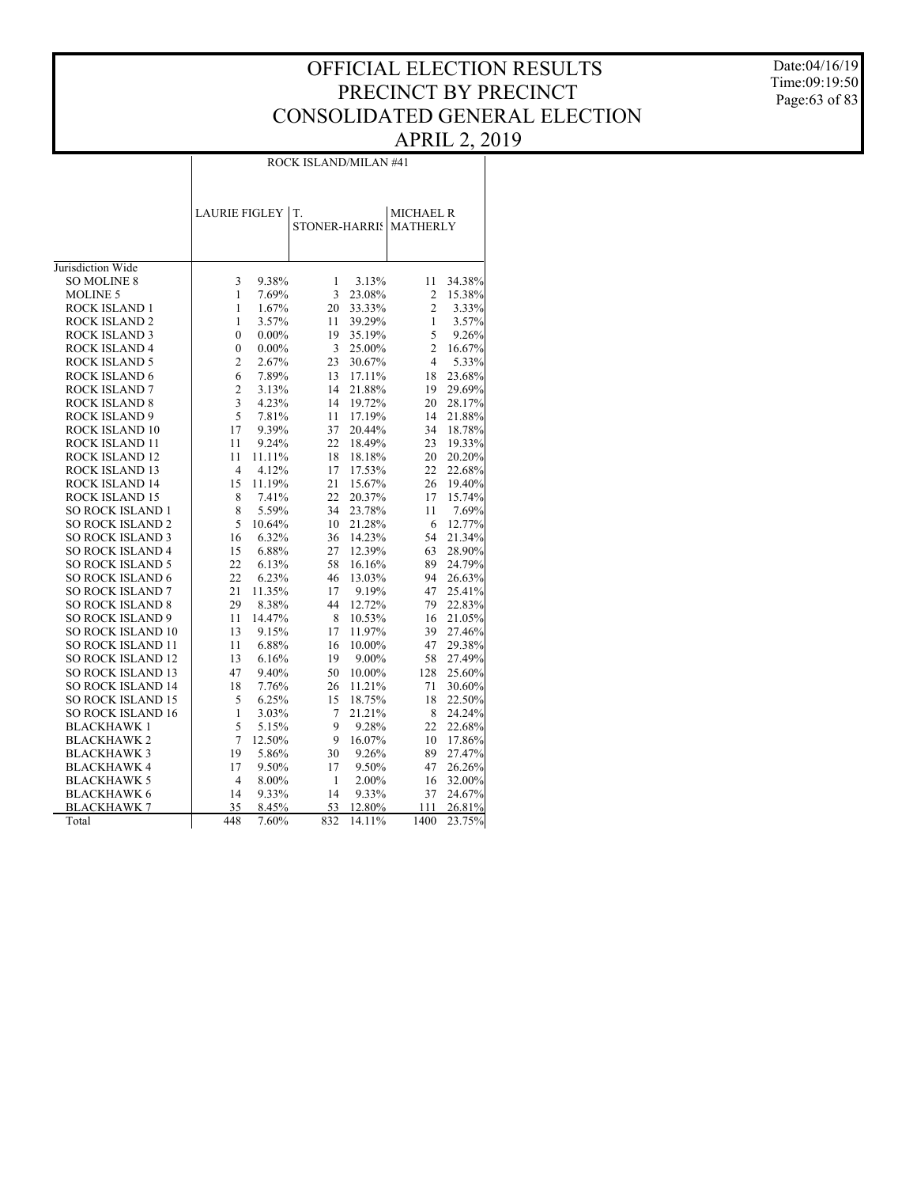# OFFICIAL ELECTION RESULTS
# PRECINCT BY PRECINCT
# CONSOLIDATED GENERAL ELECTION
# APRIL 2, 2019

Date:04/16/19
Time:09:19:50

| | ROCK ISLAND/MILAN #41 | | | | | |
|---|---|---|---|---|---|---|
| | LAURIE FIGLEY | | T. STONER-HARRIS | | MICHAEL R MATHERLY | |
| Jurisdiction Wide | | | | | | |
| SO MOLINE 8 | 3 | 9.38% | 1 | 3.13% | 11 | 34.38% |
| MOLINE 5 | 1 | 7.69% | 3 | 23.08% | 2 | 15.38% |
| ROCK ISLAND 1 | 1 | 1.67% | 20 | 33.33% | 2 | 3.33% |
| ROCK ISLAND 2 | 1 | 3.57% | 11 | 39.29% | 1 | 3.57% |
| ROCK ISLAND 3 | 0 | 0.00% | 19 | 35.19% | 5 | 9.26% |
| ROCK ISLAND 4 | 0 | 0.00% | 3 | 25.00% | 2 | 16.67% |
| ROCK ISLAND 5 | 2 | 2.67% | 23 | 30.67% | 4 | 5.33% |
| ROCK ISLAND 6 | 6 | 7.89% | 13 | 17.11% | 18 | 23.68% |
| ROCK ISLAND 7 | 2 | 3.13% | 14 | 21.88% | 19 | 29.69% |
| ROCK ISLAND 8 | 3 | 4.23% | 14 | 19.72% | 20 | 28.17% |
| ROCK ISLAND 9 | 5 | 7.81% | 11 | 17.19% | 14 | 21.88% |
| ROCK ISLAND 10 | 17 | 9.39% | 37 | 20.44% | 34 | 18.78% |
| ROCK ISLAND 11 | 11 | 9.24% | 22 | 18.49% | 23 | 19.33% |
| ROCK ISLAND 12 | 11 | 11.11% | 18 | 18.18% | 20 | 20.20% |
| ROCK ISLAND 13 | 4 | 4.12% | 17 | 17.53% | 22 | 22.68% |
| ROCK ISLAND 14 | 15 | 11.19% | 21 | 15.67% | 26 | 19.40% |
| ROCK ISLAND 15 | 8 | 7.41% | 22 | 20.37% | 17 | 15.74% |
| SO ROCK ISLAND 1 | 8 | 5.59% | 34 | 23.78% | 11 | 7.69% |
| SO ROCK ISLAND 2 | 5 | 10.64% | 10 | 21.28% | 6 | 12.77% |
| SO ROCK ISLAND 3 | 16 | 6.32% | 36 | 14.23% | 54 | 21.34% |
| SO ROCK ISLAND 4 | 15 | 6.88% | 27 | 12.39% | 63 | 28.90% |
| SO ROCK ISLAND 5 | 22 | 6.13% | 58 | 16.16% | 89 | 24.79% |
| SO ROCK ISLAND 6 | 22 | 6.23% | 46 | 13.03% | 94 | 26.63% |
| SO ROCK ISLAND 7 | 21 | 11.35% | 17 | 9.19% | 47 | 25.41% |
| SO ROCK ISLAND 8 | 29 | 8.38% | 44 | 12.72% | 79 | 22.83% |
| SO ROCK ISLAND 9 | 11 | 14.47% | 8 | 10.53% | 16 | 21.05% |
| SO ROCK ISLAND 10 | 13 | 9.15% | 17 | 11.97% | 39 | 27.46% |
| SO ROCK ISLAND 11 | 11 | 6.88% | 16 | 10.00% | 47 | 29.38% |
| SO ROCK ISLAND 12 | 13 | 6.16% | 19 | 9.00% | 58 | 27.49% |
| SO ROCK ISLAND 13 | 47 | 9.40% | 50 | 10.00% | 128 | 25.60% |
| SO ROCK ISLAND 14 | 18 | 7.76% | 26 | 11.21% | 71 | 30.60% |
| SO ROCK ISLAND 15 | 5 | 6.25% | 15 | 18.75% | 18 | 22.50% |
| SO ROCK ISLAND 16 | 1 | 3.03% | 7 | 21.21% | 8 | 24.24% |
| BLACKHAWK 1 | 5 | 5.15% | 9 | 9.28% | 22 | 22.68% |
| BLACKHAWK 2 | 7 | 12.50% | 9 | 16.07% | 10 | 17.86% |
| BLACKHAWK 3 | 19 | 5.86% | 30 | 9.26% | 89 | 27.47% |
| BLACKHAWK 4 | 17 | 9.50% | 17 | 9.50% | 47 | 26.26% |
| BLACKHAWK 5 | 4 | 8.00% | 1 | 2.00% | 16 | 32.00% |
| BLACKHAWK 6 | 14 | 9.33% | 14 | 9.33% | 37 | 24.67% |
| BLACKHAWK 7 | 35 | 8.45% | 53 | 12.80% | 111 | 26.81% |
| Total | 448 | 7.60% | 832 | 14.11% | 1400 | 23.75% |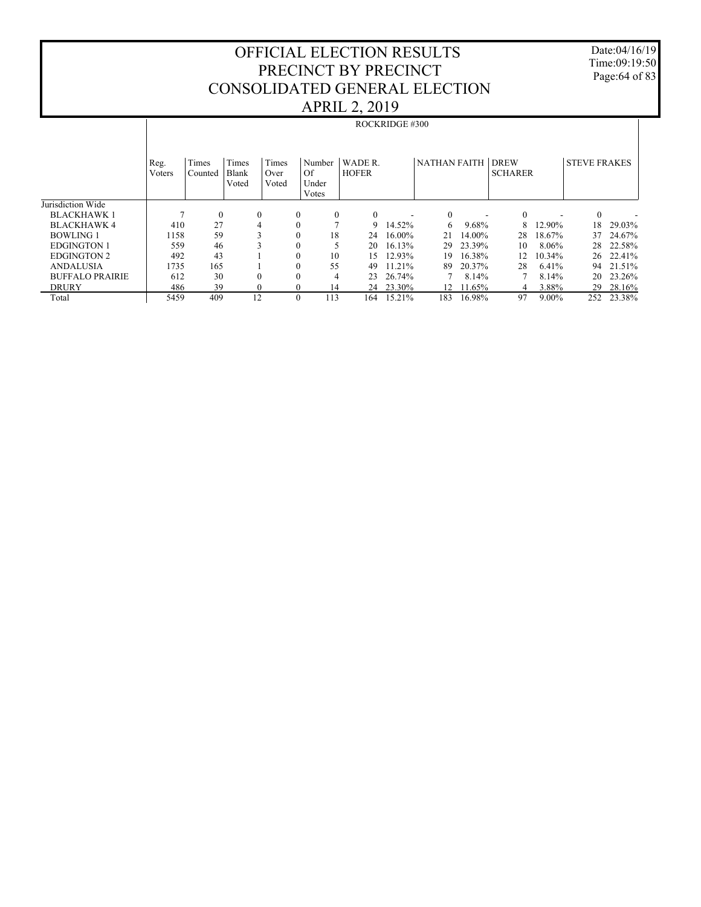# OFFICIAL ELECTION RESULTS
# PRECINCT BY PRECINCT
# CONSOLIDATED GENERAL ELECTION
# APRIL 2, 2019

Date:04/16/19
Time:09:19:50

## ROCKRIDGE #300

| | Reg. Voters | Times Counted | Times Blank Voted | Times Over Voted | Number Of Under Votes | WADE R. HOFER | | NATHAN FAITH | | DREW SCHARER | | STEVE FRAKES | |
|---|---|---|---|---|---|---|---|---|---|---|---|---|---|
| Jurisdiction Wide | | | | | | | | | | | | | |
| BLACKHAWK 1 | 7 | 0 | 0 | 0 | 0 | 0 | - | 0 | - | 0 | - | 0 | - |
| BLACKHAWK 4 | 410 | 27 | 4 | 0 | 7 | 9 | 14.52% | 6 | 9.68% | 8 | 12.90% | 18 | 29.03% |
| BOWLING 1 | 1158 | 59 | 3 | 0 | 18 | 24 | 16.00% | 21 | 14.00% | 28 | 18.67% | 37 | 24.67% |
| EDGINGTON 1 | 559 | 46 | 3 | 0 | 5 | 20 | 16.13% | 29 | 23.39% | 10 | 8.06% | 28 | 22.58% |
| EDGINGTON 2 | 492 | 43 | 1 | 0 | 10 | 15 | 12.93% | 19 | 16.38% | 12 | 10.34% | 26 | 22.41% |
| ANDALUSIA | 1735 | 165 | 1 | 0 | 55 | 49 | 11.21% | 89 | 20.37% | 28 | 6.41% | 94 | 21.51% |
| BUFFALO PRAIRIE | 612 | 30 | 0 | 0 | 4 | 23 | 26.74% | 7 | 8.14% | 7 | 8.14% | 20 | 23.26% |
| DRURY | 486 | 39 | 0 | 0 | 14 | 24 | 23.30% | 12 | 11.65% | 4 | 3.88% | 29 | 28.16% |
| Total | 5459 | 409 | 12 | 0 | 113 | 164 | 15.21% | 183 | 16.98% | 97 | 9.00% | 252 | 23.38% |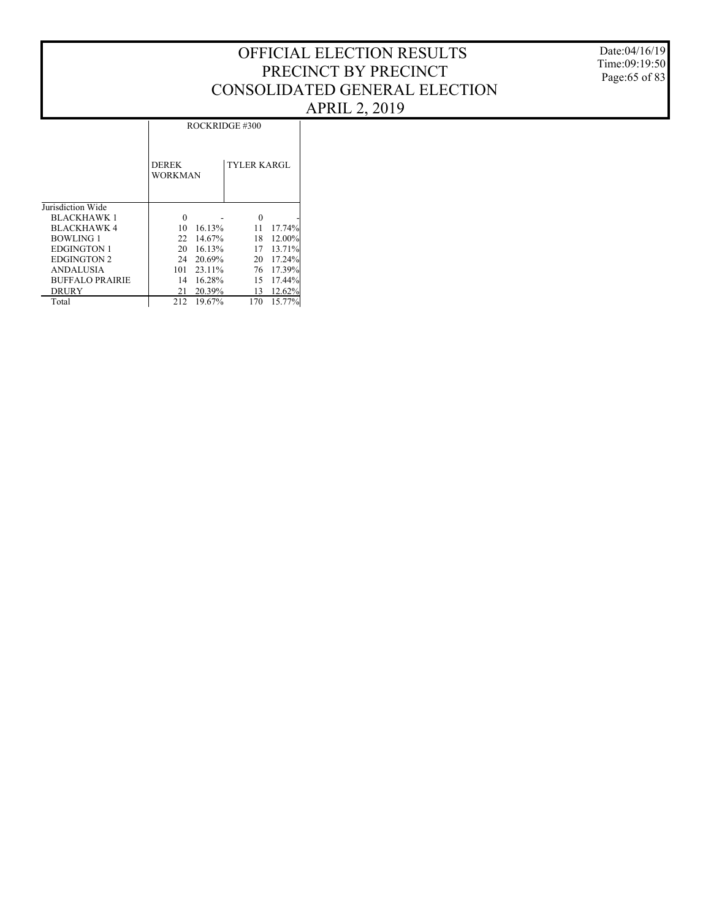# OFFICIAL ELECTION RESULTS
## PRECINCT BY PRECINCT
## CONSOLIDATED GENERAL ELECTION
## APRIL 2, 2019

Date:04/16/19
Time:09:19:50

| | ROCKRIDGE #300 | | | |
|---|---|---|---|---|
| | DEREK WORKMAN | | TYLER KARGL | |
| Jurisdiction Wide | | | | |
| BLACKHAWK 1 | 0 | - | 0 | - |
| BLACKHAWK 4 | 10 | 16.13% | 11 | 17.74% |
| BOWLING 1 | 22 | 14.67% | 18 | 12.00% |
| EDGINGTON 1 | 20 | 16.13% | 17 | 13.71% |
| EDGINGTON 2 | 24 | 20.69% | 20 | 17.24% |
| ANDALUSIA | 101 | 23.11% | 76 | 17.39% |
| BUFFALO PRAIRIE | 14 | 16.28% | 15 | 17.44% |
| DRURY | 21 | 20.39% | 13 | 12.62% |
| Total | 212 | 19.67% | 170 | 15.77% |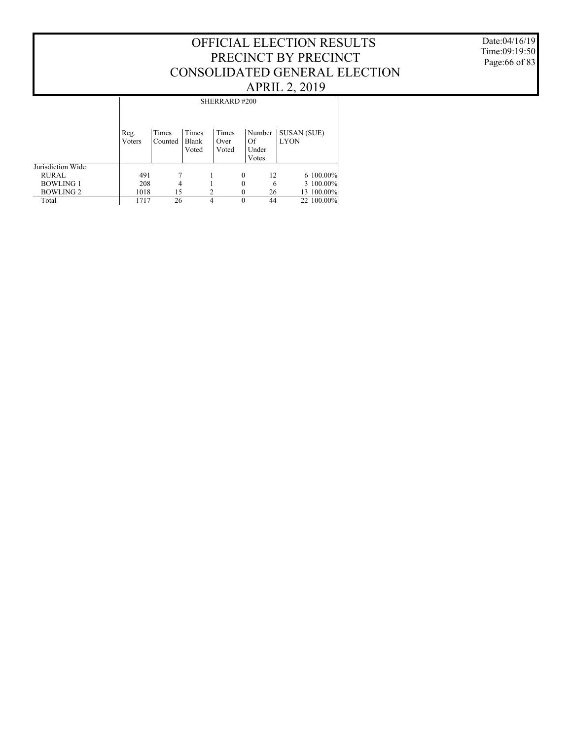# OFFICIAL ELECTION RESULTS
# PRECINCT BY PRECINCT
# CONSOLIDATED GENERAL ELECTION
# APRIL 2, 2019

Date:04/16/19
Time:09:19:50

| | SHERRARD #200 | | | | | | |
|---|---|---|---|---|---|---|---|
| | Reg. Voters | Times Counted | Times Blank Voted | Times Over Voted | Number Of Under Votes | SUSAN (SUE) LYON | |
| Jurisdiction Wide | | | | | | | |
| RURAL | 491 | 7 | 1 | 0 | 12 | 6 | 100.00% |
| BOWLING 1 | 208 | 4 | 1 | 0 | 6 | 3 | 100.00% |
| BOWLING 2 | 1018 | 15 | 2 | 0 | 26 | 13 | 100.00% |
| Total | 1717 | 26 | 4 | 0 | 44 | 22 | 100.00% |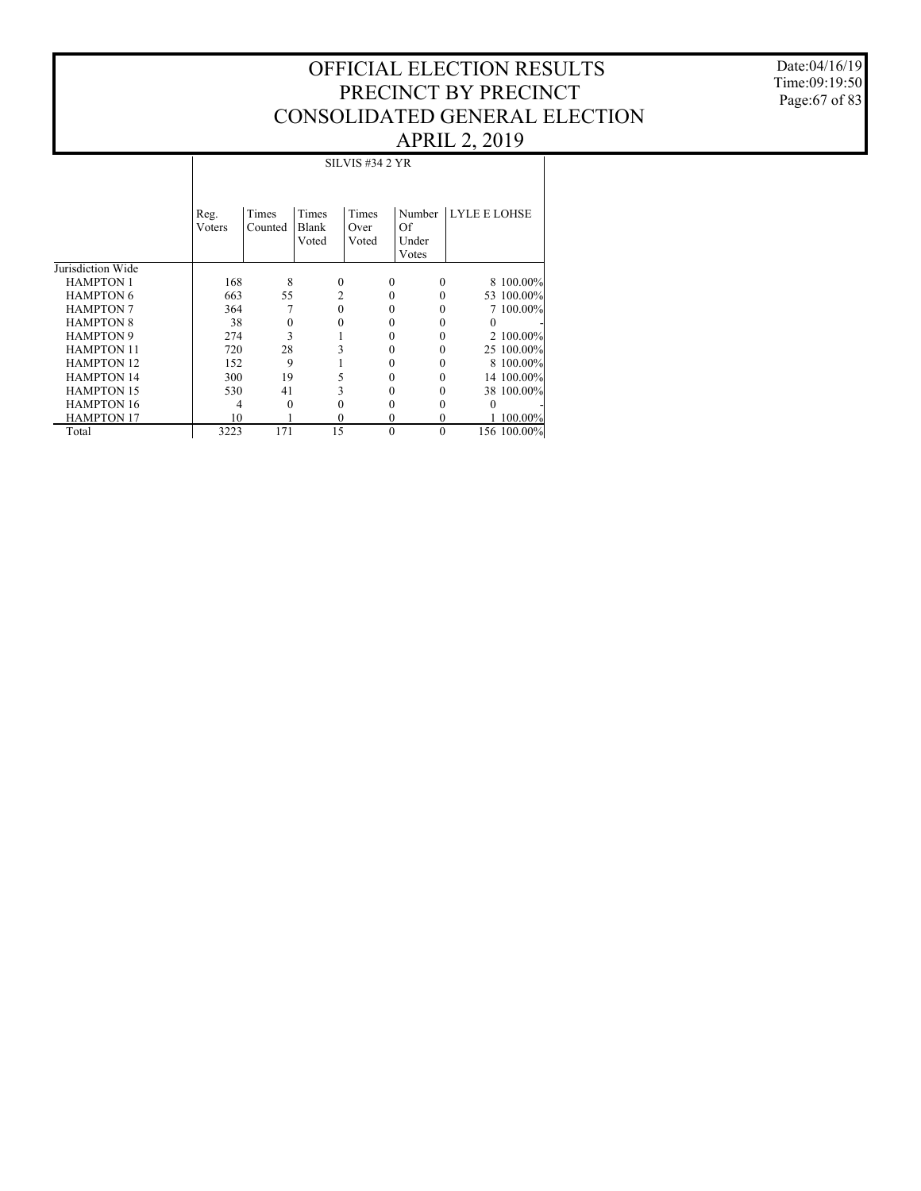# OFFICIAL ELECTION RESULTS
# PRECINCT BY PRECINCT
# CONSOLIDATED GENERAL ELECTION
# APRIL 2, 2019

Date:04/16/19
Time:09:19:50

| | SILVIS #34 2 YR | | | | | | |
|---|---|---|---|---|---|---|---|
| | Reg. Voters | Times Counted | Times Blank Voted | Times Over Voted | Number Of Under Votes | LYLE E LOHSE | |
| Jurisdiction Wide | | | | | | | |
| HAMPTON 1 | 168 | 8 | 0 | 0 | 0 | 8 | 100.00% |
| HAMPTON 6 | 663 | 55 | 2 | 0 | 0 | 53 | 100.00% |
| HAMPTON 7 | 364 | 7 | 0 | 0 | 0 | 7 | 100.00% |
| HAMPTON 8 | 38 | 0 | 0 | 0 | 0 | 0 | - |
| HAMPTON 9 | 274 | 3 | 1 | 0 | 0 | 2 | 100.00% |
| HAMPTON 11 | 720 | 28 | 3 | 0 | 0 | 25 | 100.00% |
| HAMPTON 12 | 152 | 9 | 1 | 0 | 0 | 8 | 100.00% |
| HAMPTON 14 | 300 | 19 | 5 | 0 | 0 | 14 | 100.00% |
| HAMPTON 15 | 530 | 41 | 3 | 0 | 0 | 38 | 100.00% |
| HAMPTON 16 | 4 | 0 | 0 | 0 | 0 | 0 | - |
| HAMPTON 17 | 10 | 1 | 0 | 0 | 0 | 1 | 100.00% |
| Total | 3223 | 171 | 15 | 0 | 0 | 156 | 100.00% |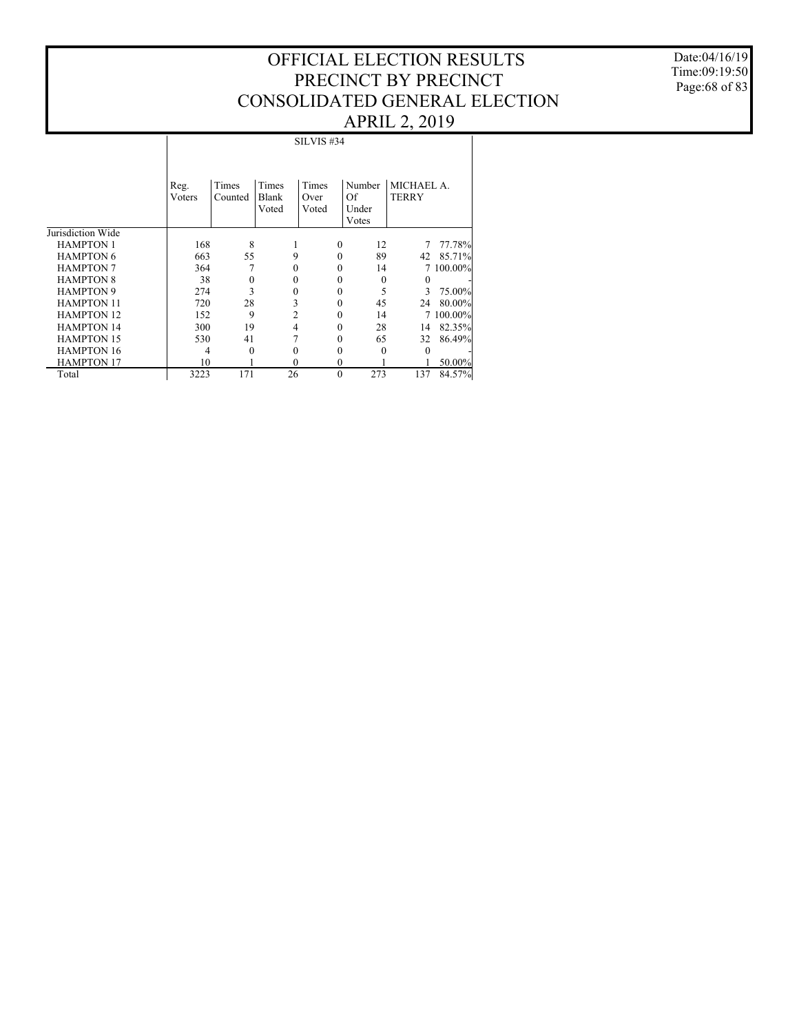# OFFICIAL ELECTION RESULTS
# PRECINCT BY PRECINCT
# CONSOLIDATED GENERAL ELECTION
# APRIL 2, 2019

Date:04/16/19
Time:09:19:50

| | SILVIS #34 | | | | | | |
|---|---|---|---|---|---|---|---|
| | Reg. Voters | Times Counted | Times Blank Voted | Times Over Voted | Number Of Under Votes | MICHAEL A. TERRY | |
| Jurisdiction Wide | | | | | | | |
| HAMPTON 1 | 168 | 8 | 1 | 0 | 12 | 7 | 77.78% |
| HAMPTON 6 | 663 | 55 | 9 | 0 | 89 | 42 | 85.71% |
| HAMPTON 7 | 364 | 7 | 0 | 0 | 14 | 7 | 100.00% |
| HAMPTON 8 | 38 | 0 | 0 | 0 | 0 | 0 | - |
| HAMPTON 9 | 274 | 3 | 0 | 0 | 5 | 3 | 75.00% |
| HAMPTON 11 | 720 | 28 | 3 | 0 | 45 | 24 | 80.00% |
| HAMPTON 12 | 152 | 9 | 2 | 0 | 14 | 7 | 100.00% |
| HAMPTON 14 | 300 | 19 | 4 | 0 | 28 | 14 | 82.35% |
| HAMPTON 15 | 530 | 41 | 7 | 0 | 65 | 32 | 86.49% |
| HAMPTON 16 | 4 | 0 | 0 | 0 | 0 | 0 | - |
| HAMPTON 17 | 10 | 1 | 0 | 0 | 1 | 1 | 50.00% |
| Total | 3223 | 171 | 26 | 0 | 273 | 137 | 84.57% |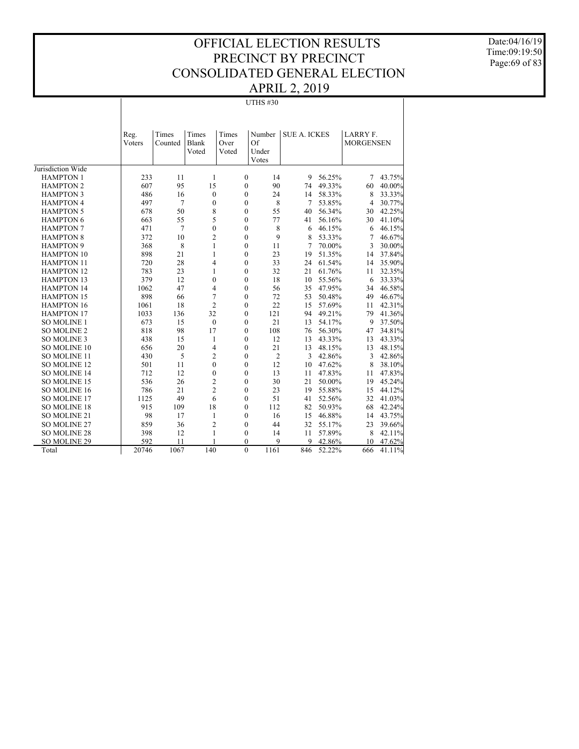# OFFICIAL ELECTION RESULTS
# PRECINCT BY PRECINCT
# CONSOLIDATED GENERAL ELECTION
# APRIL 2, 2019

Date:04/16/19
Time:09:19:50

## UTHS #30

| | Reg. Voters | Times Counted | Times Blank Voted | Times Over Voted | Number Of Under Votes | SUE A. ICKES | | LARRY F. MORGENSEN | |
|---|---|---|---|---|---|---|---|---|---|
| Jurisdiction Wide | | | | | | | | | |
| HAMPTON 1 | 233 | 11 | 1 | 0 | 14 | 9 | 56.25% | 7 | 43.75% |
| HAMPTON 2 | 607 | 95 | 15 | 0 | 90 | 74 | 49.33% | 60 | 40.00% |
| HAMPTON 3 | 486 | 16 | 0 | 0 | 24 | 14 | 58.33% | 8 | 33.33% |
| HAMPTON 4 | 497 | 7 | 0 | 0 | 8 | 7 | 53.85% | 4 | 30.77% |
| HAMPTON 5 | 678 | 50 | 8 | 0 | 55 | 40 | 56.34% | 30 | 42.25% |
| HAMPTON 6 | 663 | 55 | 5 | 0 | 77 | 41 | 56.16% | 30 | 41.10% |
| HAMPTON 7 | 471 | 7 | 0 | 0 | 8 | 6 | 46.15% | 6 | 46.15% |
| HAMPTON 8 | 372 | 10 | 2 | 0 | 9 | 8 | 53.33% | 7 | 46.67% |
| HAMPTON 9 | 368 | 8 | 1 | 0 | 11 | 7 | 70.00% | 3 | 30.00% |
| HAMPTON 10 | 898 | 21 | 1 | 0 | 23 | 19 | 51.35% | 14 | 37.84% |
| HAMPTON 11 | 720 | 28 | 4 | 0 | 33 | 24 | 61.54% | 14 | 35.90% |
| HAMPTON 12 | 783 | 23 | 1 | 0 | 32 | 21 | 61.76% | 11 | 32.35% |
| HAMPTON 13 | 379 | 12 | 0 | 0 | 18 | 10 | 55.56% | 6 | 33.33% |
| HAMPTON 14 | 1062 | 47 | 4 | 0 | 56 | 35 | 47.95% | 34 | 46.58% |
| HAMPTON 15 | 898 | 66 | 7 | 0 | 72 | 53 | 50.48% | 49 | 46.67% |
| HAMPTON 16 | 1061 | 18 | 2 | 0 | 22 | 15 | 57.69% | 11 | 42.31% |
| HAMPTON 17 | 1033 | 136 | 32 | 0 | 121 | 94 | 49.21% | 79 | 41.36% |
| SO MOLINE 1 | 673 | 15 | 0 | 0 | 21 | 13 | 54.17% | 9 | 37.50% |
| SO MOLINE 2 | 818 | 98 | 17 | 0 | 108 | 76 | 56.30% | 47 | 34.81% |
| SO MOLINE 3 | 438 | 15 | 1 | 0 | 12 | 13 | 43.33% | 13 | 43.33% |
| SO MOLINE 10 | 656 | 20 | 4 | 0 | 21 | 13 | 48.15% | 13 | 48.15% |
| SO MOLINE 11 | 430 | 5 | 2 | 0 | 2 | 3 | 42.86% | 3 | 42.86% |
| SO MOLINE 12 | 501 | 11 | 0 | 0 | 12 | 10 | 47.62% | 8 | 38.10% |
| SO MOLINE 14 | 712 | 12 | 0 | 0 | 13 | 11 | 47.83% | 11 | 47.83% |
| SO MOLINE 15 | 536 | 26 | 2 | 0 | 30 | 21 | 50.00% | 19 | 45.24% |
| SO MOLINE 16 | 786 | 21 | 2 | 0 | 23 | 19 | 55.88% | 15 | 44.12% |
| SO MOLINE 17 | 1125 | 49 | 6 | 0 | 51 | 41 | 52.56% | 32 | 41.03% |
| SO MOLINE 18 | 915 | 109 | 18 | 0 | 112 | 82 | 50.93% | 68 | 42.24% |
| SO MOLINE 21 | 98 | 17 | 1 | 0 | 16 | 15 | 46.88% | 14 | 43.75% |
| SO MOLINE 27 | 859 | 36 | 2 | 0 | 44 | 32 | 55.17% | 23 | 39.66% |
| SO MOLINE 28 | 398 | 12 | 1 | 0 | 14 | 11 | 57.89% | 8 | 42.11% |
| SO MOLINE 29 | 592 | 11 | 1 | 0 | 9 | 9 | 42.86% | 10 | 47.62% |
| Total | 20746 | 1067 | 140 | 0 | 1161 | 846 | 52.22% | 666 | 41.11% |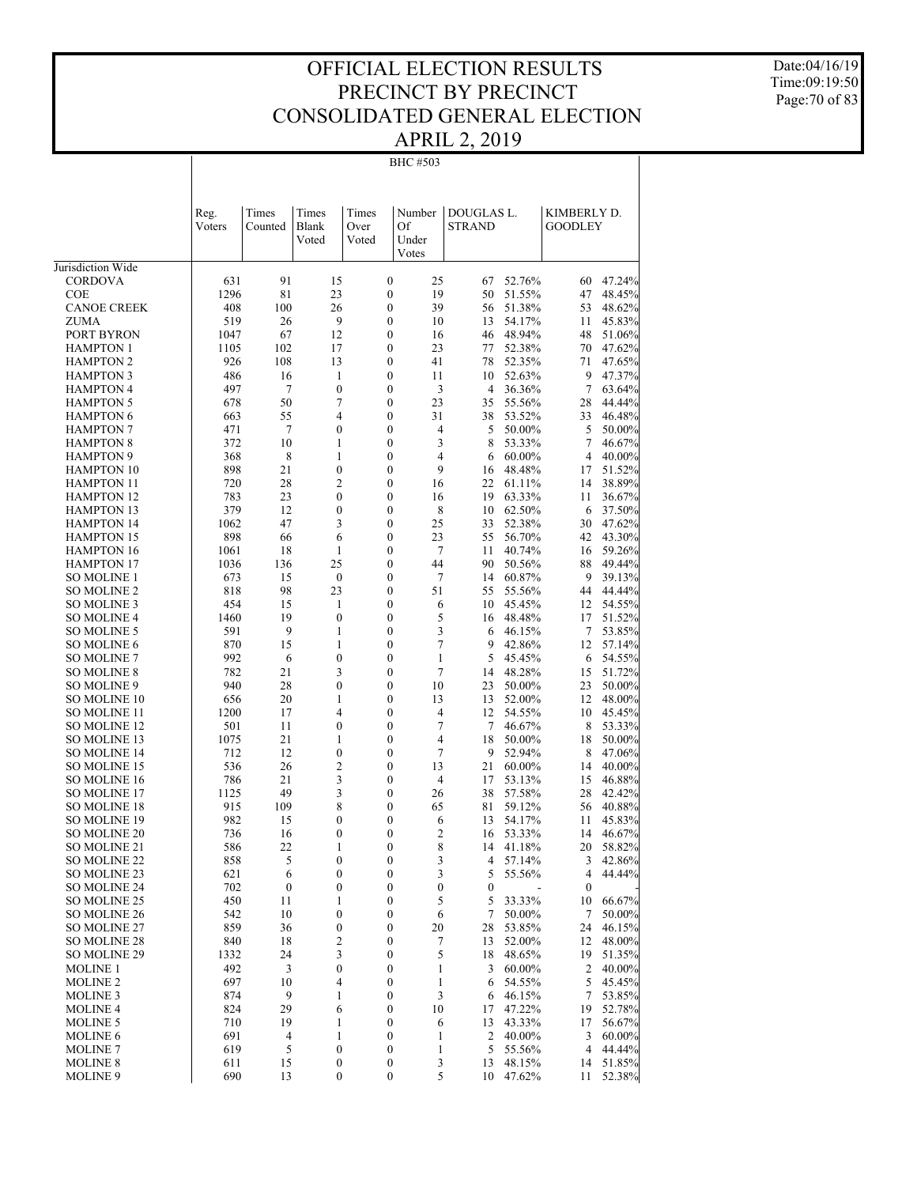# OFFICIAL ELECTION RESULTS
# PRECINCT BY PRECINCT
# CONSOLIDATED GENERAL ELECTION
# APRIL 2, 2019

Date:04/16/19
Time:09:19:50

BHC #503

| | Reg. Voters | Times Counted | Times Blank Voted | Times Over Voted | Number Of Under Votes | DOUGLAS L. STRAND | | KIMBERLY D. GOODLEY | |
|---|---|---|---|---|---|---|---|---|---|
| Jurisdiction Wide | | | | | | | | | |
| CORDOVA | 631 | 91 | 15 | 0 | 25 | 67 | 52.76% | 60 | 47.24% |
| COE | 1296 | 81 | 23 | 0 | 19 | 50 | 51.55% | 47 | 48.45% |
| CANOE CREEK | 408 | 100 | 26 | 0 | 39 | 56 | 51.38% | 53 | 48.62% |
| ZUMA | 519 | 26 | 9 | 0 | 10 | 13 | 54.17% | 11 | 45.83% |
| PORT BYRON | 1047 | 67 | 12 | 0 | 16 | 46 | 48.94% | 48 | 51.06% |
| HAMPTON 1 | 1105 | 102 | 17 | 0 | 23 | 77 | 52.38% | 70 | 47.62% |
| HAMPTON 2 | 926 | 108 | 13 | 0 | 41 | 78 | 52.35% | 71 | 47.65% |
| HAMPTON 3 | 486 | 16 | 1 | 0 | 11 | 10 | 52.63% | 9 | 47.37% |
| HAMPTON 4 | 497 | 7 | 0 | 0 | 3 | 4 | 36.36% | 7 | 63.64% |
| HAMPTON 5 | 678 | 50 | 7 | 0 | 23 | 35 | 55.56% | 28 | 44.44% |
| HAMPTON 6 | 663 | 55 | 4 | 0 | 31 | 38 | 53.52% | 33 | 46.48% |
| HAMPTON 7 | 471 | 7 | 0 | 0 | 4 | 5 | 50.00% | 5 | 50.00% |
| HAMPTON 8 | 372 | 10 | 1 | 0 | 3 | 8 | 53.33% | 7 | 46.67% |
| HAMPTON 9 | 368 | 8 | 1 | 0 | 4 | 6 | 60.00% | 4 | 40.00% |
| HAMPTON 10 | 898 | 21 | 0 | 0 | 9 | 16 | 48.48% | 17 | 51.52% |
| HAMPTON 11 | 720 | 28 | 2 | 0 | 16 | 22 | 61.11% | 14 | 38.89% |
| HAMPTON 12 | 783 | 23 | 0 | 0 | 16 | 19 | 63.33% | 11 | 36.67% |
| HAMPTON 13 | 379 | 12 | 0 | 0 | 8 | 10 | 62.50% | 6 | 37.50% |
| HAMPTON 14 | 1062 | 47 | 3 | 0 | 25 | 33 | 52.38% | 30 | 47.62% |
| HAMPTON 15 | 898 | 66 | 6 | 0 | 23 | 55 | 56.70% | 42 | 43.30% |
| HAMPTON 16 | 1061 | 18 | 1 | 0 | 7 | 11 | 40.74% | 16 | 59.26% |
| HAMPTON 17 | 1036 | 136 | 25 | 0 | 44 | 90 | 50.56% | 88 | 49.44% |
| SO MOLINE 1 | 673 | 15 | 0 | 0 | 7 | 14 | 60.87% | 9 | 39.13% |
| SO MOLINE 2 | 818 | 98 | 23 | 0 | 51 | 55 | 55.56% | 44 | 44.44% |
| SO MOLINE 3 | 454 | 15 | 1 | 0 | 6 | 10 | 45.45% | 12 | 54.55% |
| SO MOLINE 4 | 1460 | 19 | 0 | 0 | 5 | 16 | 48.48% | 17 | 51.52% |
| SO MOLINE 5 | 591 | 9 | 1 | 0 | 3 | 6 | 46.15% | 7 | 53.85% |
| SO MOLINE 6 | 870 | 15 | 1 | 0 | 7 | 9 | 42.86% | 12 | 57.14% |
| SO MOLINE 7 | 992 | 6 | 0 | 0 | 1 | 5 | 45.45% | 6 | 54.55% |
| SO MOLINE 8 | 782 | 21 | 3 | 0 | 7 | 14 | 48.28% | 15 | 51.72% |
| SO MOLINE 9 | 940 | 28 | 0 | 0 | 10 | 23 | 50.00% | 23 | 50.00% |
| SO MOLINE 10 | 656 | 20 | 1 | 0 | 13 | 13 | 52.00% | 12 | 48.00% |
| SO MOLINE 11 | 1200 | 17 | 4 | 0 | 4 | 12 | 54.55% | 10 | 45.45% |
| SO MOLINE 12 | 501 | 11 | 0 | 0 | 7 | 7 | 46.67% | 8 | 53.33% |
| SO MOLINE 13 | 1075 | 21 | 1 | 0 | 4 | 18 | 50.00% | 18 | 50.00% |
| SO MOLINE 14 | 712 | 12 | 0 | 0 | 7 | 9 | 52.94% | 8 | 47.06% |
| SO MOLINE 15 | 536 | 26 | 2 | 0 | 13 | 21 | 60.00% | 14 | 40.00% |
| SO MOLINE 16 | 786 | 21 | 3 | 0 | 4 | 17 | 53.13% | 15 | 46.88% |
| SO MOLINE 17 | 1125 | 49 | 3 | 0 | 26 | 38 | 57.58% | 28 | 42.42% |
| SO MOLINE 18 | 915 | 109 | 8 | 0 | 65 | 81 | 59.12% | 56 | 40.88% |
| SO MOLINE 19 | 982 | 15 | 0 | 0 | 6 | 13 | 54.17% | 11 | 45.83% |
| SO MOLINE 20 | 736 | 16 | 0 | 0 | 2 | 16 | 53.33% | 14 | 46.67% |
| SO MOLINE 21 | 586 | 22 | 1 | 0 | 8 | 14 | 41.18% | 20 | 58.82% |
| SO MOLINE 22 | 858 | 5 | 0 | 0 | 3 | 4 | 57.14% | 3 | 42.86% |
| SO MOLINE 23 | 621 | 6 | 0 | 0 | 3 | 5 | 55.56% | 4 | 44.44% |
| SO MOLINE 24 | 702 | 0 | 0 | 0 | 0 | 0 | - | 0 | - |
| SO MOLINE 25 | 450 | 11 | 1 | 0 | 5 | 5 | 33.33% | 10 | 66.67% |
| SO MOLINE 26 | 542 | 10 | 0 | 0 | 6 | 7 | 50.00% | 7 | 50.00% |
| SO MOLINE 27 | 859 | 36 | 0 | 0 | 20 | 28 | 53.85% | 24 | 46.15% |
| SO MOLINE 28 | 840 | 18 | 2 | 0 | 7 | 13 | 52.00% | 12 | 48.00% |
| SO MOLINE 29 | 1332 | 24 | 3 | 0 | 5 | 18 | 48.65% | 19 | 51.35% |
| MOLINE 1 | 492 | 3 | 0 | 0 | 1 | 3 | 60.00% | 2 | 40.00% |
| MOLINE 2 | 697 | 10 | 4 | 0 | 1 | 6 | 54.55% | 5 | 45.45% |
| MOLINE 3 | 874 | 9 | 1 | 0 | 3 | 6 | 46.15% | 7 | 53.85% |
| MOLINE 4 | 824 | 29 | 6 | 0 | 10 | 17 | 47.22% | 19 | 52.78% |
| MOLINE 5 | 710 | 19 | 1 | 0 | 6 | 13 | 43.33% | 17 | 56.67% |
| MOLINE 6 | 691 | 4 | 1 | 0 | 1 | 2 | 40.00% | 3 | 60.00% |
| MOLINE 7 | 619 | 5 | 0 | 0 | 1 | 5 | 55.56% | 4 | 44.44% |
| MOLINE 8 | 611 | 15 | 0 | 0 | 3 | 13 | 48.15% | 14 | 51.85% |
| MOLINE 9 | 690 | 13 | 0 | 0 | 5 | 10 | 47.62% | 11 | 52.38% |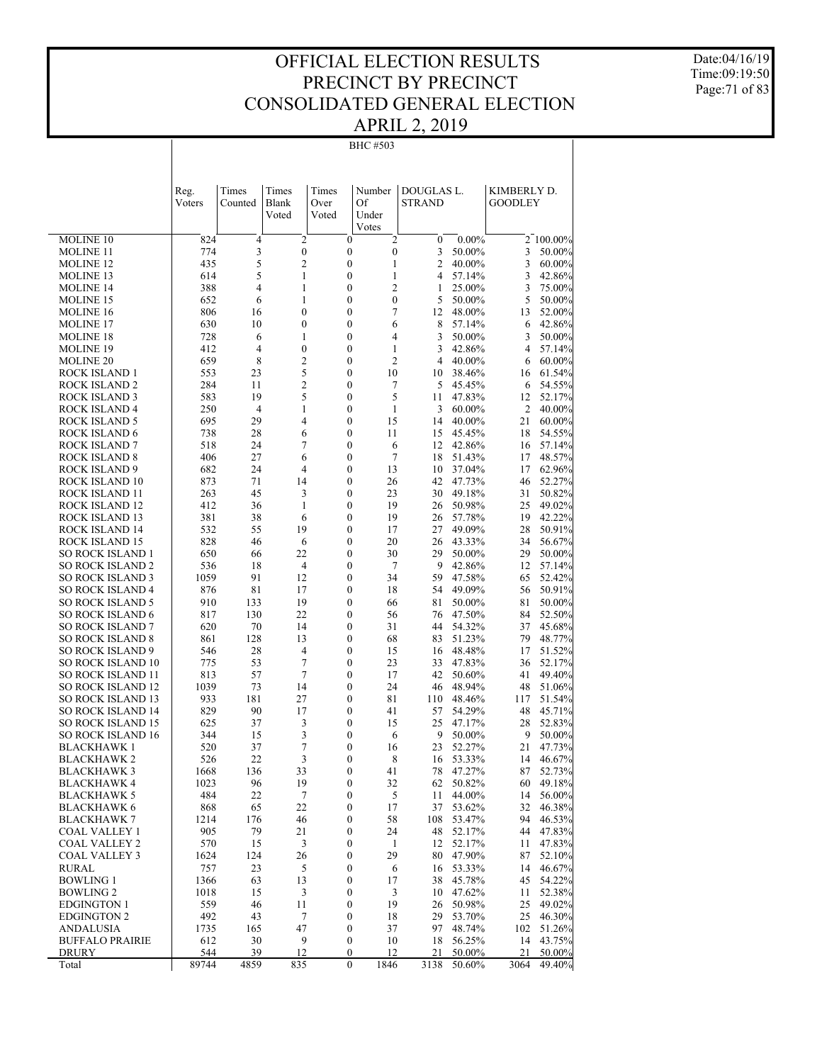# OFFICIAL ELECTION RESULTS
# PRECINCT BY PRECINCT
# CONSOLIDATED GENERAL ELECTION
# APRIL 2, 2019

Date:04/16/19
Time:09:19:50

BHC #503

| | Reg. Voters | Times Counted | Times Blank Voted | Times Over Voted | Number Of Under Votes | DOUGLAS L. STRAND | | KIMBERLY D. GOODLEY | |
|---|---|---|---|---|---|---|---|---|---|
| MOLINE 10 | 824 | 4 | 2 | 0 | 2 | 0 | 0.00% | 2 | 100.00% |
| MOLINE 11 | 774 | 3 | 0 | 0 | 0 | 3 | 50.00% | 3 | 50.00% |
| MOLINE 12 | 435 | 5 | 2 | 0 | 1 | 2 | 40.00% | 3 | 60.00% |
| MOLINE 13 | 614 | 5 | 1 | 0 | 1 | 4 | 57.14% | 3 | 42.86% |
| MOLINE 14 | 388 | 4 | 1 | 0 | 2 | 1 | 25.00% | 3 | 75.00% |
| MOLINE 15 | 652 | 6 | 1 | 0 | 0 | 5 | 50.00% | 5 | 50.00% |
| MOLINE 16 | 806 | 16 | 0 | 0 | 7 | 12 | 48.00% | 13 | 52.00% |
| MOLINE 17 | 630 | 10 | 0 | 0 | 6 | 8 | 57.14% | 6 | 42.86% |
| MOLINE 18 | 728 | 6 | 1 | 0 | 4 | 3 | 50.00% | 3 | 50.00% |
| MOLINE 19 | 412 | 4 | 0 | 0 | 1 | 3 | 42.86% | 4 | 57.14% |
| MOLINE 20 | 659 | 8 | 2 | 0 | 2 | 4 | 40.00% | 6 | 60.00% |
| ROCK ISLAND 1 | 553 | 23 | 5 | 0 | 10 | 10 | 38.46% | 16 | 61.54% |
| ROCK ISLAND 2 | 284 | 11 | 2 | 0 | 7 | 5 | 45.45% | 6 | 54.55% |
| ROCK ISLAND 3 | 583 | 19 | 5 | 0 | 5 | 11 | 47.83% | 12 | 52.17% |
| ROCK ISLAND 4 | 250 | 4 | 1 | 0 | 1 | 3 | 60.00% | 2 | 40.00% |
| ROCK ISLAND 5 | 695 | 29 | 4 | 0 | 15 | 14 | 40.00% | 21 | 60.00% |
| ROCK ISLAND 6 | 738 | 28 | 6 | 0 | 11 | 15 | 45.45% | 18 | 54.55% |
| ROCK ISLAND 7 | 518 | 24 | 7 | 0 | 6 | 12 | 42.86% | 16 | 57.14% |
| ROCK ISLAND 8 | 406 | 27 | 6 | 0 | 7 | 18 | 51.43% | 17 | 48.57% |
| ROCK ISLAND 9 | 682 | 24 | 4 | 0 | 13 | 10 | 37.04% | 17 | 62.96% |
| ROCK ISLAND 10 | 873 | 71 | 14 | 0 | 26 | 42 | 47.73% | 46 | 52.27% |
| ROCK ISLAND 11 | 263 | 45 | 3 | 0 | 23 | 30 | 49.18% | 31 | 50.82% |
| ROCK ISLAND 12 | 412 | 36 | 1 | 0 | 19 | 26 | 50.98% | 25 | 49.02% |
| ROCK ISLAND 13 | 381 | 38 | 6 | 0 | 19 | 26 | 57.78% | 19 | 42.22% |
| ROCK ISLAND 14 | 532 | 55 | 19 | 0 | 17 | 27 | 49.09% | 28 | 50.91% |
| ROCK ISLAND 15 | 828 | 46 | 6 | 0 | 20 | 26 | 43.33% | 34 | 56.67% |
| SO ROCK ISLAND 1 | 650 | 66 | 22 | 0 | 30 | 29 | 50.00% | 29 | 50.00% |
| SO ROCK ISLAND 2 | 536 | 18 | 4 | 0 | 7 | 9 | 42.86% | 12 | 57.14% |
| SO ROCK ISLAND 3 | 1059 | 91 | 12 | 0 | 34 | 59 | 47.58% | 65 | 52.42% |
| SO ROCK ISLAND 4 | 876 | 81 | 17 | 0 | 18 | 54 | 49.09% | 56 | 50.91% |
| SO ROCK ISLAND 5 | 910 | 133 | 19 | 0 | 66 | 81 | 50.00% | 81 | 50.00% |
| SO ROCK ISLAND 6 | 817 | 130 | 22 | 0 | 56 | 76 | 47.50% | 84 | 52.50% |
| SO ROCK ISLAND 7 | 620 | 70 | 14 | 0 | 31 | 44 | 54.32% | 37 | 45.68% |
| SO ROCK ISLAND 8 | 861 | 128 | 13 | 0 | 68 | 83 | 51.23% | 79 | 48.77% |
| SO ROCK ISLAND 9 | 546 | 28 | 4 | 0 | 15 | 16 | 48.48% | 17 | 51.52% |
| SO ROCK ISLAND 10 | 775 | 53 | 7 | 0 | 23 | 33 | 47.83% | 36 | 52.17% |
| SO ROCK ISLAND 11 | 813 | 57 | 7 | 0 | 17 | 42 | 50.60% | 41 | 49.40% |
| SO ROCK ISLAND 12 | 1039 | 73 | 14 | 0 | 24 | 46 | 48.94% | 48 | 51.06% |
| SO ROCK ISLAND 13 | 933 | 181 | 27 | 0 | 81 | 110 | 48.46% | 117 | 51.54% |
| SO ROCK ISLAND 14 | 829 | 90 | 17 | 0 | 41 | 57 | 54.29% | 48 | 45.71% |
| SO ROCK ISLAND 15 | 625 | 37 | 3 | 0 | 15 | 25 | 47.17% | 28 | 52.83% |
| SO ROCK ISLAND 16 | 344 | 15 | 3 | 0 | 6 | 9 | 50.00% | 9 | 50.00% |
| BLACKHAWK 1 | 520 | 37 | 7 | 0 | 16 | 23 | 52.27% | 21 | 47.73% |
| BLACKHAWK 2 | 526 | 22 | 3 | 0 | 8 | 16 | 53.33% | 14 | 46.67% |
| BLACKHAWK 3 | 1668 | 136 | 33 | 0 | 41 | 78 | 47.27% | 87 | 52.73% |
| BLACKHAWK 4 | 1023 | 96 | 19 | 0 | 32 | 62 | 50.82% | 60 | 49.18% |
| BLACKHAWK 5 | 484 | 22 | 7 | 0 | 5 | 11 | 44.00% | 14 | 56.00% |
| BLACKHAWK 6 | 868 | 65 | 22 | 0 | 17 | 37 | 53.62% | 32 | 46.38% |
| BLACKHAWK 7 | 1214 | 176 | 46 | 0 | 58 | 108 | 53.47% | 94 | 46.53% |
| COAL VALLEY 1 | 905 | 79 | 21 | 0 | 24 | 48 | 52.17% | 44 | 47.83% |
| COAL VALLEY 2 | 570 | 15 | 3 | 0 | 1 | 12 | 52.17% | 11 | 47.83% |
| COAL VALLEY 3 | 1624 | 124 | 26 | 0 | 29 | 80 | 47.90% | 87 | 52.10% |
| RURAL | 757 | 23 | 5 | 0 | 6 | 16 | 53.33% | 14 | 46.67% |
| BOWLING 1 | 1366 | 63 | 13 | 0 | 17 | 38 | 45.78% | 45 | 54.22% |
| BOWLING 2 | 1018 | 15 | 3 | 0 | 3 | 10 | 47.62% | 11 | 52.38% |
| EDGINGTON 1 | 559 | 46 | 11 | 0 | 19 | 26 | 50.98% | 25 | 49.02% |
| EDGINGTON 2 | 492 | 43 | 7 | 0 | 18 | 29 | 53.70% | 25 | 46.30% |
| ANDALUSIA | 1735 | 165 | 47 | 0 | 37 | 97 | 48.74% | 102 | 51.26% |
| BUFFALO PRAIRIE | 612 | 30 | 9 | 0 | 10 | 18 | 56.25% | 14 | 43.75% |
| DRURY | 544 | 39 | 12 | 0 | 12 | 21 | 50.00% | 21 | 50.00% |
| Total | 89744 | 4859 | 835 | 0 | 1846 | 3138 | 50.60% | 3064 | 49.40% |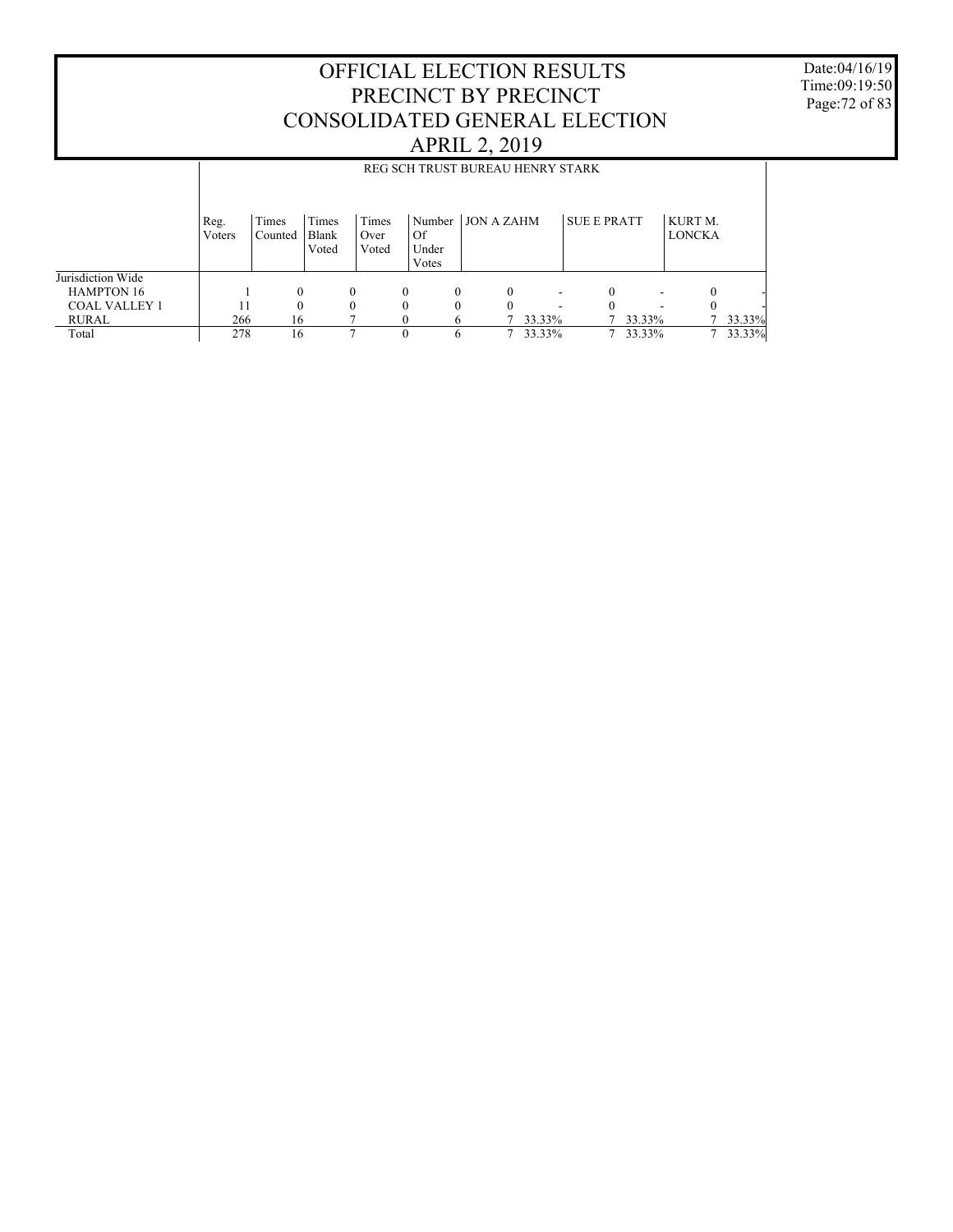# OFFICIAL ELECTION RESULTS
# PRECINCT BY PRECINCT
# CONSOLIDATED GENERAL ELECTION
# APRIL 2, 2019

Date:04/16/19
Time:09:19:50

REG SCH TRUST BUREAU HENRY STARK

| | Reg. Voters | Times Counted | Times Blank Voted | Times Over Voted | Number Of Under Votes | JON A ZAHM | | SUE E PRATT | | KURT M. LONCKA | |
|---|---|---|---|---|---|---|---|---|---|---|---|
| Jurisdiction Wide | | | | | | | | | | | |
| HAMPTON 16 | 1 | 0 | 0 | 0 | 0 | 0 | - | 0 | - | 0 | - |
| COAL VALLEY 1 | 11 | 0 | 0 | 0 | 0 | 0 | - | 0 | - | 0 | - |
| RURAL | 266 | 16 | 7 | 0 | 6 | 7 | 33.33% | 7 | 33.33% | 7 | 33.33% |
| Total | 278 | 16 | 7 | 0 | 6 | 7 | 33.33% | 7 | 33.33% | 7 | 33.33% |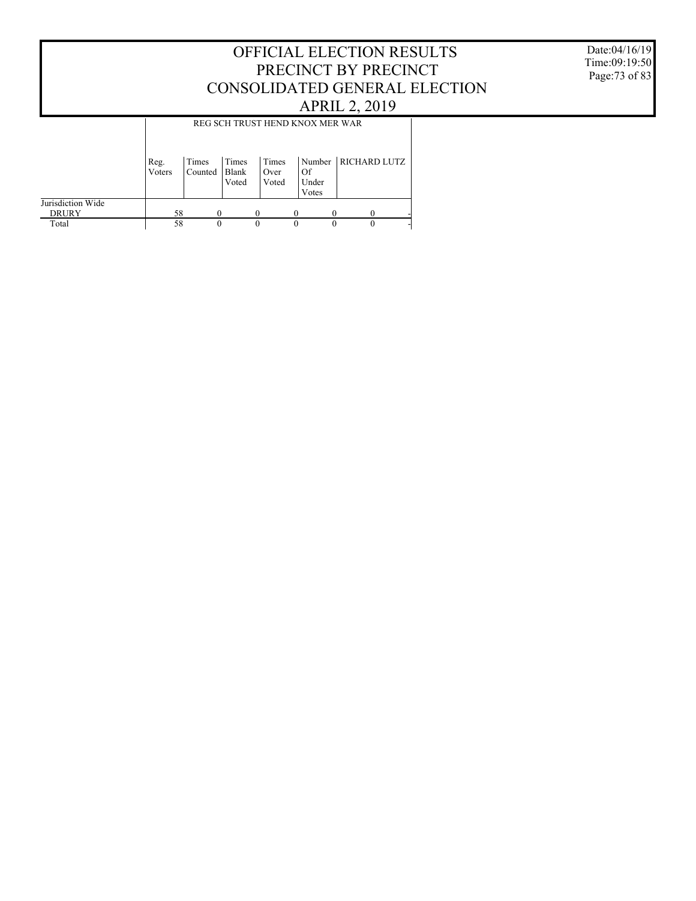# OFFICIAL ELECTION RESULTS
# PRECINCT BY PRECINCT
# CONSOLIDATED GENERAL ELECTION
# APRIL 2, 2019

Date:04/16/19
Time:09:19:50

| | REG SCH TRUST HEND KNOX MER WAR | | | | | | |
|---|---|---|---|---|---|---|---|
| | Reg. Voters | Times Counted | Times Blank Voted | Times Over Voted | Number Of Under Votes | RICHARD LUTZ | |
| Jurisdiction Wide | | | | | | | |
| DRURY | 58 | 0 | 0 | 0 | 0 | 0 | - |
| Total | 58 | 0 | 0 | 0 | 0 | 0 | - |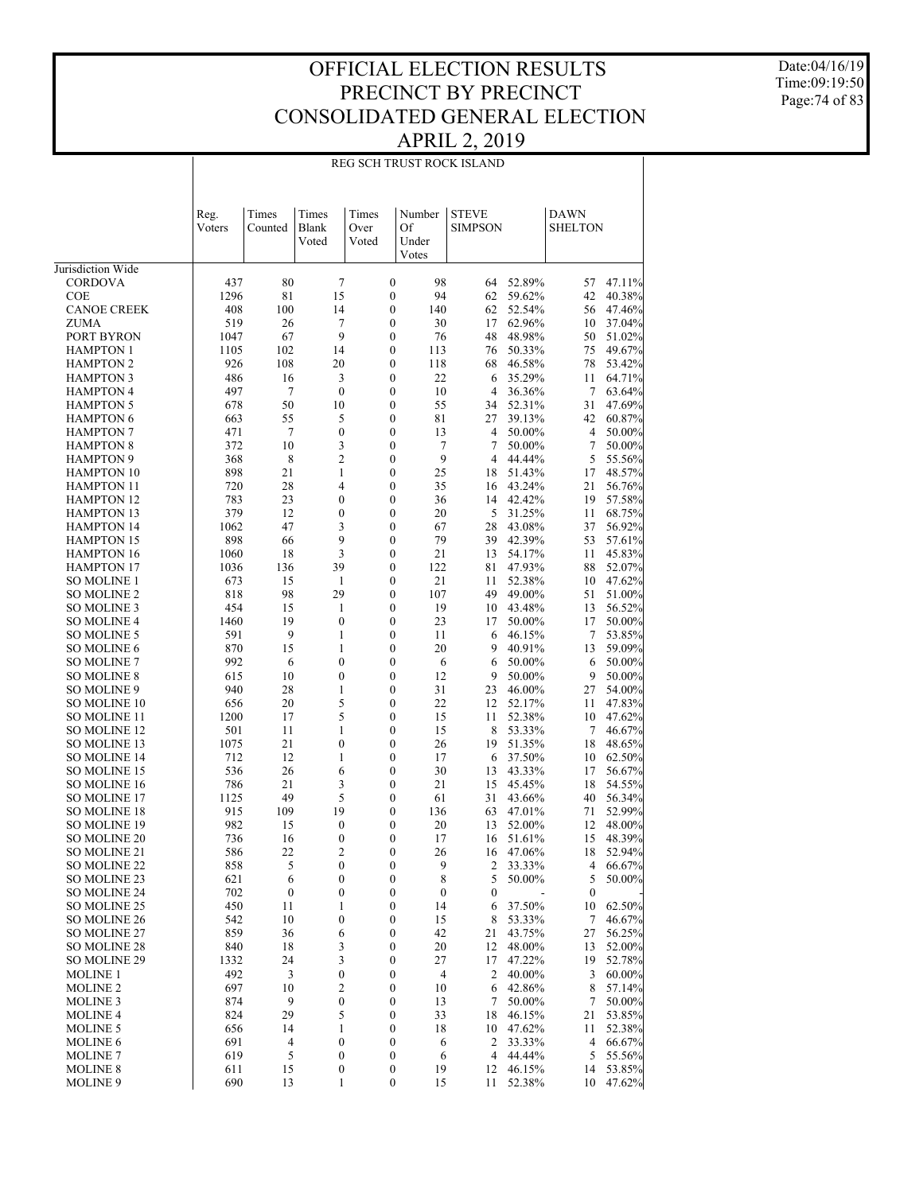# OFFICIAL ELECTION RESULTS
# PRECINCT BY PRECINCT
# CONSOLIDATED GENERAL ELECTION
# APRIL 2, 2019

Date:04/16/19
Time:09:19:50

## REG SCH TRUST ROCK ISLAND

| | Reg. Voters | Times Counted | Times Blank Voted | Times Over Voted | Number Of Under Votes | STEVE SIMPSON | | DAWN SHELTON | |
|---|---|---|---|---|---|---|---|---|---|
| Jurisdiction Wide | | | | | | | | | |
| CORDOVA | 437 | 80 | 7 | 0 | 98 | 64 | 52.89% | 57 | 47.11% |
| COE | 1296 | 81 | 15 | 0 | 94 | 62 | 59.62% | 42 | 40.38% |
| CANOE CREEK | 408 | 100 | 14 | 0 | 140 | 62 | 52.54% | 56 | 47.46% |
| ZUMA | 519 | 26 | 7 | 0 | 30 | 17 | 62.96% | 10 | 37.04% |
| PORT BYRON | 1047 | 67 | 9 | 0 | 76 | 48 | 48.98% | 50 | 51.02% |
| HAMPTON 1 | 1105 | 102 | 14 | 0 | 113 | 76 | 50.33% | 75 | 49.67% |
| HAMPTON 2 | 926 | 108 | 20 | 0 | 118 | 68 | 46.58% | 78 | 53.42% |
| HAMPTON 3 | 486 | 16 | 3 | 0 | 22 | 6 | 35.29% | 11 | 64.71% |
| HAMPTON 4 | 497 | 7 | 0 | 0 | 10 | 4 | 36.36% | 7 | 63.64% |
| HAMPTON 5 | 678 | 50 | 10 | 0 | 55 | 34 | 52.31% | 31 | 47.69% |
| HAMPTON 6 | 663 | 55 | 5 | 0 | 81 | 27 | 39.13% | 42 | 60.87% |
| HAMPTON 7 | 471 | 7 | 0 | 0 | 13 | 4 | 50.00% | 4 | 50.00% |
| HAMPTON 8 | 372 | 10 | 3 | 0 | 7 | 7 | 50.00% | 7 | 50.00% |
| HAMPTON 9 | 368 | 8 | 2 | 0 | 9 | 4 | 44.44% | 5 | 55.56% |
| HAMPTON 10 | 898 | 21 | 1 | 0 | 25 | 18 | 51.43% | 17 | 48.57% |
| HAMPTON 11 | 720 | 28 | 4 | 0 | 35 | 16 | 43.24% | 21 | 56.76% |
| HAMPTON 12 | 783 | 23 | 0 | 0 | 36 | 14 | 42.42% | 19 | 57.58% |
| HAMPTON 13 | 379 | 12 | 0 | 0 | 20 | 5 | 31.25% | 11 | 68.75% |
| HAMPTON 14 | 1062 | 47 | 3 | 0 | 67 | 28 | 43.08% | 37 | 56.92% |
| HAMPTON 15 | 898 | 66 | 9 | 0 | 79 | 39 | 42.39% | 53 | 57.61% |
| HAMPTON 16 | 1060 | 18 | 3 | 0 | 21 | 13 | 54.17% | 11 | 45.83% |
| HAMPTON 17 | 1036 | 136 | 39 | 0 | 122 | 81 | 47.93% | 88 | 52.07% |
| SO MOLINE 1 | 673 | 15 | 1 | 0 | 21 | 11 | 52.38% | 10 | 47.62% |
| SO MOLINE 2 | 818 | 98 | 29 | 0 | 107 | 49 | 49.00% | 51 | 51.00% |
| SO MOLINE 3 | 454 | 15 | 1 | 0 | 19 | 10 | 43.48% | 13 | 56.52% |
| SO MOLINE 4 | 1460 | 19 | 0 | 0 | 23 | 17 | 50.00% | 17 | 50.00% |
| SO MOLINE 5 | 591 | 9 | 1 | 0 | 11 | 6 | 46.15% | 7 | 53.85% |
| SO MOLINE 6 | 870 | 15 | 1 | 0 | 20 | 9 | 40.91% | 13 | 59.09% |
| SO MOLINE 7 | 992 | 6 | 0 | 0 | 6 | 6 | 50.00% | 6 | 50.00% |
| SO MOLINE 8 | 615 | 10 | 0 | 0 | 12 | 9 | 50.00% | 9 | 50.00% |
| SO MOLINE 9 | 940 | 28 | 1 | 0 | 31 | 23 | 46.00% | 27 | 54.00% |
| SO MOLINE 10 | 656 | 20 | 5 | 0 | 22 | 12 | 52.17% | 11 | 47.83% |
| SO MOLINE 11 | 1200 | 17 | 5 | 0 | 15 | 11 | 52.38% | 10 | 47.62% |
| SO MOLINE 12 | 501 | 11 | 1 | 0 | 15 | 8 | 53.33% | 7 | 46.67% |
| SO MOLINE 13 | 1075 | 21 | 0 | 0 | 26 | 19 | 51.35% | 18 | 48.65% |
| SO MOLINE 14 | 712 | 12 | 1 | 0 | 17 | 6 | 37.50% | 10 | 62.50% |
| SO MOLINE 15 | 536 | 26 | 6 | 0 | 30 | 13 | 43.33% | 17 | 56.67% |
| SO MOLINE 16 | 786 | 21 | 3 | 0 | 21 | 15 | 45.45% | 18 | 54.55% |
| SO MOLINE 17 | 1125 | 49 | 5 | 0 | 61 | 31 | 43.66% | 40 | 56.34% |
| SO MOLINE 18 | 915 | 109 | 19 | 0 | 136 | 63 | 47.01% | 71 | 52.99% |
| SO MOLINE 19 | 982 | 15 | 0 | 0 | 20 | 13 | 52.00% | 12 | 48.00% |
| SO MOLINE 20 | 736 | 16 | 0 | 0 | 17 | 16 | 51.61% | 15 | 48.39% |
| SO MOLINE 21 | 586 | 22 | 2 | 0 | 26 | 16 | 47.06% | 18 | 52.94% |
| SO MOLINE 22 | 858 | 5 | 0 | 0 | 9 | 2 | 33.33% | 4 | 66.67% |
| SO MOLINE 23 | 621 | 6 | 0 | 0 | 8 | 5 | 50.00% | 5 | 50.00% |
| SO MOLINE 24 | 702 | 0 | 0 | 0 | 0 | 0 | - | 0 | - |
| SO MOLINE 25 | 450 | 11 | 1 | 0 | 14 | 6 | 37.50% | 10 | 62.50% |
| SO MOLINE 26 | 542 | 10 | 0 | 0 | 15 | 8 | 53.33% | 7 | 46.67% |
| SO MOLINE 27 | 859 | 36 | 6 | 0 | 42 | 21 | 43.75% | 27 | 56.25% |
| SO MOLINE 28 | 840 | 18 | 3 | 0 | 20 | 12 | 48.00% | 13 | 52.00% |
| SO MOLINE 29 | 1332 | 24 | 3 | 0 | 27 | 17 | 47.22% | 19 | 52.78% |
| MOLINE 1 | 492 | 3 | 0 | 0 | 4 | 2 | 40.00% | 3 | 60.00% |
| MOLINE 2 | 697 | 10 | 2 | 0 | 10 | 6 | 42.86% | 8 | 57.14% |
| MOLINE 3 | 874 | 9 | 0 | 0 | 13 | 7 | 50.00% | 7 | 50.00% |
| MOLINE 4 | 824 | 29 | 5 | 0 | 33 | 18 | 46.15% | 21 | 53.85% |
| MOLINE 5 | 656 | 14 | 1 | 0 | 18 | 10 | 47.62% | 11 | 52.38% |
| MOLINE 6 | 691 | 4 | 0 | 0 | 6 | 2 | 33.33% | 4 | 66.67% |
| MOLINE 7 | 619 | 5 | 0 | 0 | 6 | 4 | 44.44% | 5 | 55.56% |
| MOLINE 8 | 611 | 15 | 0 | 0 | 19 | 12 | 46.15% | 14 | 53.85% |
| MOLINE 9 | 690 | 13 | 1 | 0 | 15 | 11 | 52.38% | 10 | 47.62% |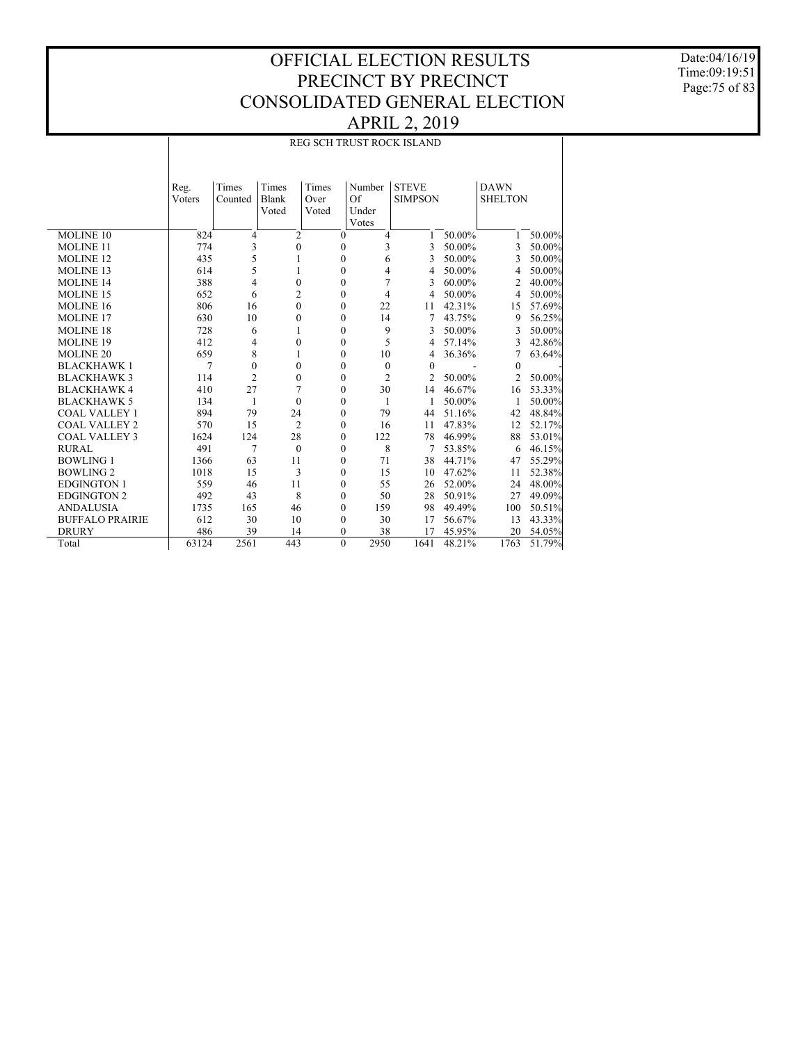# OFFICIAL ELECTION RESULTS
# PRECINCT BY PRECINCT
# CONSOLIDATED GENERAL ELECTION
# APRIL 2, 2019

Date:04/16/19
Time:09:19:51

## REG SCH TRUST ROCK ISLAND

| | Reg. Voters | Times Counted | Times Blank Voted | Times Over Voted | Number Of Under Votes | STEVE SIMPSON | | DAWN SHELTON | |
|---|---|---|---|---|---|---|---|---|---|
| MOLINE 10 | 824 | 4 | 2 | 0 | 4 | 1 | 50.00% | 1 | 50.00% |
| MOLINE 11 | 774 | 3 | 0 | 0 | 3 | 3 | 50.00% | 3 | 50.00% |
| MOLINE 12 | 435 | 5 | 1 | 0 | 6 | 3 | 50.00% | 3 | 50.00% |
| MOLINE 13 | 614 | 5 | 1 | 0 | 4 | 4 | 50.00% | 4 | 50.00% |
| MOLINE 14 | 388 | 4 | 0 | 0 | 7 | 3 | 60.00% | 2 | 40.00% |
| MOLINE 15 | 652 | 6 | 2 | 0 | 4 | 4 | 50.00% | 4 | 50.00% |
| MOLINE 16 | 806 | 16 | 0 | 0 | 22 | 11 | 42.31% | 15 | 57.69% |
| MOLINE 17 | 630 | 10 | 0 | 0 | 14 | 7 | 43.75% | 9 | 56.25% |
| MOLINE 18 | 728 | 6 | 1 | 0 | 9 | 3 | 50.00% | 3 | 50.00% |
| MOLINE 19 | 412 | 4 | 0 | 0 | 5 | 4 | 57.14% | 3 | 42.86% |
| MOLINE 20 | 659 | 8 | 1 | 0 | 10 | 4 | 36.36% | 7 | 63.64% |
| BLACKHAWK 1 | 7 | 0 | 0 | 0 | 0 | 0 | - | 0 | - |
| BLACKHAWK 3 | 114 | 2 | 0 | 0 | 2 | 2 | 50.00% | 2 | 50.00% |
| BLACKHAWK 4 | 410 | 27 | 7 | 0 | 30 | 14 | 46.67% | 16 | 53.33% |
| BLACKHAWK 5 | 134 | 1 | 0 | 0 | 1 | 1 | 50.00% | 1 | 50.00% |
| COAL VALLEY 1 | 894 | 79 | 24 | 0 | 79 | 44 | 51.16% | 42 | 48.84% |
| COAL VALLEY 2 | 570 | 15 | 2 | 0 | 16 | 11 | 47.83% | 12 | 52.17% |
| COAL VALLEY 3 | 1624 | 124 | 28 | 0 | 122 | 78 | 46.99% | 88 | 53.01% |
| RURAL | 491 | 7 | 0 | 0 | 8 | 7 | 53.85% | 6 | 46.15% |
| BOWLING 1 | 1366 | 63 | 11 | 0 | 71 | 38 | 44.71% | 47 | 55.29% |
| BOWLING 2 | 1018 | 15 | 3 | 0 | 15 | 10 | 47.62% | 11 | 52.38% |
| EDGINGTON 1 | 559 | 46 | 11 | 0 | 55 | 26 | 52.00% | 24 | 48.00% |
| EDGINGTON 2 | 492 | 43 | 8 | 0 | 50 | 28 | 50.91% | 27 | 49.09% |
| ANDALUSIA | 1735 | 165 | 46 | 0 | 159 | 98 | 49.49% | 100 | 50.51% |
| BUFFALO PRAIRIE | 612 | 30 | 10 | 0 | 30 | 17 | 56.67% | 13 | 43.33% |
| DRURY | 486 | 39 | 14 | 0 | 38 | 17 | 45.95% | 20 | 54.05% |
| Total | 63124 | 2561 | 443 | 0 | 2950 | 1641 | 48.21% | 1763 | 51.79% |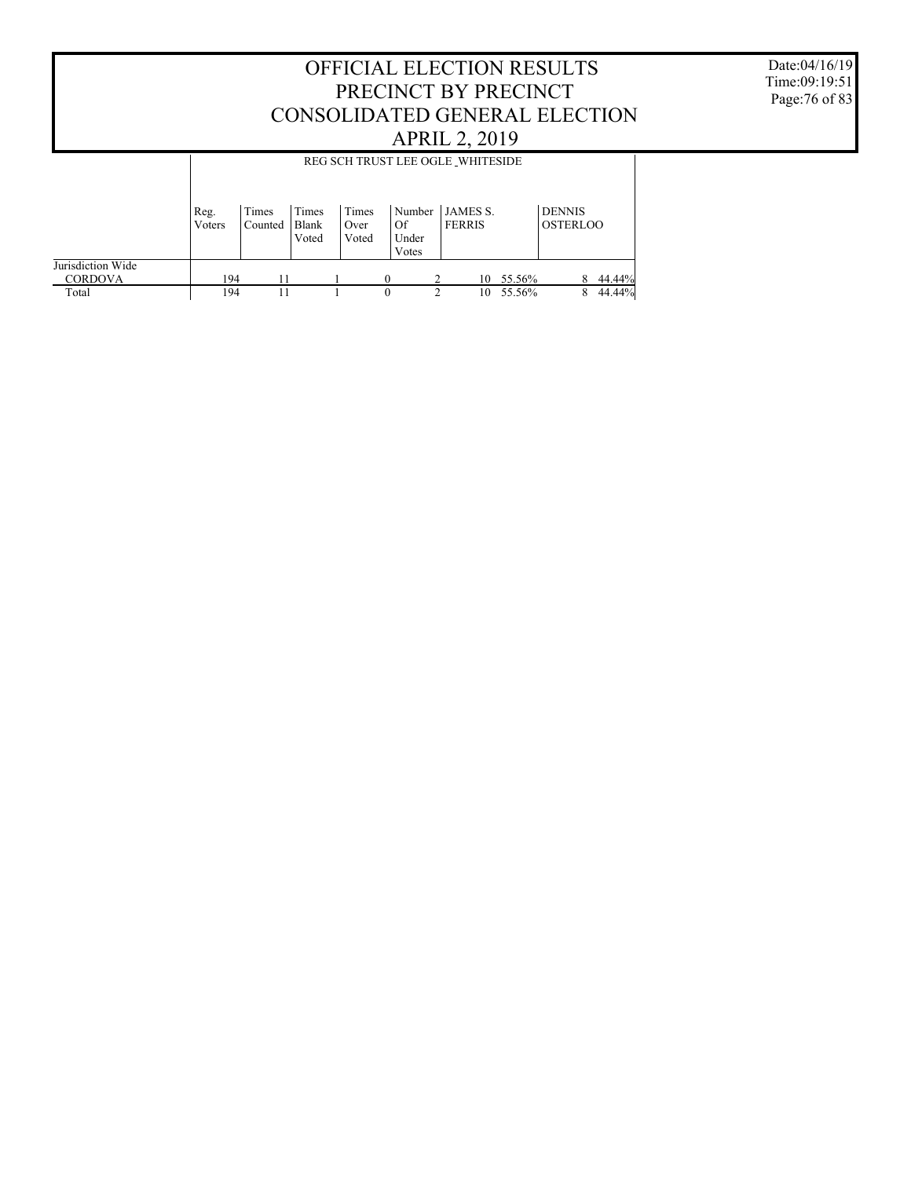# OFFICIAL ELECTION RESULTS
# PRECINCT BY PRECINCT
# CONSOLIDATED GENERAL ELECTION
# APRIL 2, 2019

Date:04/16/19
Time:09:19:51

REG SCH TRUST LEE OGLE _WHITESIDE

| | Reg. Voters | Times Counted | Times Blank Voted | Times Over Voted | Number Of Under Votes | JAMES S. FERRIS | | DENNIS OSTERLOO | |
|---|---|---|---|---|---|---|---|---|---|
| Jurisdiction Wide | | | | | | | | | |
| CORDOVA | 194 | 11 | 1 | 0 | 2 | 10 | 55.56% | 8 | 44.44% |
| Total | 194 | 11 | 1 | 0 | 2 | 10 | 55.56% | 8 | 44.44% |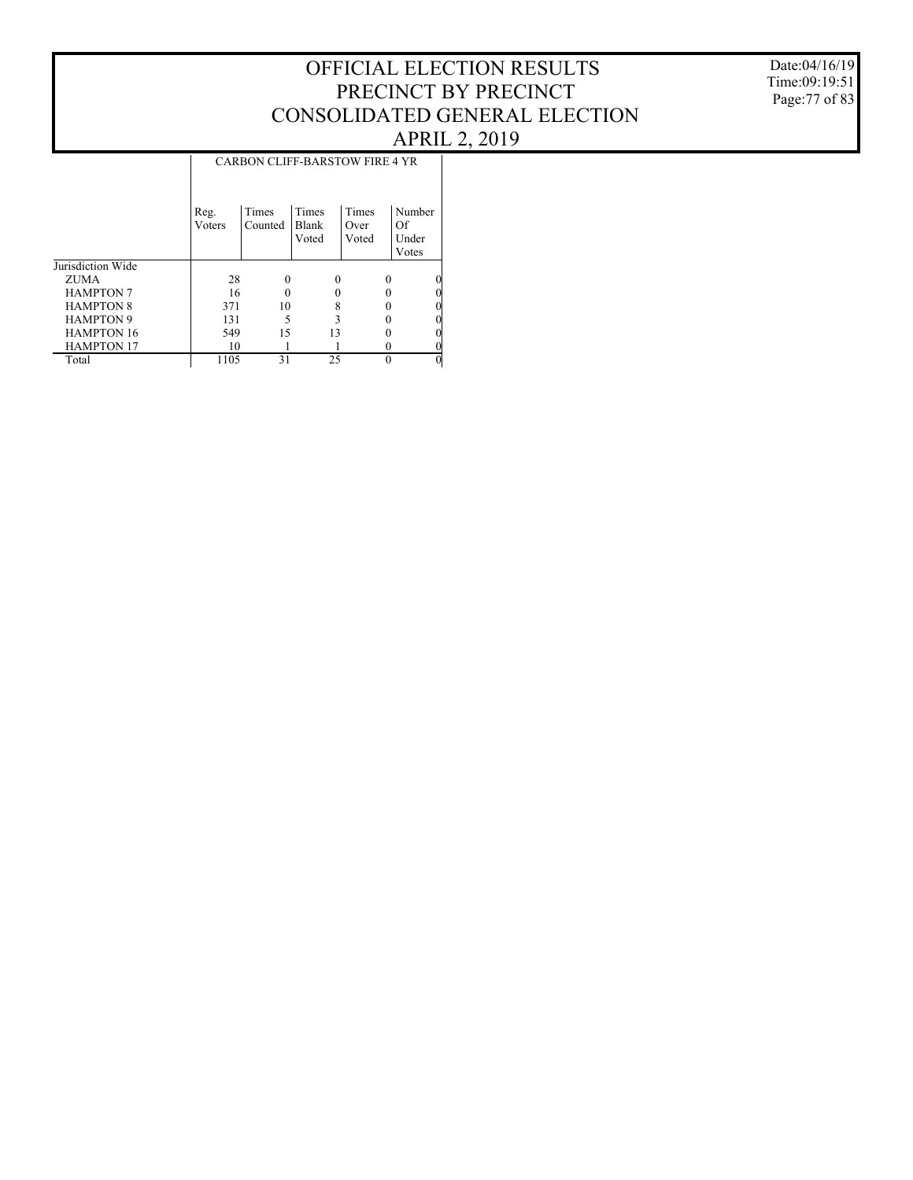# OFFICIAL ELECTION RESULTS
# PRECINCT BY PRECINCT
# CONSOLIDATED GENERAL ELECTION
# APRIL 2, 2019

Date:04/16/19
Time:09:19:51

| | CARBON CLIFF-BARSTOW FIRE 4 YR | | | | |
|---|---|---|---|---|---|
| | Reg. Voters | Times Counted | Times Blank Voted | Times Over Voted | Number Of Under Votes |
| Jurisdiction Wide | | | | | |
| ZUMA | 28 | 0 | 0 | 0 | 0 |
| HAMPTON 7 | 16 | 0 | 0 | 0 | 0 |
| HAMPTON 8 | 371 | 10 | 8 | 0 | 0 |
| HAMPTON 9 | 131 | 5 | 3 | 0 | 0 |
| HAMPTON 16 | 549 | 15 | 13 | 0 | 0 |
| HAMPTON 17 | 10 | 1 | 1 | 0 | 0 |
| Total | 1105 | 31 | 25 | 0 | 0 |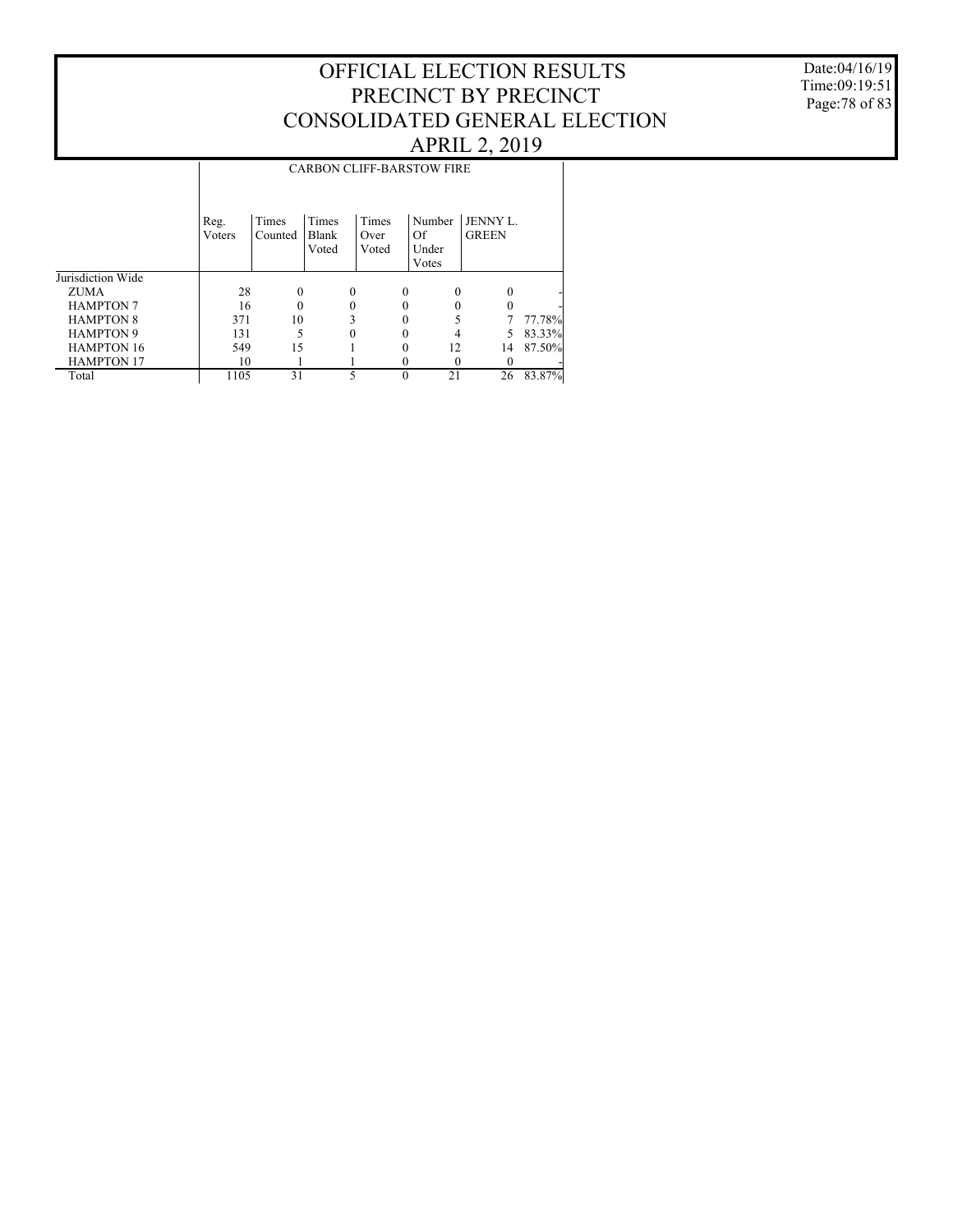# OFFICIAL ELECTION RESULTS
# PRECINCT BY PRECINCT
# CONSOLIDATED GENERAL ELECTION
# APRIL 2, 2019

Date:04/16/19
Time:09:19:51

| | CARBON CLIFF-BARSTOW FIRE | | | | | | |
|---|---|---|---|---|---|---|---|
| | Reg. Voters | Times Counted | Times Blank Voted | Times Over Voted | Number Of Under Votes | JENNY L. GREEN | |
| Jurisdiction Wide | | | | | | | |
| ZUMA | 28 | 0 | 0 | 0 | 0 | 0 | - |
| HAMPTON 7 | 16 | 0 | 0 | 0 | 0 | 0 | - |
| HAMPTON 8 | 371 | 10 | 3 | 0 | 5 | 7 | 77.78% |
| HAMPTON 9 | 131 | 5 | 0 | 0 | 4 | 5 | 83.33% |
| HAMPTON 16 | 549 | 15 | 1 | 0 | 12 | 14 | 87.50% |
| HAMPTON 17 | 10 | 1 | 1 | 0 | 0 | 0 | - |
| Total | 1105 | 31 | 5 | 0 | 21 | 26 | 83.87% |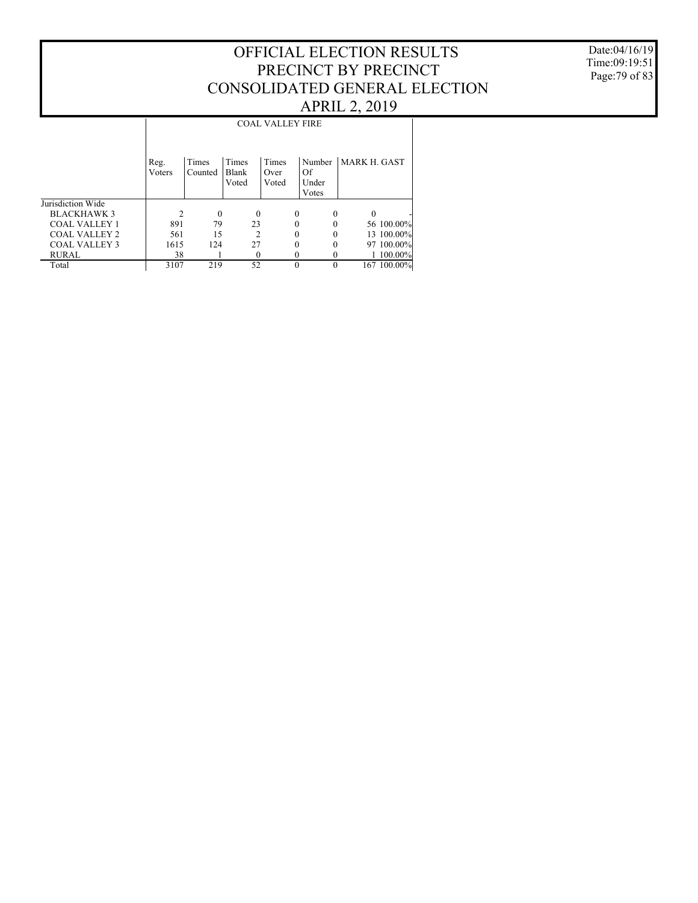# OFFICIAL ELECTION RESULTS
# PRECINCT BY PRECINCT
# CONSOLIDATED GENERAL ELECTION
# APRIL 2, 2019

Date:04/16/19
Time:09:19:51

| | COAL VALLEY FIRE | | | | | | |
|---|---|---|---|---|---|---|---|
| | Reg. Voters | Times Counted | Times Blank Voted | Times Over Voted | Number Of Under Votes | MARK H. GAST | |
| Jurisdiction Wide | | | | | | | |
| BLACKHAWK 3 | 2 | 0 | 0 | 0 | 0 | 0 | - |
| COAL VALLEY 1 | 891 | 79 | 23 | 0 | 0 | 56 | 100.00% |
| COAL VALLEY 2 | 561 | 15 | 2 | 0 | 0 | 13 | 100.00% |
| COAL VALLEY 3 | 1615 | 124 | 27 | 0 | 0 | 97 | 100.00% |
| RURAL | 38 | 1 | 0 | 0 | 0 | 1 | 100.00% |
| Total | 3107 | 219 | 52 | 0 | 0 | 167 | 100.00% |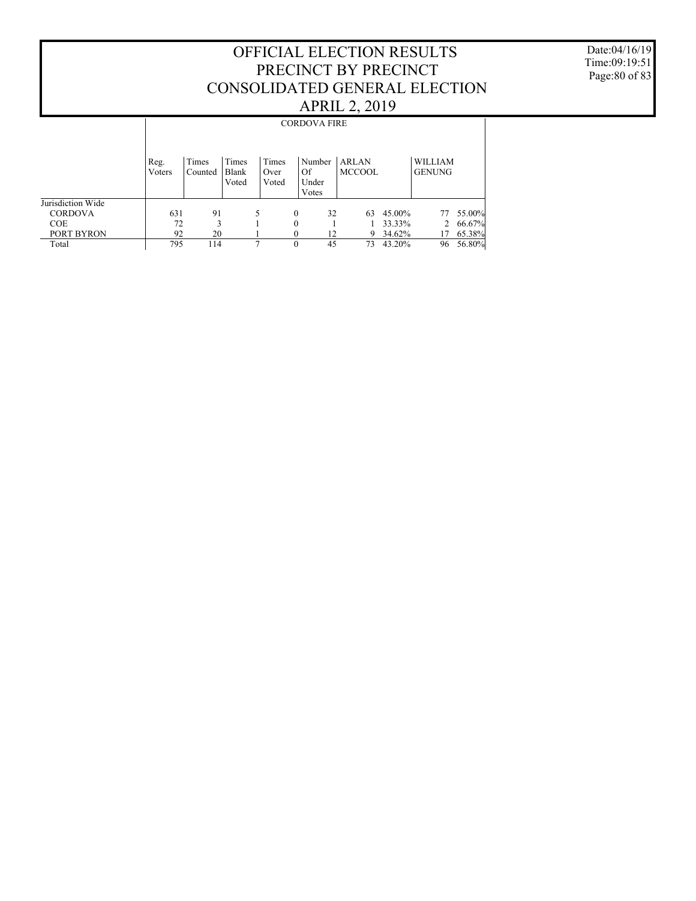# OFFICIAL ELECTION RESULTS
## PRECINCT BY PRECINCT
## CONSOLIDATED GENERAL ELECTION
## APRIL 2, 2019

Date:04/16/19
Time:09:19:51

| | CORDOVA FIRE | | | | | | | | |
|---|---|---|---|---|---|---|---|---|---|
| | Reg. Voters | Times Counted | Times Blank Voted | Times Over Voted | Number Of Under Votes | ARLAN MCCOOL | | WILLIAM GENUNG | |
| Jurisdiction Wide | | | | | | | | | |
| CORDOVA | 631 | 91 | 5 | 0 | 32 | 63 | 45.00% | 77 | 55.00% |
| COE | 72 | 3 | 1 | 0 | 1 | 1 | 33.33% | 2 | 66.67% |
| PORT BYRON | 92 | 20 | 1 | 0 | 12 | 9 | 34.62% | 17 | 65.38% |
| Total | 795 | 114 | 7 | 0 | 45 | 73 | 43.20% | 96 | 56.80% |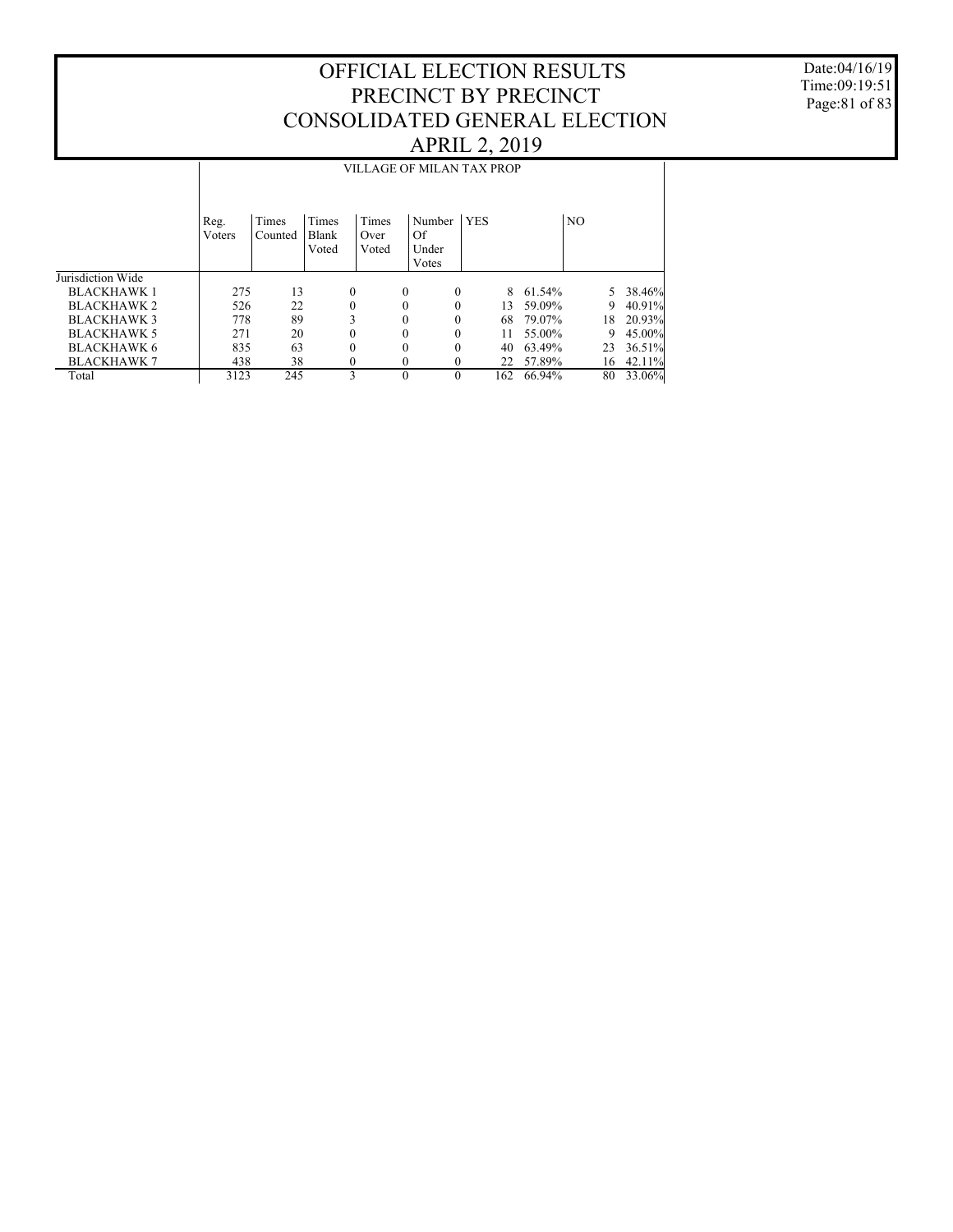# OFFICIAL ELECTION RESULTS
# PRECINCT BY PRECINCT
# CONSOLIDATED GENERAL ELECTION
# APRIL 2, 2019

Date:04/16/19
Time:09:19:51

## VILLAGE OF MILAN TAX PROP

| | Reg. Voters | Times Counted | Times Blank Voted | Times Over Voted | Number Of Under Votes | YES | | NO | |
|---|---|---|---|---|---|---|---|---|---|
| Jurisdiction Wide | | | | | | | | | |
| BLACKHAWK 1 | 275 | 13 | 0 | 0 | 0 | 8 | 61.54% | 5 | 38.46% |
| BLACKHAWK 2 | 526 | 22 | 0 | 0 | 0 | 13 | 59.09% | 9 | 40.91% |
| BLACKHAWK 3 | 778 | 89 | 3 | 0 | 0 | 68 | 79.07% | 18 | 20.93% |
| BLACKHAWK 5 | 271 | 20 | 0 | 0 | 0 | 11 | 55.00% | 9 | 45.00% |
| BLACKHAWK 6 | 835 | 63 | 0 | 0 | 0 | 40 | 63.49% | 23 | 36.51% |
| BLACKHAWK 7 | 438 | 38 | 0 | 0 | 0 | 22 | 57.89% | 16 | 42.11% |
| Total | 3123 | 245 | 3 | 0 | 0 | 162 | 66.94% | 80 | 33.06% |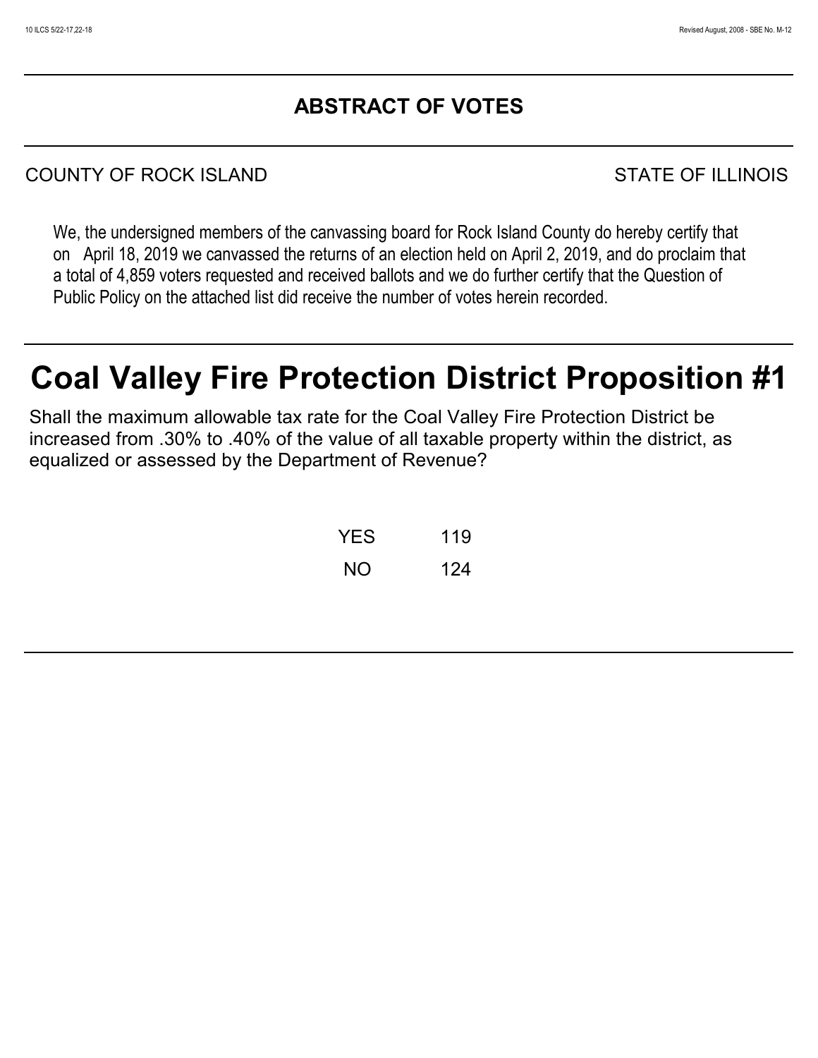## ABSTRACT OF VOTES

COUNTY OF ROCK ISLAND STATE OF ILLINOIS

We, the undersigned members of the canvassing board for Rock Island County do hereby certify that on April 18, 2019 we canvassed the returns of an election held on April 2, 2019, and do proclaim that a total of 4,859 voters requested and received ballots and we do further certify that the Question of Public Policy on the attached list did receive the number of votes herein recorded.

# Coal Valley Fire Protection District Proposition #1

Shall the maximum allowable tax rate for the Coal Valley Fire Protection District be increased from .30% to .40% of the value of all taxable property within the district, as equalized or assessed by the Department of Revenue?

| | |
|---|---|
| YES | 119 |
| NO | 124 |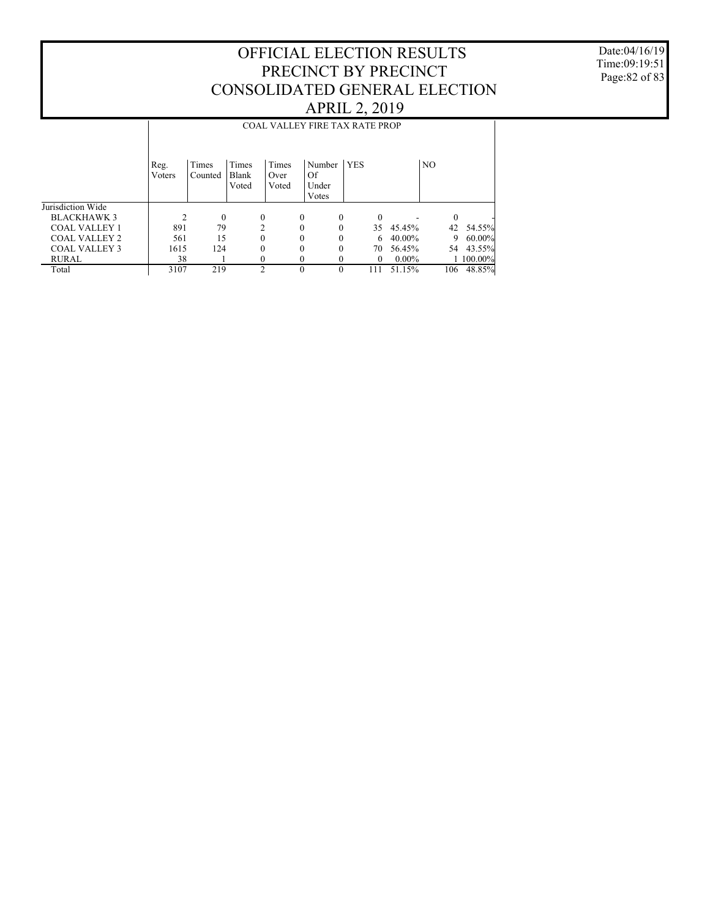# OFFICIAL ELECTION RESULTS
# PRECINCT BY PRECINCT
# CONSOLIDATED GENERAL ELECTION
# APRIL 2, 2019

| | COAL VALLEY FIRE TAX RATE PROP | | | | | | | | |
|---|---|---|---|---|---|---|---|---|---|
| | Reg. Voters | Times Counted | Times Blank Voted | Times Over Voted | Number Of Under Votes | YES | | NO | |
| Jurisdiction Wide | | | | | | | | | |
| BLACKHAWK 3 | 2 | 0 | 0 | 0 | 0 | 0 | - | 0 | - |
| COAL VALLEY 1 | 891 | 79 | 2 | 0 | 0 | 35 | 45.45% | 42 | 54.55% |
| COAL VALLEY 2 | 561 | 15 | 0 | 0 | 0 | 6 | 40.00% | 9 | 60.00% |
| COAL VALLEY 3 | 1615 | 124 | 0 | 0 | 0 | 70 | 56.45% | 54 | 43.55% |
| RURAL | 38 | 1 | 0 | 0 | 0 | 0 | 0.00% | 1 | 100.00% |
| Total | 3107 | 219 | 2 | 0 | 0 | 111 | 51.15% | 106 | 48.85% |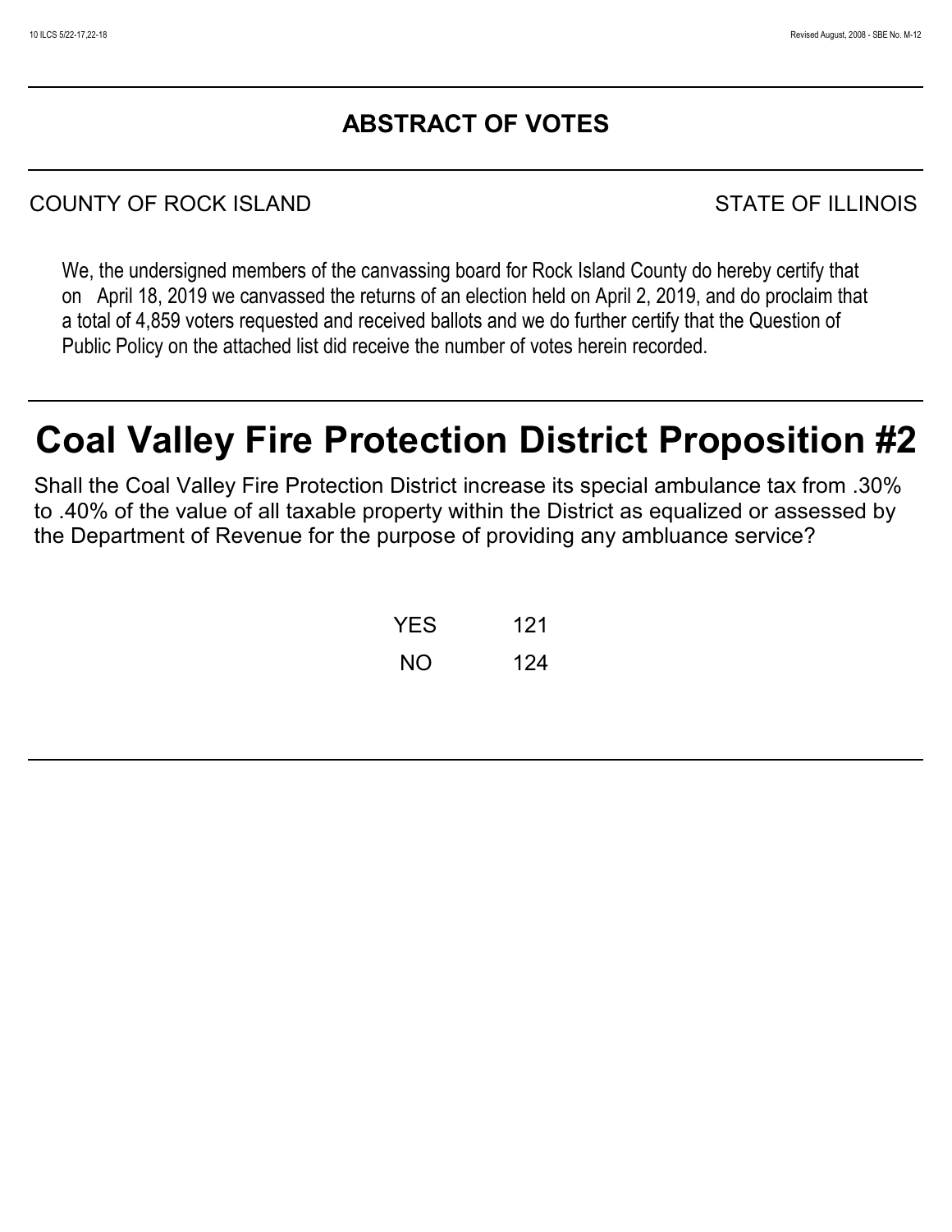## ABSTRACT OF VOTES

COUNTY OF ROCK ISLAND STATE OF ILLINOIS

We, the undersigned members of the canvassing board for Rock Island County do hereby certify that on April 18, 2019 we canvassed the returns of an election held on April 2, 2019, and do proclaim that a total of 4,859 voters requested and received ballots and we do further certify that the Question of Public Policy on the attached list did receive the number of votes herein recorded.

# Coal Valley Fire Protection District Proposition #2

Shall the Coal Valley Fire Protection District increase its special ambulance tax from .30% to .40% of the value of all taxable property within the District as equalized or assessed by the Department of Revenue for the purpose of providing any ambluance service?

| | |
|---|---|
| YES | 121 |
| NO | 124 |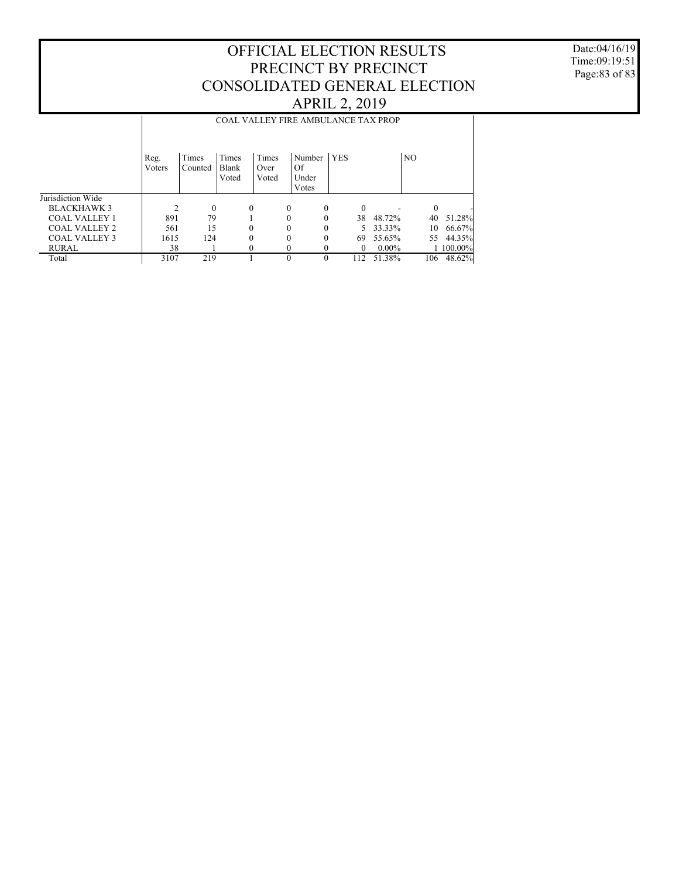# OFFICIAL ELECTION RESULTS
# PRECINCT BY PRECINCT
# CONSOLIDATED GENERAL ELECTION
# APRIL 2, 2019

## COAL VALLEY FIRE AMBULANCE TAX PROP

| | Reg. Voters | Times Counted | Times Blank Voted | Times Over Voted | Number Of Under Votes | YES | | NO | |
|---|---|---|---|---|---|---|---|---|---|
| Jurisdiction Wide | | | | | | | | | |
| BLACKHAWK 3 | 2 | 0 | 0 | 0 | 0 | 0 | - | 0 | - |
| COAL VALLEY 1 | 891 | 79 | 1 | 0 | 0 | 38 | 48.72% | 40 | 51.28% |
| COAL VALLEY 2 | 561 | 15 | 0 | 0 | 0 | 5 | 33.33% | 10 | 66.67% |
| COAL VALLEY 3 | 1615 | 124 | 0 | 0 | 0 | 69 | 55.65% | 55 | 44.35% |
| RURAL | 38 | 1 | 0 | 0 | 0 | 0 | 0.00% | 1 | 100.00% |
| Total | 3107 | 219 | 1 | 0 | 0 | 112 | 51.38% | 106 | 48.62% |